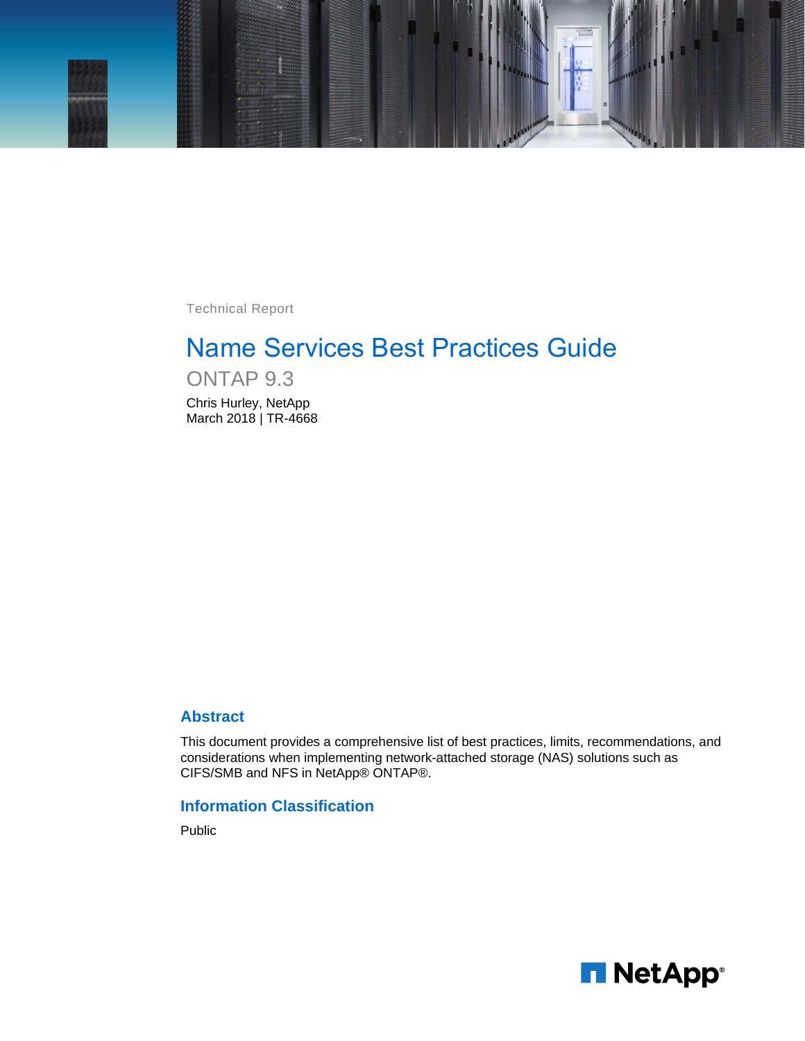Technical Report

# Name Services Best Practices Guide

## ONTAP 9.3

Chris Hurley, NetApp
March 2018 | TR-4668

### Abstract

This document provides a comprehensive list of best practices, limits, recommendations, and considerations when implementing network-attached storage (NAS) solutions such as CIFS/SMB and NFS in NetApp® ONTAP®.

### Information Classification

Public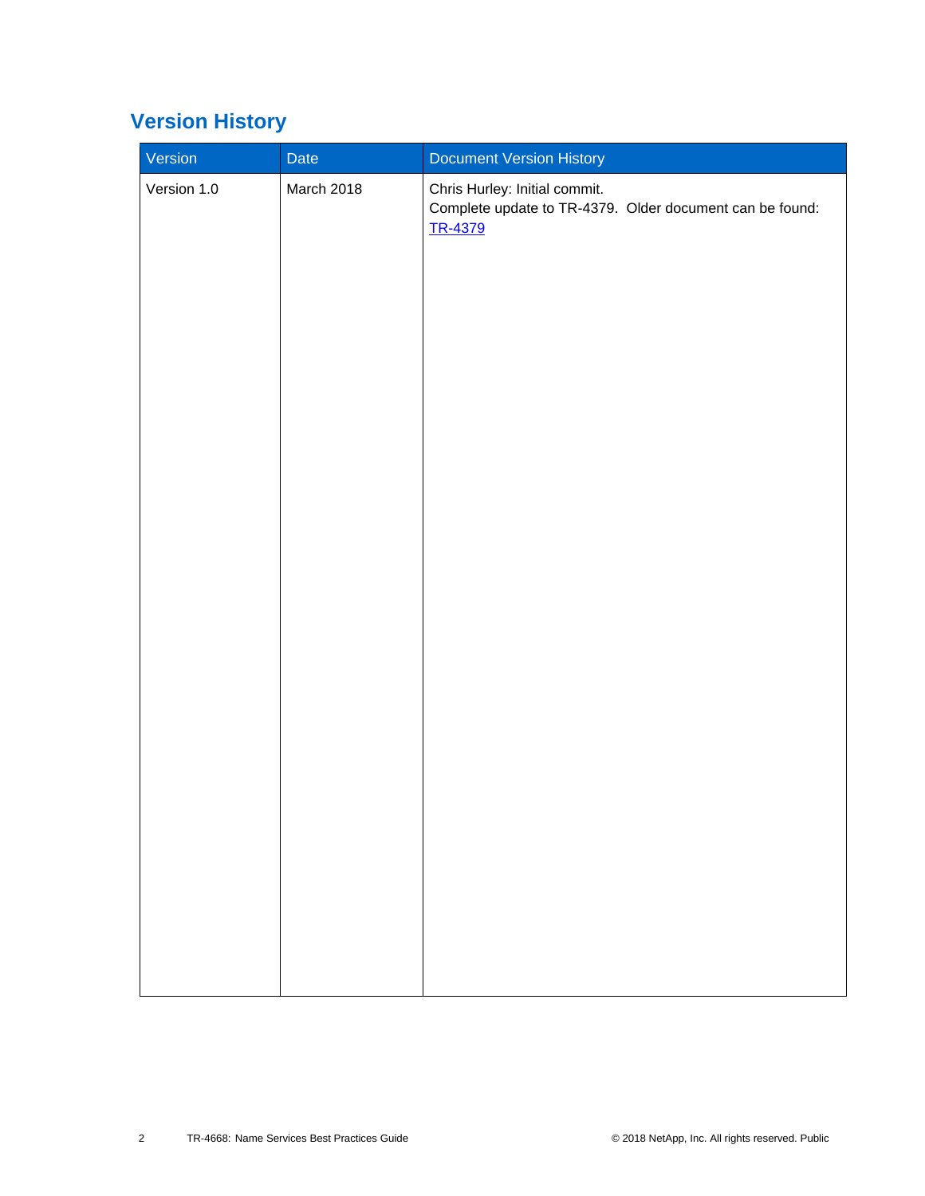# Version History

| Version | Date | Document Version History |
| --- | --- | --- |
| Version 1.0 | March 2018 | Chris Hurley: Initial commit.<br>Complete update to TR-4379. Older document can be found: [TR-4379] |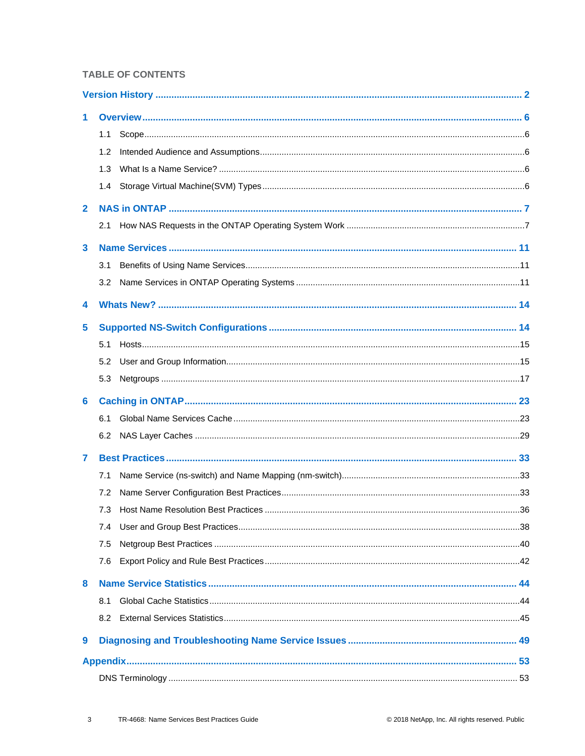## TABLE OF CONTENTS

**Version History** ........................................................................................................................ 2

**1 Overview** ..................................................................................................................................... 6

- 1.1 Scope ......................................................................................................................................... 6
- 1.2 Intended Audience and Assumptions ......................................................................................... 6
- 1.3 What Is a Name Service? ........................................................................................................... 6
- 1.4 Storage Virtual Machine(SVM) Types ......................................................................................... 6

**2 NAS in ONTAP** .............................................................................................................................. 7

- 2.1 How NAS Requests in the ONTAP Operating System Work ....................................................... 7

**3 Name Services** ............................................................................................................................ 11

- 3.1 Benefits of Using Name Services .............................................................................................. 11
- 3.2 Name Services in ONTAP Operating Systems .......................................................................... 11

**4 Whats New?** ................................................................................................................................ 14

**5 Supported NS-Switch Configurations** ..................................................................................... 14

- 5.1 Hosts ......................................................................................................................................... 15
- 5.2 User and Group Information ...................................................................................................... 15
- 5.3 Netgroups .................................................................................................................................. 17

**6 Caching in ONTAP** ...................................................................................................................... 23

- 6.1 Global Name Services Cache .................................................................................................... 23
- 6.2 NAS Layer Caches .................................................................................................................... 29

**7 Best Practices** ............................................................................................................................. 33

- 7.1 Name Service (ns-switch) and Name Mapping (nm-switch) ........................................................ 33
- 7.2 Name Server Configuration Best Practices ................................................................................ 33
- 7.3 Host Name Resolution Best Practices ........................................................................................ 36
- 7.4 User and Group Best Practices .................................................................................................. 38
- 7.5 Netgroup Best Practices ............................................................................................................ 40
- 7.6 Export Policy and Rule Best Practices ....................................................................................... 42

**8 Name Service Statistics** .............................................................................................................. 44

- 8.1 Global Cache Statistics ............................................................................................................. 44
- 8.2 External Services Statistics ....................................................................................................... 45

**9 Diagnosing and Troubleshooting Name Service Issues** ........................................................... 49

**Appendix** ........................................................................................................................................ 53

- DNS Terminology .......................................................................................................................... 53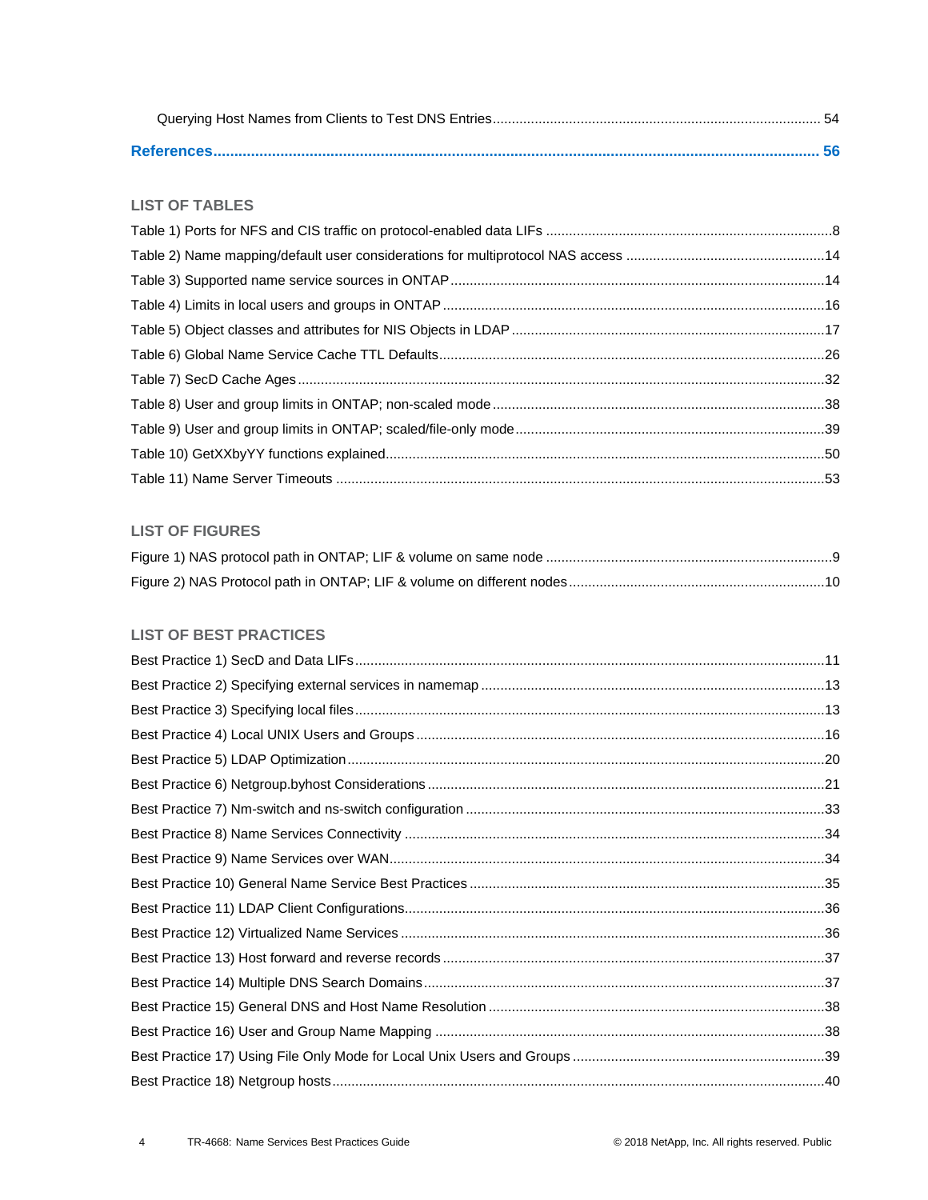Querying Host Names from Clients to Test DNS Entries ..... 54

**References ..... 56**

## LIST OF TABLES

Table 1) Ports for NFS and CIS traffic on protocol-enabled data LIFs ..... 8

Table 2) Name mapping/default user considerations for multiprotocol NAS access ..... 14

Table 3) Supported name service sources in ONTAP ..... 14

Table 4) Limits in local users and groups in ONTAP ..... 16

Table 5) Object classes and attributes for NIS Objects in LDAP ..... 17

Table 6) Global Name Service Cache TTL Defaults ..... 26

Table 7) SecD Cache Ages ..... 32

Table 8) User and group limits in ONTAP; non-scaled mode ..... 38

Table 9) User and group limits in ONTAP; scaled/file-only mode ..... 39

Table 10) GetXXbyYY functions explained ..... 50

Table 11) Name Server Timeouts ..... 53

## LIST OF FIGURES

Figure 1) NAS protocol path in ONTAP; LIF & volume on same node ..... 9

Figure 2) NAS Protocol path in ONTAP; LIF & volume on different nodes ..... 10

## LIST OF BEST PRACTICES

Best Practice 1) SecD and Data LIFs ..... 11

Best Practice 2) Specifying external services in namemap ..... 13

Best Practice 3) Specifying local files ..... 13

Best Practice 4) Local UNIX Users and Groups ..... 16

Best Practice 5) LDAP Optimization ..... 20

Best Practice 6) Netgroup.byhost Considerations ..... 21

Best Practice 7) Nm-switch and ns-switch configuration ..... 33

Best Practice 8) Name Services Connectivity ..... 34

Best Practice 9) Name Services over WAN ..... 34

Best Practice 10) General Name Service Best Practices ..... 35

Best Practice 11) LDAP Client Configurations ..... 36

Best Practice 12) Virtualized Name Services ..... 36

Best Practice 13) Host forward and reverse records ..... 37

Best Practice 14) Multiple DNS Search Domains ..... 37

Best Practice 15) General DNS and Host Name Resolution ..... 38

Best Practice 16) User and Group Name Mapping ..... 38

Best Practice 17) Using File Only Mode for Local Unix Users and Groups ..... 39

Best Practice 18) Netgroup hosts ..... 40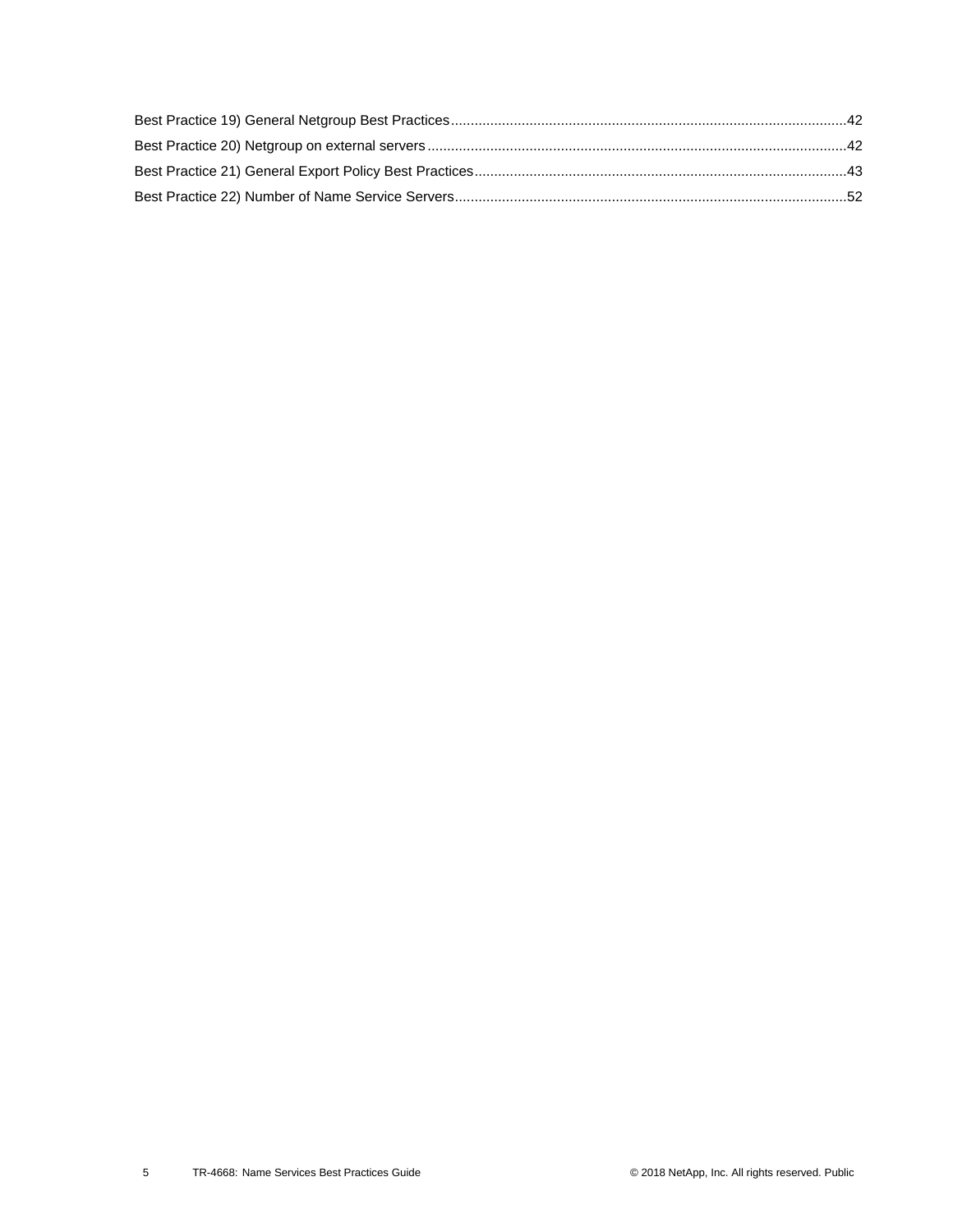Best Practice 19) General Netgroup Best Practices.....................................................................................................42

Best Practice 20) Netgroup on external servers...........................................................................................................42

Best Practice 21) General Export Policy Best Practices..............................................................................................43

Best Practice 22) Number of Name Service Servers....................................................................................................52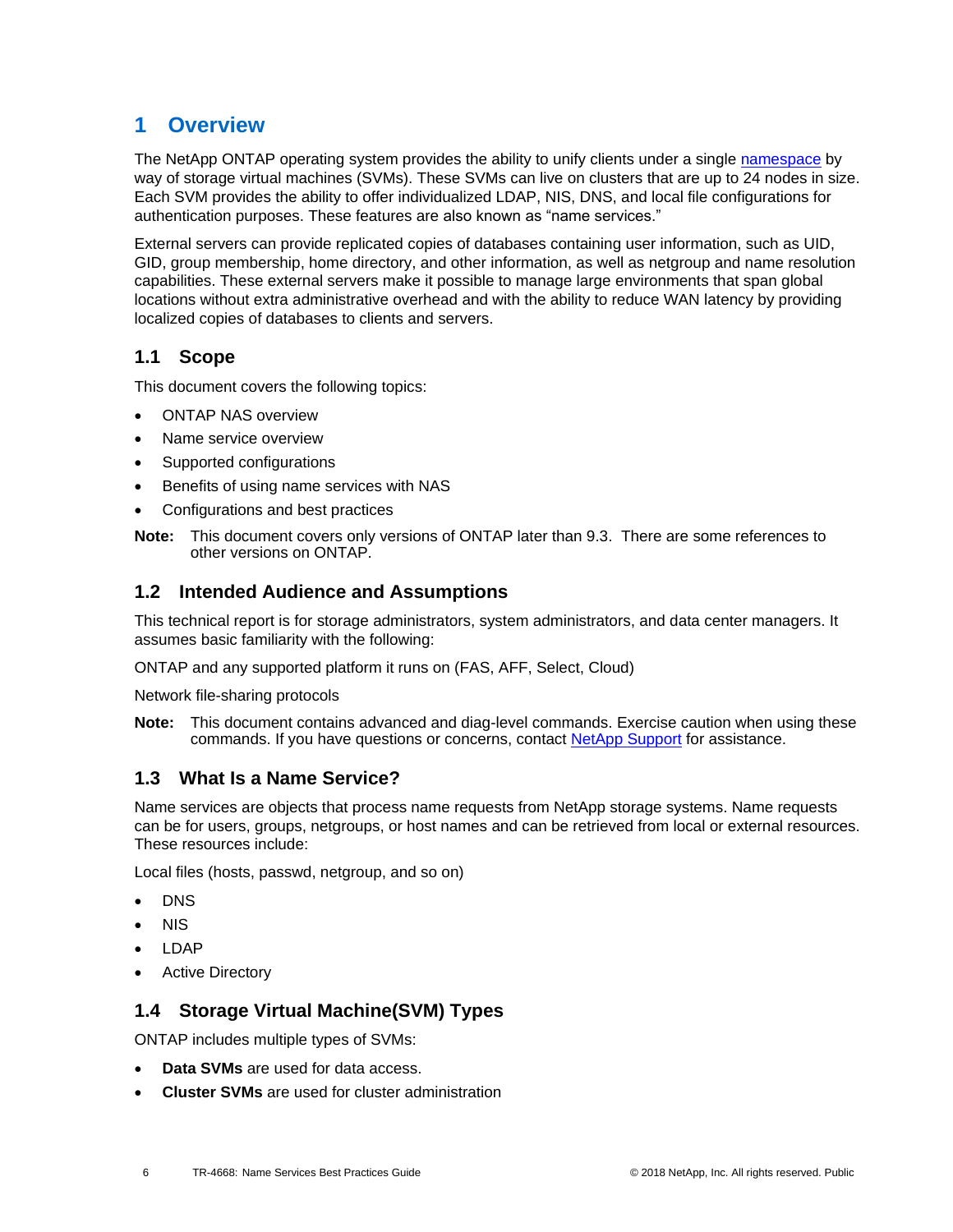# 1 Overview

The NetApp ONTAP operating system provides the ability to unify clients under a single namespace by way of storage virtual machines (SVMs). These SVMs can live on clusters that are up to 24 nodes in size. Each SVM provides the ability to offer individualized LDAP, NIS, DNS, and local file configurations for authentication purposes. These features are also known as "name services."

External servers can provide replicated copies of databases containing user information, such as UID, GID, group membership, home directory, and other information, as well as netgroup and name resolution capabilities. These external servers make it possible to manage large environments that span global locations without extra administrative overhead and with the ability to reduce WAN latency by providing localized copies of databases to clients and servers.

## 1.1 Scope

This document covers the following topics:

- ONTAP NAS overview
- Name service overview
- Supported configurations
- Benefits of using name services with NAS
- Configurations and best practices

**Note:** This document covers only versions of ONTAP later than 9.3. There are some references to other versions on ONTAP.

## 1.2 Intended Audience and Assumptions

This technical report is for storage administrators, system administrators, and data center managers. It assumes basic familiarity with the following:

ONTAP and any supported platform it runs on (FAS, AFF, Select, Cloud)

Network file-sharing protocols

**Note:** This document contains advanced and diag-level commands. Exercise caution when using these commands. If you have questions or concerns, contact NetApp Support for assistance.

## 1.3 What Is a Name Service?

Name services are objects that process name requests from NetApp storage systems. Name requests can be for users, groups, netgroups, or host names and can be retrieved from local or external resources. These resources include:

Local files (hosts, passwd, netgroup, and so on)

- DNS
- NIS
- LDAP
- Active Directory

## 1.4 Storage Virtual Machine(SVM) Types

ONTAP includes multiple types of SVMs:

- **Data SVMs** are used for data access.
- **Cluster SVMs** are used for cluster administration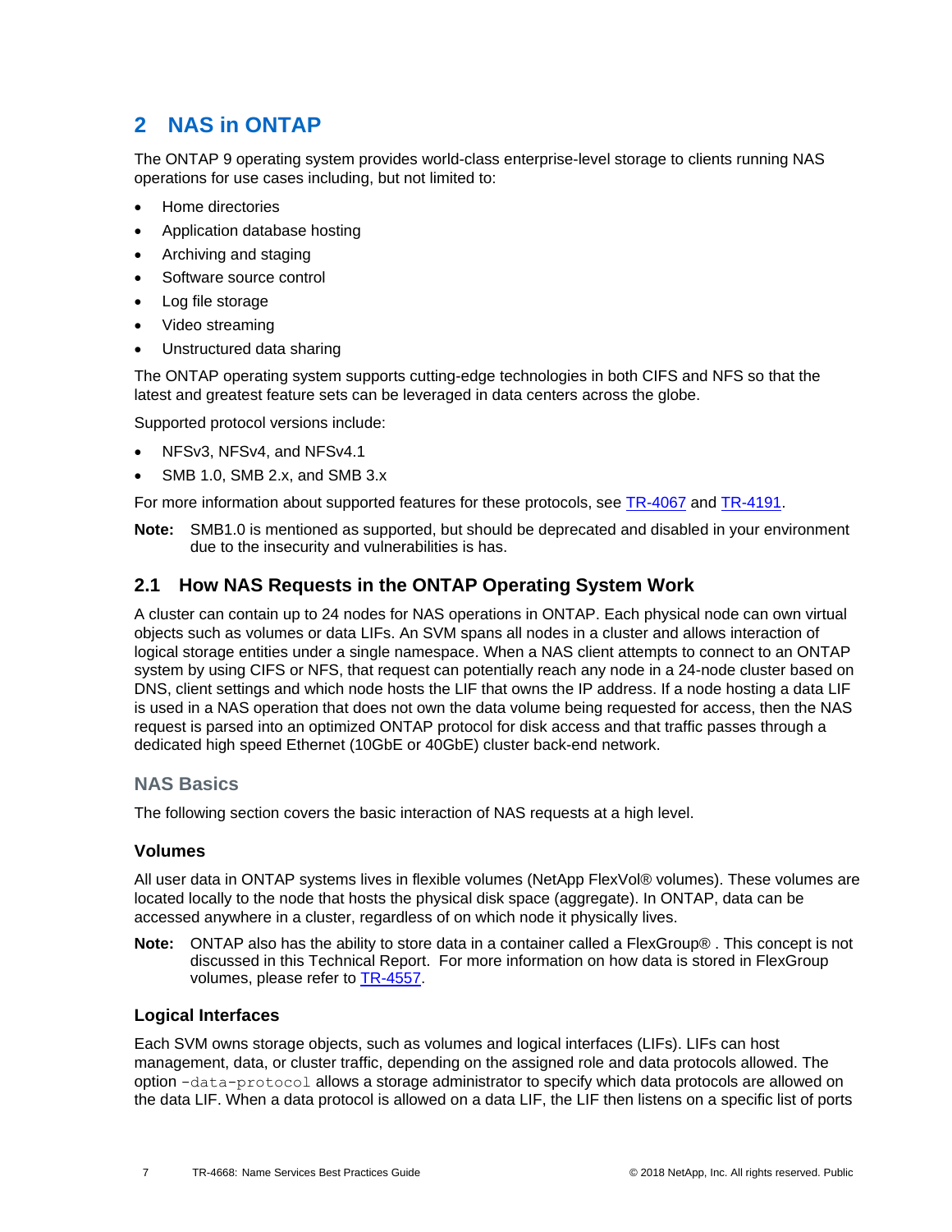# 2 NAS in ONTAP

The ONTAP 9 operating system provides world-class enterprise-level storage to clients running NAS operations for use cases including, but not limited to:

- Home directories
- Application database hosting
- Archiving and staging
- Software source control
- Log file storage
- Video streaming
- Unstructured data sharing

The ONTAP operating system supports cutting-edge technologies in both CIFS and NFS so that the latest and greatest feature sets can be leveraged in data centers across the globe.

Supported protocol versions include:

- NFSv3, NFSv4, and NFSv4.1
- SMB 1.0, SMB 2.x, and SMB 3.x

For more information about supported features for these protocols, see TR-4067 and TR-4191.

**Note:** SMB1.0 is mentioned as supported, but should be deprecated and disabled in your environment due to the insecurity and vulnerabilities is has.

## 2.1 How NAS Requests in the ONTAP Operating System Work

A cluster can contain up to 24 nodes for NAS operations in ONTAP. Each physical node can own virtual objects such as volumes or data LIFs. An SVM spans all nodes in a cluster and allows interaction of logical storage entities under a single namespace. When a NAS client attempts to connect to an ONTAP system by using CIFS or NFS, that request can potentially reach any node in a 24-node cluster based on DNS, client settings and which node hosts the LIF that owns the IP address. If a node hosting a data LIF is used in a NAS operation that does not own the data volume being requested for access, then the NAS request is parsed into an optimized ONTAP protocol for disk access and that traffic passes through a dedicated high speed Ethernet (10GbE or 40GbE) cluster back-end network.

### NAS Basics

The following section covers the basic interaction of NAS requests at a high level.

#### Volumes

All user data in ONTAP systems lives in flexible volumes (NetApp FlexVol® volumes). These volumes are located locally to the node that hosts the physical disk space (aggregate). In ONTAP, data can be accessed anywhere in a cluster, regardless of on which node it physically lives.

**Note:** ONTAP also has the ability to store data in a container called a FlexGroup® . This concept is not discussed in this Technical Report. For more information on how data is stored in FlexGroup volumes, please refer to TR-4557.

#### Logical Interfaces

Each SVM owns storage objects, such as volumes and logical interfaces (LIFs). LIFs can host management, data, or cluster traffic, depending on the assigned role and data protocols allowed. The option `-data-protocol` allows a storage administrator to specify which data protocols are allowed on the data LIF. When a data protocol is allowed on a data LIF, the LIF then listens on a specific list of ports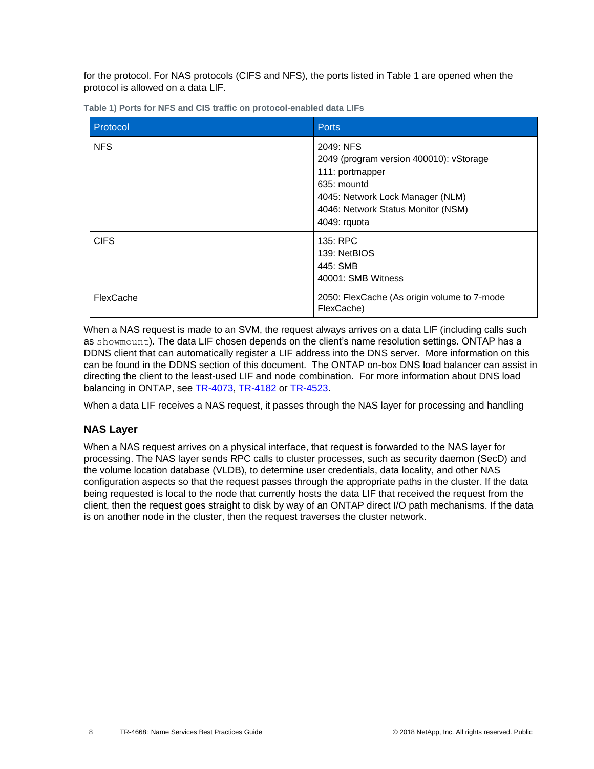for the protocol. For NAS protocols (CIFS and NFS), the ports listed in Table 1 are opened when the protocol is allowed on a data LIF.

**Table 1) Ports for NFS and CIS traffic on protocol-enabled data LIFs**

| Protocol | Ports |
| --- | --- |
| NFS | 2049: NFS<br>2049 (program version 400010): vStorage<br>111: portmapper<br>635: mountd<br>4045: Network Lock Manager (NLM)<br>4046: Network Status Monitor (NSM)<br>4049: rquota |
| CIFS | 135: RPC<br>139: NetBIOS<br>445: SMB<br>40001: SMB Witness |
| FlexCache | 2050: FlexCache (As origin volume to 7-mode FlexCache) |

When a NAS request is made to an SVM, the request always arrives on a data LIF (including calls such as `showmount`). The data LIF chosen depends on the client's name resolution settings. ONTAP has a DDNS client that can automatically register a LIF address into the DNS server. More information on this can be found in the DDNS section of this document. The ONTAP on-box DNS load balancer can assist in directing the client to the least-used LIF and node combination. For more information about DNS load balancing in ONTAP, see TR-4073, TR-4182 or TR-4523.

When a data LIF receives a NAS request, it passes through the NAS layer for processing and handling

### NAS Layer

When a NAS request arrives on a physical interface, that request is forwarded to the NAS layer for processing. The NAS layer sends RPC calls to cluster processes, such as security daemon (SecD) and the volume location database (VLDB), to determine user credentials, data locality, and other NAS configuration aspects so that the request passes through the appropriate paths in the cluster. If the data being requested is local to the node that currently hosts the data LIF that received the request from the client, then the request goes straight to disk by way of an ONTAP direct I/O path mechanisms. If the data is on another node in the cluster, then the request traverses the cluster network.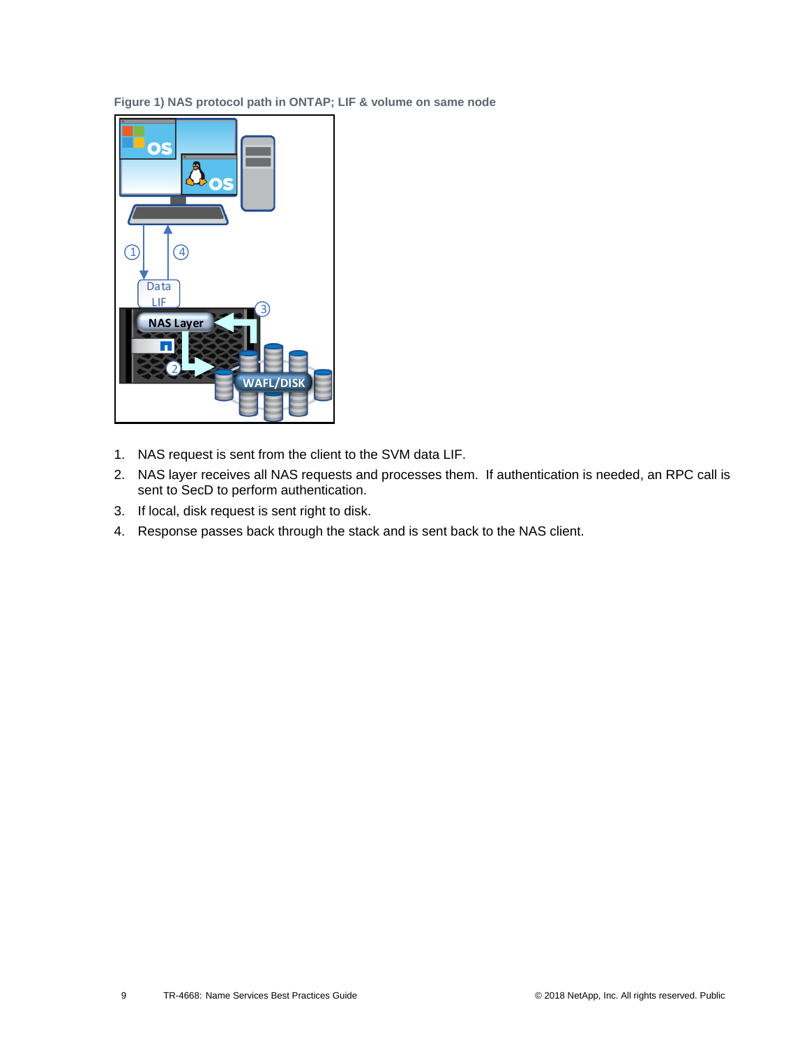Figure 1) NAS protocol path in ONTAP; LIF & volume on same node

1. NAS request is sent from the client to the SVM data LIF.
2. NAS layer receives all NAS requests and processes them. If authentication is needed, an RPC call is sent to SecD to perform authentication.
3. If local, disk request is sent right to disk.
4. Response passes back through the stack and is sent back to the NAS client.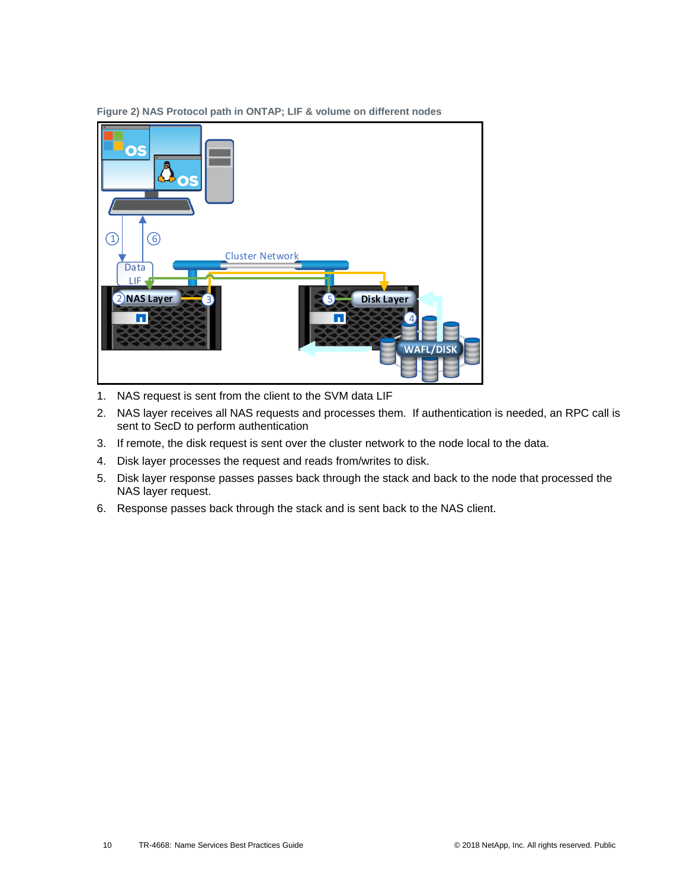Figure 2) NAS Protocol path in ONTAP; LIF & volume on different nodes

1. NAS request is sent from the client to the SVM data LIF
2. NAS layer receives all NAS requests and processes them. If authentication is needed, an RPC call is sent to SecD to perform authentication
3. If remote, the disk request is sent over the cluster network to the node local to the data.
4. Disk layer processes the request and reads from/writes to disk.
5. Disk layer response passes passes back through the stack and back to the node that processed the NAS layer request.
6. Response passes back through the stack and is sent back to the NAS client.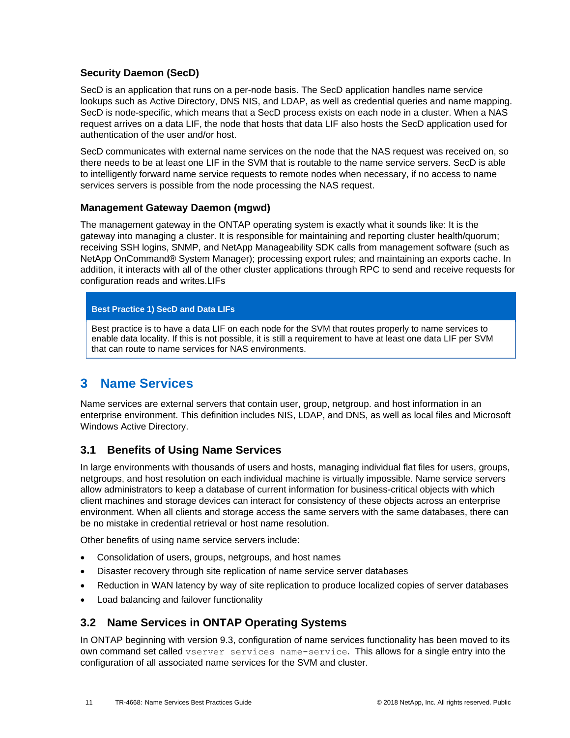### Security Daemon (SecD)

SecD is an application that runs on a per-node basis. The SecD application handles name service lookups such as Active Directory, DNS NIS, and LDAP, as well as credential queries and name mapping. SecD is node-specific, which means that a SecD process exists on each node in a cluster. When a NAS request arrives on a data LIF, the node that hosts that data LIF also hosts the SecD application used for authentication of the user and/or host.

SecD communicates with external name services on the node that the NAS request was received on, so there needs to be at least one LIF in the SVM that is routable to the name service servers. SecD is able to intelligently forward name service requests to remote nodes when necessary, if no access to name services servers is possible from the node processing the NAS request.

### Management Gateway Daemon (mgwd)

The management gateway in the ONTAP operating system is exactly what it sounds like: It is the gateway into managing a cluster. It is responsible for maintaining and reporting cluster health/quorum; receiving SSH logins, SNMP, and NetApp Manageability SDK calls from management software (such as NetApp OnCommand® System Manager); processing export rules; and maintaining an exports cache. In addition, it interacts with all of the other cluster applications through RPC to send and receive requests for configuration reads and writes.LIFs

> **Best Practice 1) SecD and Data LIFs**
>
> Best practice is to have a data LIF on each node for the SVM that routes properly to name services to enable data locality. If this is not possible, it is still a requirement to have at least one data LIF per SVM that can route to name services for NAS environments.

# 3 Name Services

Name services are external servers that contain user, group, netgroup. and host information in an enterprise environment. This definition includes NIS, LDAP, and DNS, as well as local files and Microsoft Windows Active Directory.

## 3.1 Benefits of Using Name Services

In large environments with thousands of users and hosts, managing individual flat files for users, groups, netgroups, and host resolution on each individual machine is virtually impossible. Name service servers allow administrators to keep a database of current information for business-critical objects with which client machines and storage devices can interact for consistency of these objects across an enterprise environment. When all clients and storage access the same servers with the same databases, there can be no mistake in credential retrieval or host name resolution.

Other benefits of using name service servers include:

- Consolidation of users, groups, netgroups, and host names
- Disaster recovery through site replication of name service server databases
- Reduction in WAN latency by way of site replication to produce localized copies of server databases
- Load balancing and failover functionality

## 3.2 Name Services in ONTAP Operating Systems

In ONTAP beginning with version 9.3, configuration of name services functionality has been moved to its own command set called `vserver services name-service`. This allows for a single entry into the configuration of all associated name services for the SVM and cluster.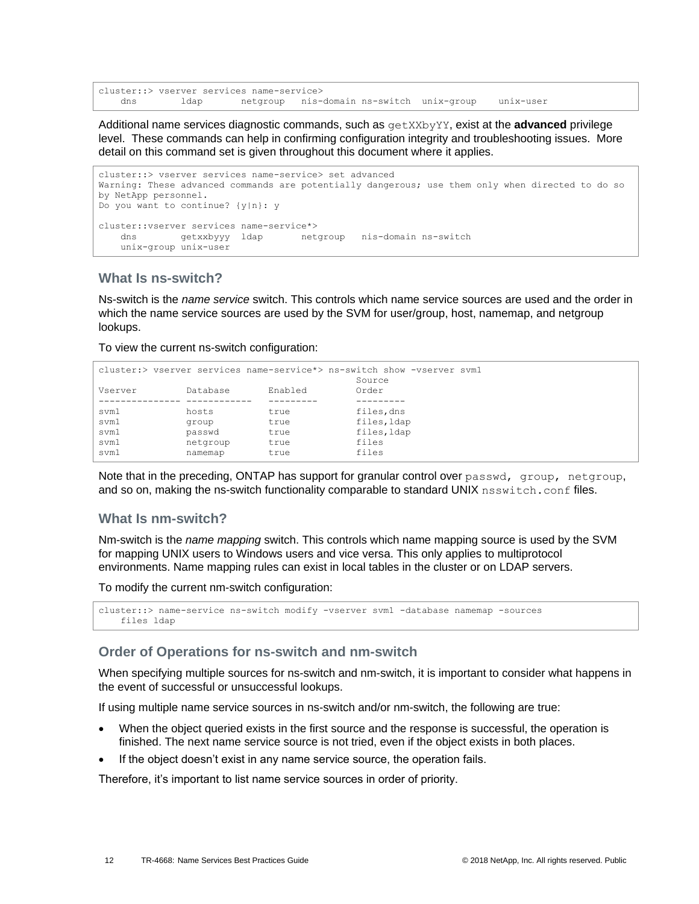```
cluster::> vserver services name-service>
    dns        ldap       netgroup   nis-domain ns-switch  unix-group    unix-user
```

Additional name services diagnostic commands, such as `getXXbyYY`, exist at the **advanced** privilege level. These commands can help in confirming configuration integrity and troubleshooting issues. More detail on this command set is given throughout this document where it applies.

```
cluster::> vserver services name-service> set advanced
Warning: These advanced commands are potentially dangerous; use them only when directed to do so
by NetApp personnel.
Do you want to continue? {y|n}: y

cluster::vserver services name-service*>
    dns        getxxbyyy  ldap       netgroup   nis-domain ns-switch
    unix-group unix-user
```

### What Is ns-switch?

Ns-switch is the *name service* switch. This controls which name service sources are used and the order in which the name service sources are used by the SVM for user/group, host, namemap, and netgroup lookups.

To view the current ns-switch configuration:

```
cluster:> vserver services name-service*> ns-switch show -vserver svm1
                                              Source
Vserver         Database       Enabled         Order
--------------- ------------   ---------       ---------
svm1            hosts          true            files,dns
svm1            group          true            files,ldap
svm1            passwd         true            files,ldap
svm1            netgroup       true            files
svm1            namemap        true            files
```

Note that in the preceding, ONTAP has support for granular control over `passwd, group, netgroup`, and so on, making the ns-switch functionality comparable to standard UNIX `nsswitch.conf` files.

### What Is nm-switch?

Nm-switch is the *name mapping* switch. This controls which name mapping source is used by the SVM for mapping UNIX users to Windows users and vice versa. This only applies to multiprotocol environments. Name mapping rules can exist in local tables in the cluster or on LDAP servers.

To modify the current nm-switch configuration:

```
cluster::> name-service ns-switch modify -vserver svm1 -database namemap -sources
    files ldap
```

### Order of Operations for ns-switch and nm-switch

When specifying multiple sources for ns-switch and nm-switch, it is important to consider what happens in the event of successful or unsuccessful lookups.

If using multiple name service sources in ns-switch and/or nm-switch, the following are true:

- When the object queried exists in the first source and the response is successful, the operation is finished. The next name service source is not tried, even if the object exists in both places.
- If the object doesn't exist in any name service source, the operation fails.

Therefore, it's important to list name service sources in order of priority.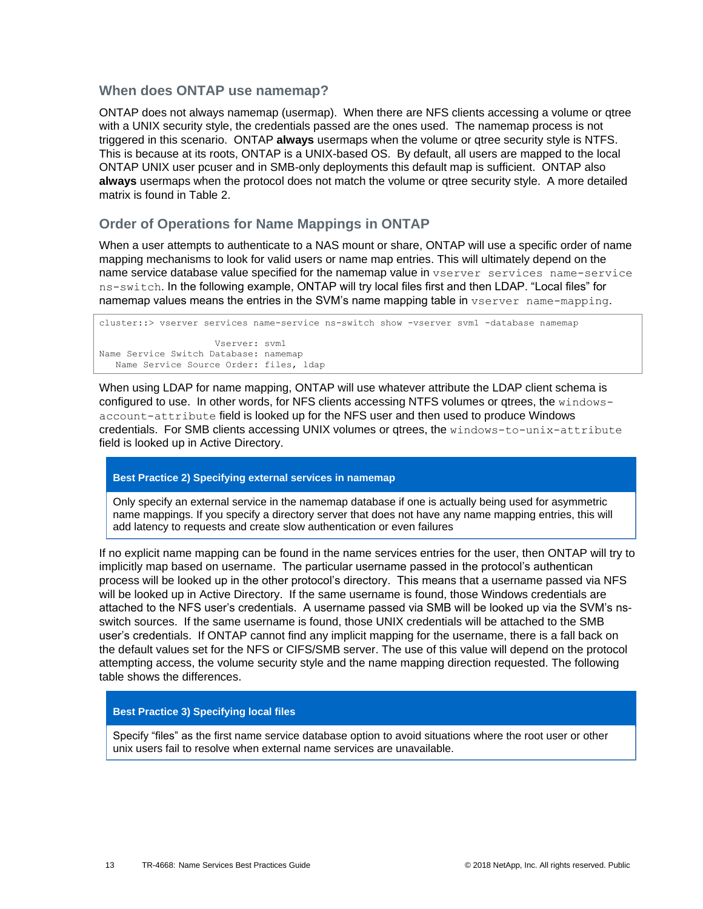### When does ONTAP use namemap?

ONTAP does not always namemap (usermap). When there are NFS clients accessing a volume or qtree with a UNIX security style, the credentials passed are the ones used. The namemap process is not triggered in this scenario. ONTAP **always** usermaps when the volume or qtree security style is NTFS. This is because at its roots, ONTAP is a UNIX-based OS. By default, all users are mapped to the local ONTAP UNIX user pcuser and in SMB-only deployments this default map is sufficient. ONTAP also **always** usermaps when the protocol does not match the volume or qtree security style. A more detailed matrix is found in Table 2.

### Order of Operations for Name Mappings in ONTAP

When a user attempts to authenticate to a NAS mount or share, ONTAP will use a specific order of name mapping mechanisms to look for valid users or name map entries. This will ultimately depend on the name service database value specified for the namemap value in `vserver services name-service ns-switch`. In the following example, ONTAP will try local files first and then LDAP. "Local files" for namemap values means the entries in the SVM's name mapping table in `vserver name-mapping`.

```
cluster::> vserver services name-service ns-switch show -vserver svm1 -database namemap

                    Vserver: svm1
Name Service Switch Database: namemap
   Name Service Source Order: files, ldap
```

When using LDAP for name mapping, ONTAP will use whatever attribute the LDAP client schema is configured to use. In other words, for NFS clients accessing NTFS volumes or qtrees, the `windows-account-attribute` field is looked up for the NFS user and then used to produce Windows credentials. For SMB clients accessing UNIX volumes or qtrees, the `windows-to-unix-attribute` field is looked up in Active Directory.

| **Best Practice 2) Specifying external services in namemap** |
|---|
| Only specify an external service in the namemap database if one is actually being used for asymmetric name mappings. If you specify a directory server that does not have any name mapping entries, this will add latency to requests and create slow authentication or even failures |

If no explicit name mapping can be found in the name services entries for the user, then ONTAP will try to implicitly map based on username. The particular username passed in the protocol's authentican process will be looked up in the other protocol's directory. This means that a username passed via NFS will be looked up in Active Directory. If the same username is found, those Windows credentials are attached to the NFS user's credentials. A username passed via SMB will be looked up via the SVM's ns-switch sources. If the same username is found, those UNIX credentials will be attached to the SMB user's credentials. If ONTAP cannot find any implicit mapping for the username, there is a fall back on the default values set for the NFS or CIFS/SMB server. The use of this value will depend on the protocol attempting access, the volume security style and the name mapping direction requested. The following table shows the differences.

| **Best Practice 3) Specifying local files** |
|---|
| Specify "files" as the first name service database option to avoid situations where the root user or other unix users fail to resolve when external name services are unavailable. |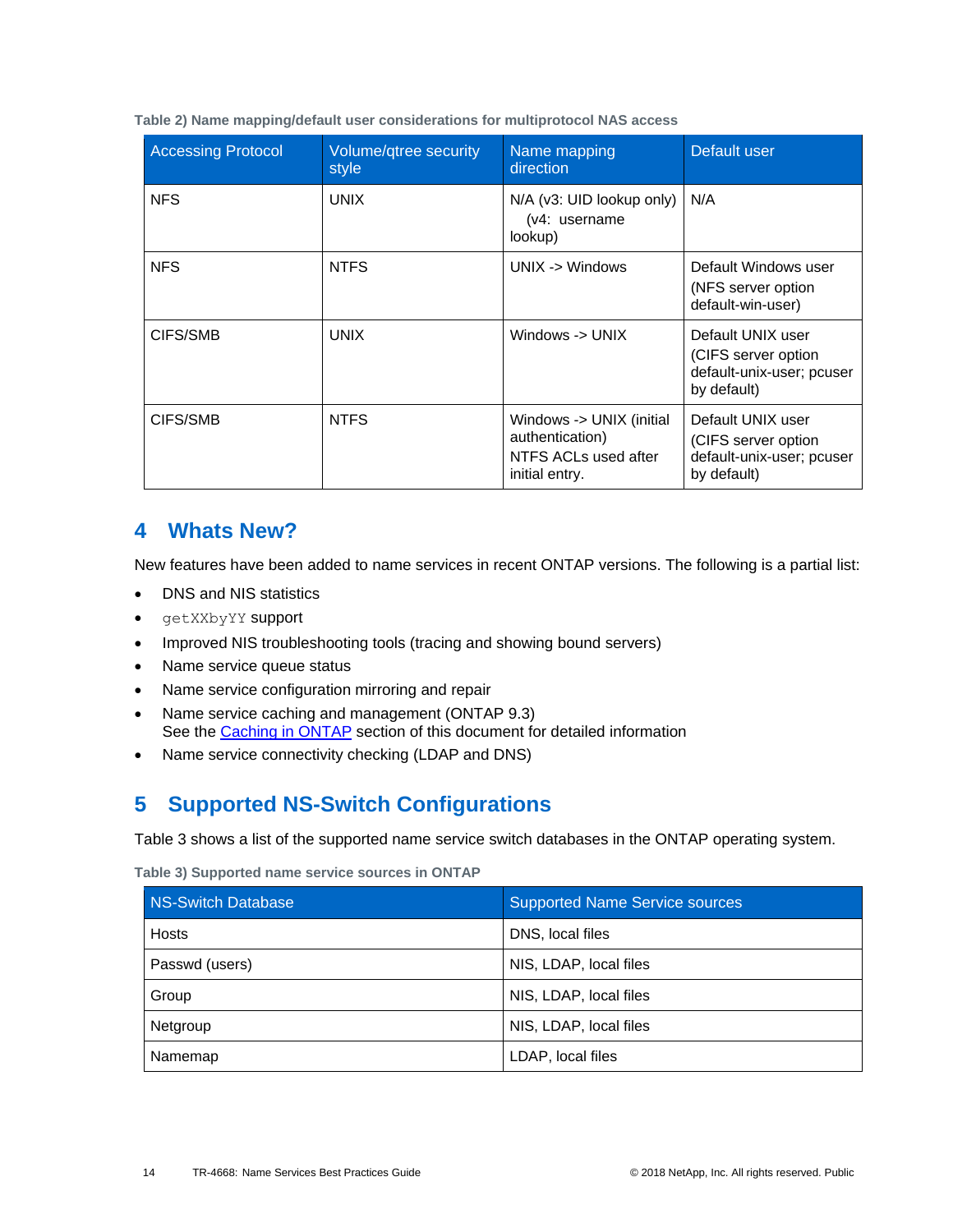Table 2) Name mapping/default user considerations for multiprotocol NAS access

| Accessing Protocol | Volume/qtree security style | Name mapping direction | Default user |
|---|---|---|---|
| NFS | UNIX | N/A (v3: UID lookup only) (v4: username lookup) | N/A |
| NFS | NTFS | UNIX -> Windows | Default Windows user (NFS server option default-win-user) |
| CIFS/SMB | UNIX | Windows -> UNIX | Default UNIX user (CIFS server option default-unix-user; pcuser by default) |
| CIFS/SMB | NTFS | Windows -> UNIX (initial authentication) NTFS ACLs used after initial entry. | Default UNIX user (CIFS server option default-unix-user; pcuser by default) |

# 4 Whats New?

New features have been added to name services in recent ONTAP versions. The following is a partial list:

- DNS and NIS statistics
- `getXXbyYY` support
- Improved NIS troubleshooting tools (tracing and showing bound servers)
- Name service queue status
- Name service configuration mirroring and repair
- Name service caching and management (ONTAP 9.3)
  See the Caching in ONTAP section of this document for detailed information
- Name service connectivity checking (LDAP and DNS)

# 5 Supported NS-Switch Configurations

Table 3 shows a list of the supported name service switch databases in the ONTAP operating system.

Table 3) Supported name service sources in ONTAP

| NS-Switch Database | Supported Name Service sources |
|---|---|
| Hosts | DNS, local files |
| Passwd (users) | NIS, LDAP, local files |
| Group | NIS, LDAP, local files |
| Netgroup | NIS, LDAP, local files |
| Namemap | LDAP, local files |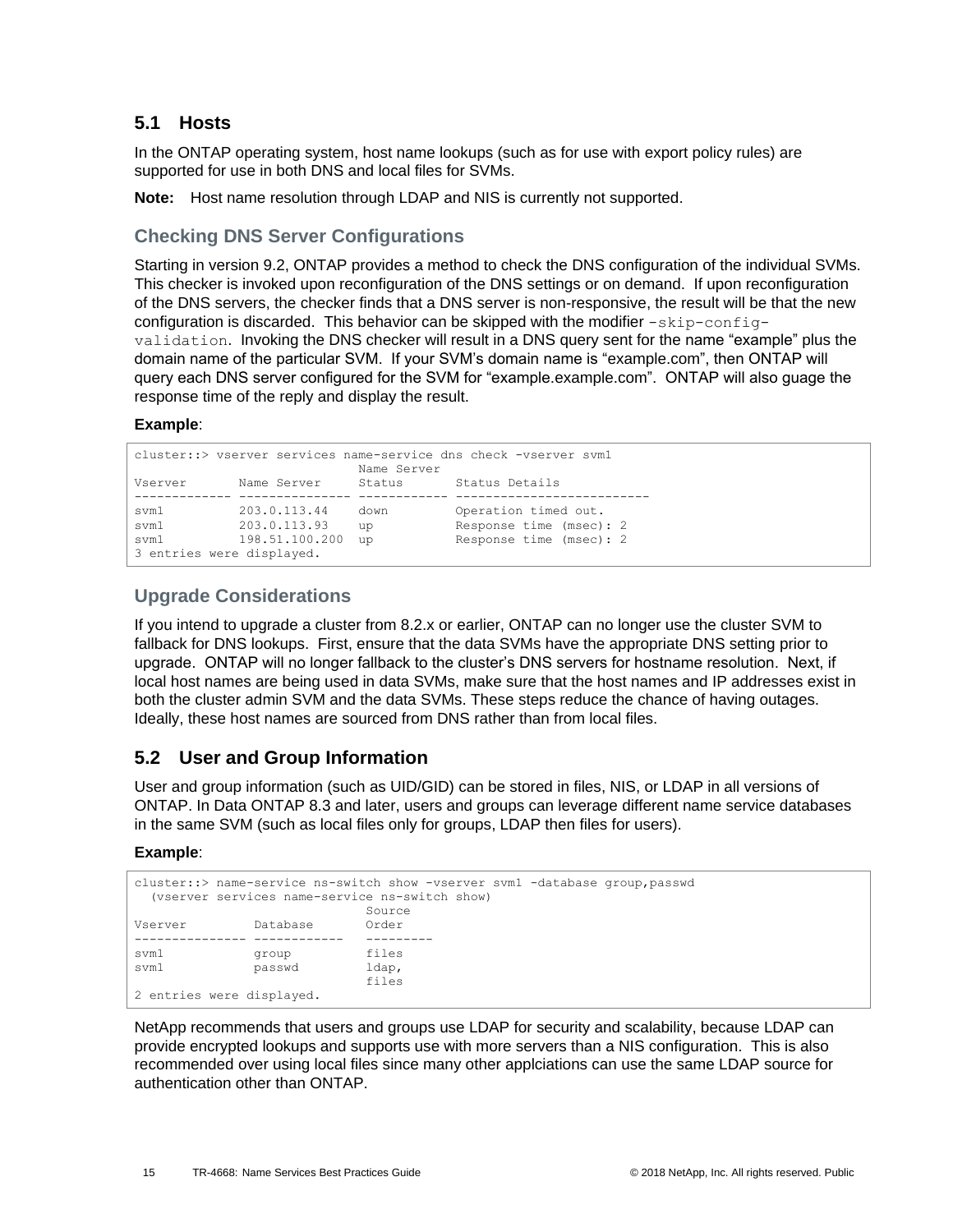## 5.1 Hosts

In the ONTAP operating system, host name lookups (such as for use with export policy rules) are supported for use in both DNS and local files for SVMs.

**Note:** Host name resolution through LDAP and NIS is currently not supported.

### Checking DNS Server Configurations

Starting in version 9.2, ONTAP provides a method to check the DNS configuration of the individual SVMs. This checker is invoked upon reconfiguration of the DNS settings or on demand. If upon reconfiguration of the DNS servers, the checker finds that a DNS server is non-responsive, the result will be that the new configuration is discarded. This behavior can be skipped with the modifier `-skip-config-validation`. Invoking the DNS checker will result in a DNS query sent for the name "example" plus the domain name of the particular SVM. If your SVM's domain name is "example.com", then ONTAP will query each DNS server configured for the SVM for "example.example.com". ONTAP will also guage the response time of the reply and display the result.

**Example**:

```
cluster::> vserver services name-service dns check -vserver svm1
                              Name Server
Vserver       Name Server     Status       Status Details
------------- --------------- ------------ -------------------------
svm1          203.0.113.44    down         Operation timed out.
svm1          203.0.113.93    up           Response time (msec): 2
svm1          198.51.100.200  up           Response time (msec): 2
3 entries were displayed.
```

### Upgrade Considerations

If you intend to upgrade a cluster from 8.2.x or earlier, ONTAP can no longer use the cluster SVM to fallback for DNS lookups. First, ensure that the data SVMs have the appropriate DNS setting prior to upgrade. ONTAP will no longer fallback to the cluster's DNS servers for hostname resolution. Next, if local host names are being used in data SVMs, make sure that the host names and IP addresses exist in both the cluster admin SVM and the data SVMs. These steps reduce the chance of having outages. Ideally, these host names are sourced from DNS rather than from local files.

## 5.2 User and Group Information

User and group information (such as UID/GID) can be stored in files, NIS, or LDAP in all versions of ONTAP. In Data ONTAP 8.3 and later, users and groups can leverage different name service databases in the same SVM (such as local files only for groups, LDAP then files for users).

**Example**:

```
cluster::> name-service ns-switch show -vserver svm1 -database group,passwd
  (vserver services name-service ns-switch show)
                               Source
Vserver         Database       Order
--------------- ------------   ---------
svm1            group          files
svm1            passwd         ldap,
                               files
2 entries were displayed.
```

NetApp recommends that users and groups use LDAP for security and scalability, because LDAP can provide encrypted lookups and supports use with more servers than a NIS configuration. This is also recommended over using local files since many other applciations can use the same LDAP source for authentication other than ONTAP.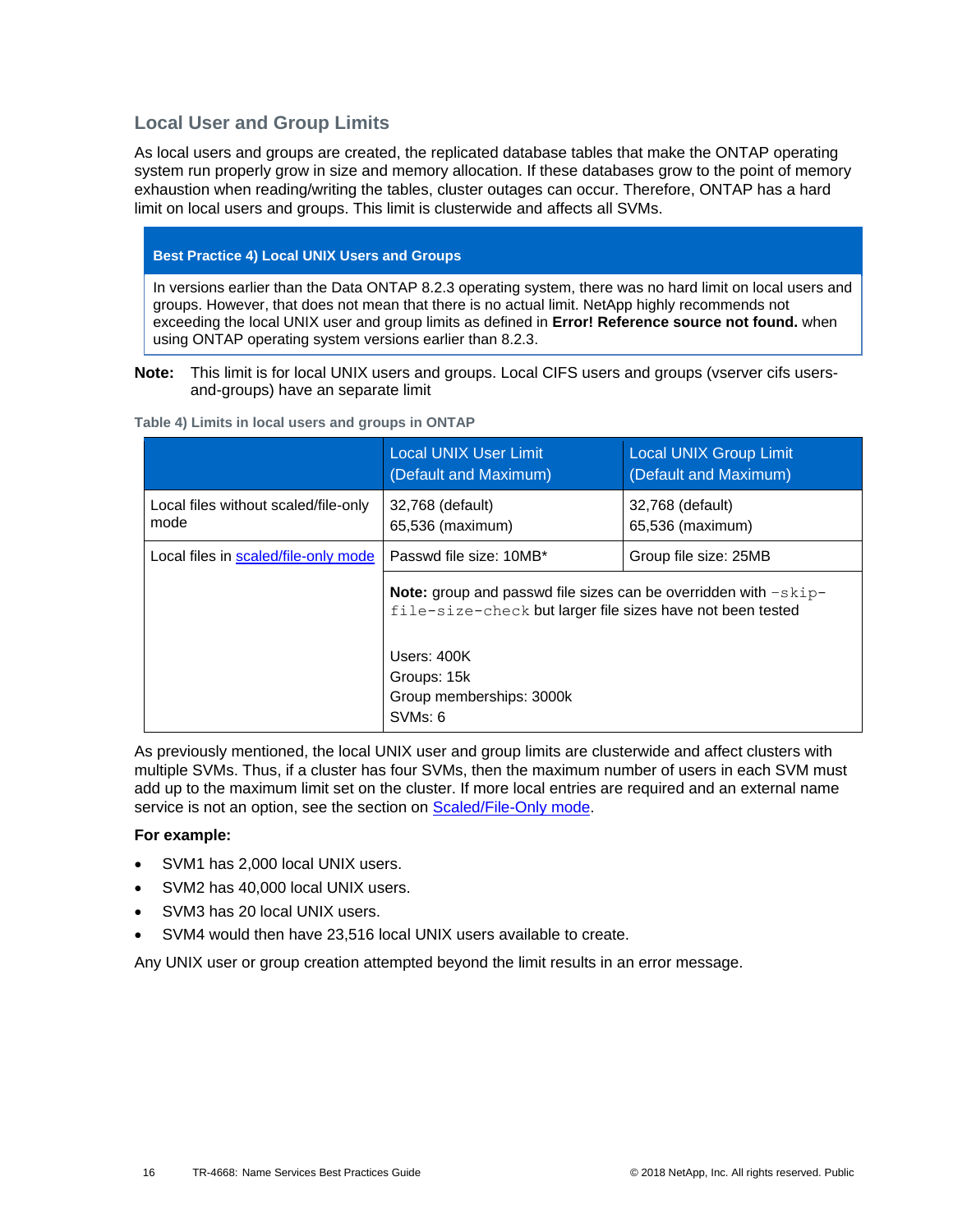### Local User and Group Limits

As local users and groups are created, the replicated database tables that make the ONTAP operating system run properly grow in size and memory allocation. If these databases grow to the point of memory exhaustion when reading/writing the tables, cluster outages can occur. Therefore, ONTAP has a hard limit on local users and groups. This limit is clusterwide and affects all SVMs.

> **Best Practice 4) Local UNIX Users and Groups**
>
> In versions earlier than the Data ONTAP 8.2.3 operating system, there was no hard limit on local users and groups. However, that does not mean that there is no actual limit. NetApp highly recommends not exceeding the local UNIX user and group limits as defined in **Error! Reference source not found.** when using ONTAP operating system versions earlier than 8.2.3.

**Note:** This limit is for local UNIX users and groups. Local CIFS users and groups (vserver cifs users-and-groups) have an separate limit

**Table 4) Limits in local users and groups in ONTAP**

| | Local UNIX User Limit (Default and Maximum) | Local UNIX Group Limit (Default and Maximum) |
|---|---|---|
| Local files without scaled/file-only mode | 32,768 (default)<br>65,536 (maximum) | 32,768 (default)<br>65,536 (maximum) |
| Local files in scaled/file-only mode | Passwd file size: 10MB* | Group file size: 25MB |
| | **Note:** group and passwd file sizes can be overridden with `–skip-file-size-check` but larger file sizes have not been tested<br><br>Users: 400K<br>Groups: 15k<br>Group memberships: 3000k<br>SVMs: 6 | |

As previously mentioned, the local UNIX user and group limits are clusterwide and affect clusters with multiple SVMs. Thus, if a cluster has four SVMs, then the maximum number of users in each SVM must add up to the maximum limit set on the cluster. If more local entries are required and an external name service is not an option, see the section on Scaled/File-Only mode.

**For example:**

- SVM1 has 2,000 local UNIX users.
- SVM2 has 40,000 local UNIX users.
- SVM3 has 20 local UNIX users.
- SVM4 would then have 23,516 local UNIX users available to create.

Any UNIX user or group creation attempted beyond the limit results in an error message.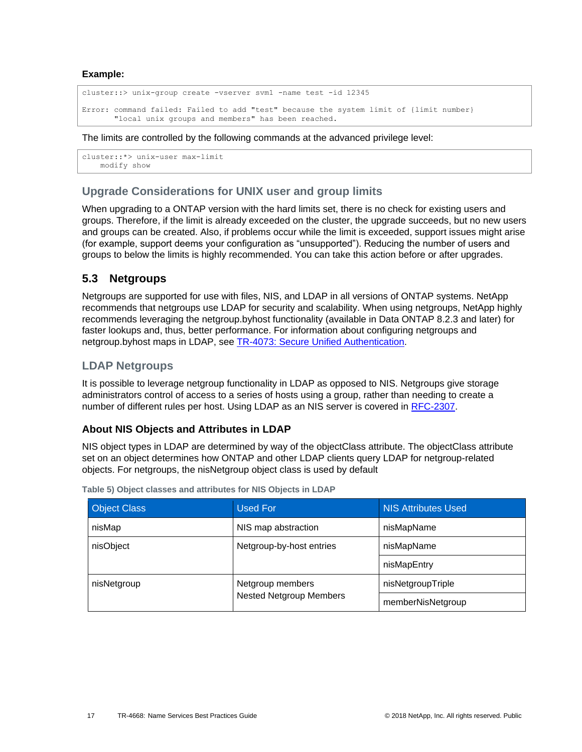**Example:**

```
cluster::> unix-group create -vserver svm1 -name test -id 12345

Error: command failed: Failed to add "test" because the system limit of {limit number}
       "local unix groups and members" has been reached.
```

The limits are controlled by the following commands at the advanced privilege level:

```
cluster::*> unix-user max-limit
    modify show
```

### Upgrade Considerations for UNIX user and group limits

When upgrading to a ONTAP version with the hard limits set, there is no check for existing users and groups. Therefore, if the limit is already exceeded on the cluster, the upgrade succeeds, but no new users and groups can be created. Also, if problems occur while the limit is exceeded, support issues might arise (for example, support deems your configuration as "unsupported"). Reducing the number of users and groups to below the limits is highly recommended. You can take this action before or after upgrades.

## 5.3 Netgroups

Netgroups are supported for use with files, NIS, and LDAP in all versions of ONTAP systems. NetApp recommends that netgroups use LDAP for security and scalability. When using netgroups, NetApp highly recommends leveraging the netgroup.byhost functionality (available in Data ONTAP 8.2.3 and later) for faster lookups and, thus, better performance. For information about configuring netgroups and netgroup.byhost maps in LDAP, see [TR-4073: Secure Unified Authentication](TR-4073: Secure Unified Authentication).

### LDAP Netgroups

It is possible to leverage netgroup functionality in LDAP as opposed to NIS. Netgroups give storage administrators control of access to a series of hosts using a group, rather than needing to create a number of different rules per host. Using LDAP as an NIS server is covered in RFC-2307.

#### About NIS Objects and Attributes in LDAP

NIS object types in LDAP are determined by way of the objectClass attribute. The objectClass attribute set on an object determines how ONTAP and other LDAP clients query LDAP for netgroup-related objects. For netgroups, the nisNetgroup object class is used by default

**Table 5) Object classes and attributes for NIS Objects in LDAP**

| Object Class | Used For | NIS Attributes Used |
|---|---|---|
| nisMap | NIS map abstraction | nisMapName |
| nisObject | Netgroup-by-host entries | nisMapName |
| | | nisMapEntry |
| nisNetgroup | Netgroup members<br>Nested Netgroup Members | nisNetgroupTriple |
| | | memberNisNetgroup |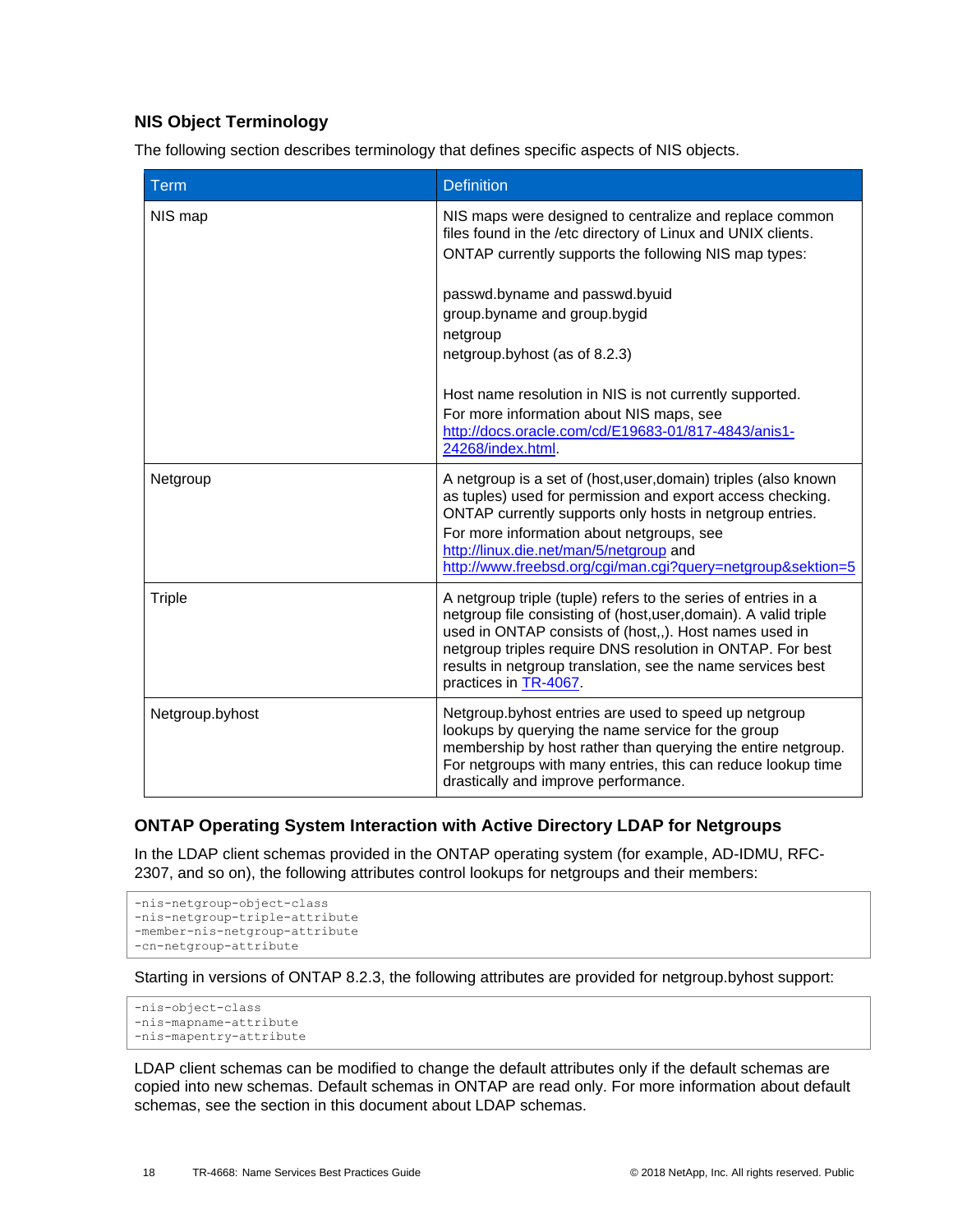### NIS Object Terminology

The following section describes terminology that defines specific aspects of NIS objects.

| Term | Definition |
|---|---|
| NIS map | NIS maps were designed to centralize and replace common files found in the /etc directory of Linux and UNIX clients.<br>ONTAP currently supports the following NIS map types:<br><br>passwd.byname and passwd.byuid<br>group.byname and group.bygid<br>netgroup<br>netgroup.byhost (as of 8.2.3)<br><br>Host name resolution in NIS is not currently supported.<br>For more information about NIS maps, see [http://docs.oracle.com/cd/E19683-01/817-4843/anis1-24268/index.html](http://docs.oracle.com/cd/E19683-01/817-4843/anis1-24268/index.html). |
| Netgroup | A netgroup is a set of (host,user,domain) triples (also known as tuples) used for permission and export access checking. ONTAP currently supports only hosts in netgroup entries.<br>For more information about netgroups, see [http://linux.die.net/man/5/netgroup](http://linux.die.net/man/5/netgroup) and [http://www.freebsd.org/cgi/man.cgi?query=netgroup&sektion=5](http://www.freebsd.org/cgi/man.cgi?query=netgroup&sektion=5) |
| Triple | A netgroup triple (tuple) refers to the series of entries in a netgroup file consisting of (host,user,domain). A valid triple used in ONTAP consists of (host,,). Host names used in netgroup triples require DNS resolution in ONTAP. For best results in netgroup translation, see the name services best practices in TR-4067. |
| Netgroup.byhost | Netgroup.byhost entries are used to speed up netgroup lookups by querying the name service for the group membership by host rather than querying the entire netgroup. For netgroups with many entries, this can reduce lookup time drastically and improve performance. |

### ONTAP Operating System Interaction with Active Directory LDAP for Netgroups

In the LDAP client schemas provided in the ONTAP operating system (for example, AD-IDMU, RFC-2307, and so on), the following attributes control lookups for netgroups and their members:

```
-nis-netgroup-object-class
-nis-netgroup-triple-attribute
-member-nis-netgroup-attribute
-cn-netgroup-attribute
```

Starting in versions of ONTAP 8.2.3, the following attributes are provided for netgroup.byhost support:

```
-nis-object-class
-nis-mapname-attribute
-nis-mapentry-attribute
```

LDAP client schemas can be modified to change the default attributes only if the default schemas are copied into new schemas. Default schemas in ONTAP are read only. For more information about default schemas, see the section in this document about LDAP schemas.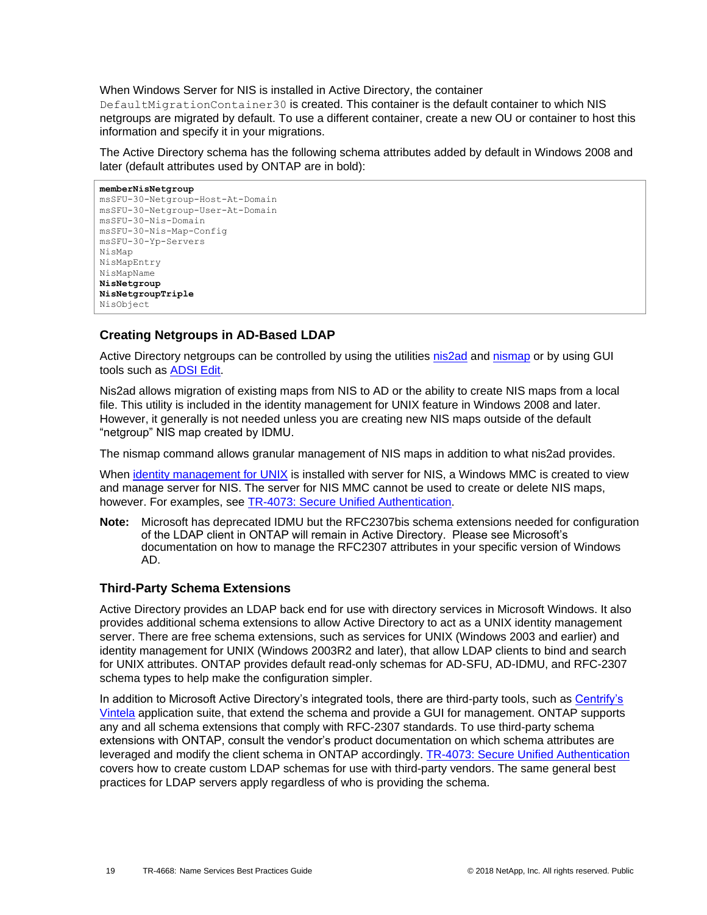When Windows Server for NIS is installed in Active Directory, the container `DefaultMigrationContainer30` is created. This container is the default container to which NIS netgroups are migrated by default. To use a different container, create a new OU or container to host this information and specify it in your migrations.

The Active Directory schema has the following schema attributes added by default in Windows 2008 and later (default attributes used by ONTAP are in bold):

```
memberNisNetgroup
msSFU-30-Netgroup-Host-At-Domain
msSFU-30-Netgroup-User-At-Domain
msSFU-30-Nis-Domain
msSFU-30-Nis-Map-Config
msSFU-30-Yp-Servers
NisMap
NisMapEntry
NisMapName
NisNetgroup
NisNetgroupTriple
NisObject
```

### Creating Netgroups in AD-Based LDAP

Active Directory netgroups can be controlled by using the utilities nis2ad and nismap or by using GUI tools such as ADSI Edit.

Nis2ad allows migration of existing maps from NIS to AD or the ability to create NIS maps from a local file. This utility is included in the identity management for UNIX feature in Windows 2008 and later. However, it generally is not needed unless you are creating new NIS maps outside of the default "netgroup" NIS map created by IDMU.

The nismap command allows granular management of NIS maps in addition to what nis2ad provides.

When identity management for UNIX is installed with server for NIS, a Windows MMC is created to view and manage server for NIS. The server for NIS MMC cannot be used to create or delete NIS maps, however. For examples, see TR-4073: Secure Unified Authentication.

**Note:** Microsoft has deprecated IDMU but the RFC2307bis schema extensions needed for configuration of the LDAP client in ONTAP will remain in Active Directory. Please see Microsoft's documentation on how to manage the RFC2307 attributes in your specific version of Windows AD.

### Third-Party Schema Extensions

Active Directory provides an LDAP back end for use with directory services in Microsoft Windows. It also provides additional schema extensions to allow Active Directory to act as a UNIX identity management server. There are free schema extensions, such as services for UNIX (Windows 2003 and earlier) and identity management for UNIX (Windows 2003R2 and later), that allow LDAP clients to bind and search for UNIX attributes. ONTAP provides default read-only schemas for AD-SFU, AD-IDMU, and RFC-2307 schema types to help make the configuration simpler.

In addition to Microsoft Active Directory's integrated tools, there are third-party tools, such as Centrify's Vintela application suite, that extend the schema and provide a GUI for management. ONTAP supports any and all schema extensions that comply with RFC-2307 standards. To use third-party schema extensions with ONTAP, consult the vendor's product documentation on which schema attributes are leveraged and modify the client schema in ONTAP accordingly. TR-4073: Secure Unified Authentication covers how to create custom LDAP schemas for use with third-party vendors. The same general best practices for LDAP servers apply regardless of who is providing the schema.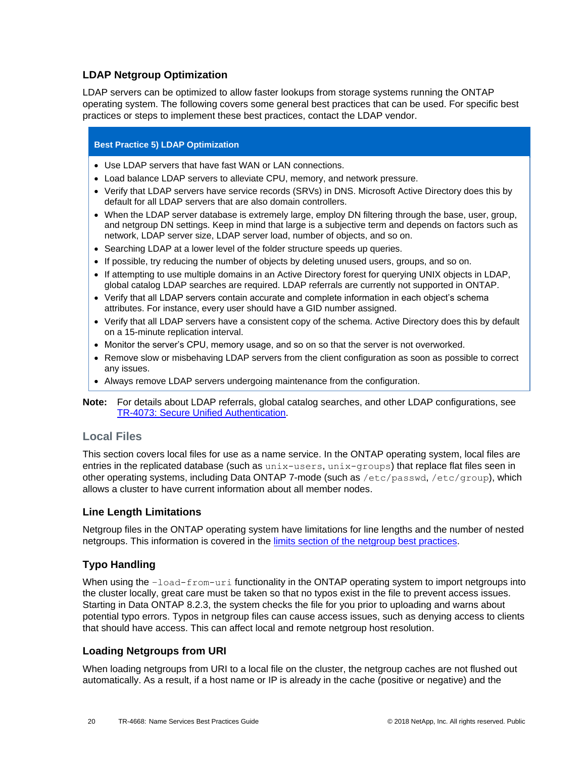### LDAP Netgroup Optimization

LDAP servers can be optimized to allow faster lookups from storage systems running the ONTAP operating system. The following covers some general best practices that can be used. For specific best practices or steps to implement these best practices, contact the LDAP vendor.

**Best Practice 5) LDAP Optimization**

- Use LDAP servers that have fast WAN or LAN connections.
- Load balance LDAP servers to alleviate CPU, memory, and network pressure.
- Verify that LDAP servers have service records (SRVs) in DNS. Microsoft Active Directory does this by default for all LDAP servers that are also domain controllers.
- When the LDAP server database is extremely large, employ DN filtering through the base, user, group, and netgroup DN settings. Keep in mind that large is a subjective term and depends on factors such as network, LDAP server size, LDAP server load, number of objects, and so on.
- Searching LDAP at a lower level of the folder structure speeds up queries.
- If possible, try reducing the number of objects by deleting unused users, groups, and so on.
- If attempting to use multiple domains in an Active Directory forest for querying UNIX objects in LDAP, global catalog LDAP searches are required. LDAP referrals are currently not supported in ONTAP.
- Verify that all LDAP servers contain accurate and complete information in each object's schema attributes. For instance, every user should have a GID number assigned.
- Verify that all LDAP servers have a consistent copy of the schema. Active Directory does this by default on a 15-minute replication interval.
- Monitor the server's CPU, memory usage, and so on so that the server is not overworked.
- Remove slow or misbehaving LDAP servers from the client configuration as soon as possible to correct any issues.
- Always remove LDAP servers undergoing maintenance from the configuration.

**Note:** For details about LDAP referrals, global catalog searches, and other LDAP configurations, see TR-4073: Secure Unified Authentication.

## Local Files

This section covers local files for use as a name service. In the ONTAP operating system, local files are entries in the replicated database (such as `unix-users`, `unix-groups`) that replace flat files seen in other operating systems, including Data ONTAP 7-mode (such as `/etc/passwd`, `/etc/group`), which allows a cluster to have current information about all member nodes.

### Line Length Limitations

Netgroup files in the ONTAP operating system have limitations for line lengths and the number of nested netgroups. This information is covered in the limits section of the netgroup best practices.

### Typo Handling

When using the `-load-from-uri` functionality in the ONTAP operating system to import netgroups into the cluster locally, great care must be taken so that no typos exist in the file to prevent access issues. Starting in Data ONTAP 8.2.3, the system checks the file for you prior to uploading and warns about potential typo errors. Typos in netgroup files can cause access issues, such as denying access to clients that should have access. This can affect local and remote netgroup host resolution.

### Loading Netgroups from URI

When loading netgroups from URI to a local file on the cluster, the netgroup caches are not flushed out automatically. As a result, if a host name or IP is already in the cache (positive or negative) and the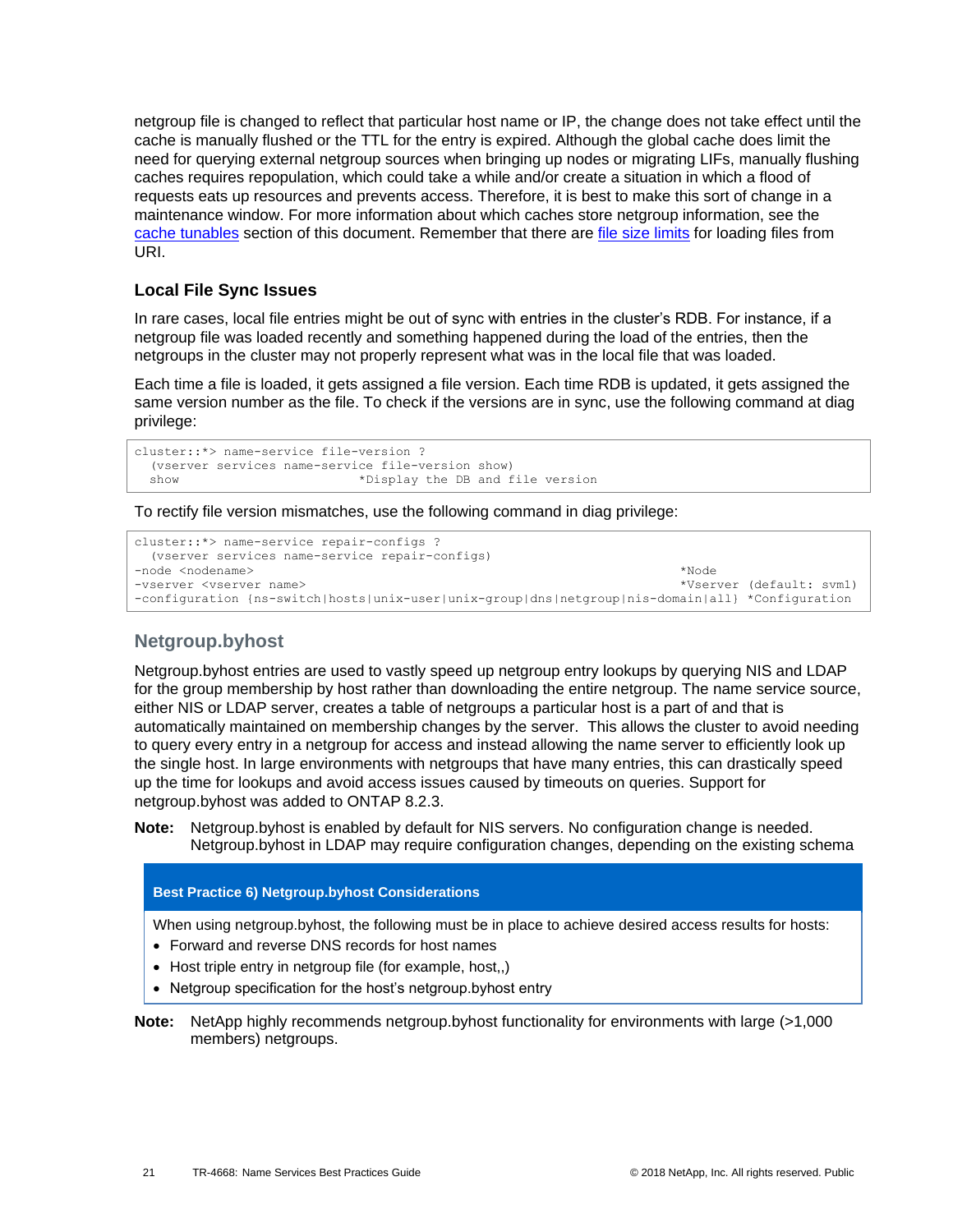netgroup file is changed to reflect that particular host name or IP, the change does not take effect until the cache is manually flushed or the TTL for the entry is expired. Although the global cache does limit the need for querying external netgroup sources when bringing up nodes or migrating LIFs, manually flushing caches requires repopulation, which could take a while and/or create a situation in which a flood of requests eats up resources and prevents access. Therefore, it is best to make this sort of change in a maintenance window. For more information about which caches store netgroup information, see the cache tunables section of this document. Remember that there are file size limits for loading files from URI.

### Local File Sync Issues

In rare cases, local file entries might be out of sync with entries in the cluster's RDB. For instance, if a netgroup file was loaded recently and something happened during the load of the entries, then the netgroups in the cluster may not properly represent what was in the local file that was loaded.

Each time a file is loaded, it gets assigned a file version. Each time RDB is updated, it gets assigned the same version number as the file. To check if the versions are in sync, use the following command at diag privilege:

```
cluster::*> name-service file-version ?
  (vserver services name-service file-version show)
  show                          *Display the DB and file version
```

To rectify file version mismatches, use the following command in diag privilege:

```
cluster::*> name-service repair-configs ?
  (vserver services name-service repair-configs)
-node <nodename>                                                          *Node
-vserver <vserver name>                                                   *Vserver (default: svm1)
-configuration {ns-switch|hosts|unix-user|unix-group|dns|netgroup|nis-domain|all} *Configuration
```

## Netgroup.byhost

Netgroup.byhost entries are used to vastly speed up netgroup entry lookups by querying NIS and LDAP for the group membership by host rather than downloading the entire netgroup. The name service source, either NIS or LDAP server, creates a table of netgroups a particular host is a part of and that is automatically maintained on membership changes by the server. This allows the cluster to avoid needing to query every entry in a netgroup for access and instead allowing the name server to efficiently look up the single host. In large environments with netgroups that have many entries, this can drastically speed up the time for lookups and avoid access issues caused by timeouts on queries. Support for netgroup.byhost was added to ONTAP 8.2.3.

**Note:** Netgroup.byhost is enabled by default for NIS servers. No configuration change is needed. Netgroup.byhost in LDAP may require configuration changes, depending on the existing schema

**Best Practice 6) Netgroup.byhost Considerations**

When using netgroup.byhost, the following must be in place to achieve desired access results for hosts:

- Forward and reverse DNS records for host names
- Host triple entry in netgroup file (for example, host,,)
- Netgroup specification for the host's netgroup.byhost entry

**Note:** NetApp highly recommends netgroup.byhost functionality for environments with large (>1,000 members) netgroups.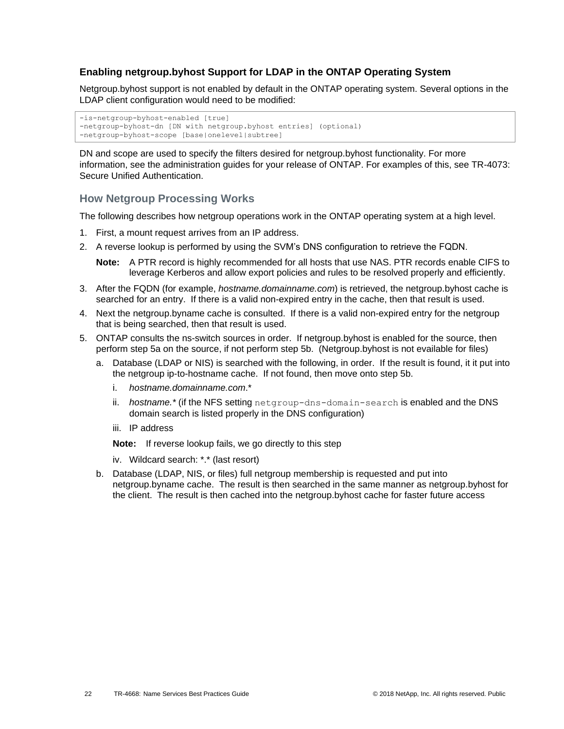### Enabling netgroup.byhost Support for LDAP in the ONTAP Operating System

Netgroup.byhost support is not enabled by default in the ONTAP operating system. Several options in the LDAP client configuration would need to be modified:

```
-is-netgroup-byhost-enabled [true]
-netgroup-byhost-dn [DN with netgroup.byhost entries] (optional)
-netgroup-byhost-scope [base|onelevel|subtree]
```

DN and scope are used to specify the filters desired for netgroup.byhost functionality. For more information, see the administration guides for your release of ONTAP. For examples of this, see TR-4073: Secure Unified Authentication.

## How Netgroup Processing Works

The following describes how netgroup operations work in the ONTAP operating system at a high level.

1. First, a mount request arrives from an IP address.
2. A reverse lookup is performed by using the SVM's DNS configuration to retrieve the FQDN.

   **Note:** A PTR record is highly recommended for all hosts that use NAS. PTR records enable CIFS to leverage Kerberos and allow export policies and rules to be resolved properly and efficiently.

3. After the FQDN (for example, *hostname.domainname.com*) is retrieved, the netgroup.byhost cache is searched for an entry. If there is a valid non-expired entry in the cache, then that result is used.
4. Next the netgroup.byname cache is consulted. If there is a valid non-expired entry for the netgroup that is being searched, then that result is used.
5. ONTAP consults the ns-switch sources in order. If netgroup.byhost is enabled for the source, then perform step 5a on the source, if not perform step 5b. (Netgroup.byhost is not available for files)
   a. Database (LDAP or NIS) is searched with the following, in order. If the result is found, it it put into the netgroup ip-to-hostname cache. If not found, then move onto step 5b.
      i. *hostname.domainname.com*.*
      ii. *hostname.** (if the NFS setting `netgroup-dns-domain-search` is enabled and the DNS domain search is listed properly in the DNS configuration)
      iii. IP address

      **Note:** If reverse lookup fails, we go directly to this step

      iv. Wildcard search: *.* (last resort)

   b. Database (LDAP, NIS, or files) full netgroup membership is requested and put into netgroup.byname cache. The result is then searched in the same manner as netgroup.byhost for the client. The result is then cached into the netgroup.byhost cache for faster future access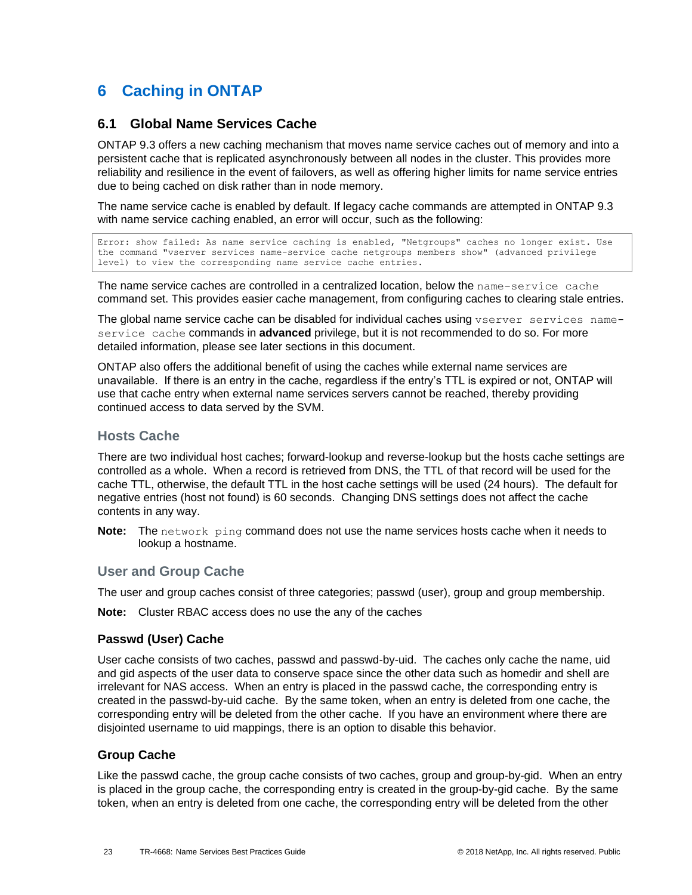# 6 Caching in ONTAP

## 6.1 Global Name Services Cache

ONTAP 9.3 offers a new caching mechanism that moves name service caches out of memory and into a persistent cache that is replicated asynchronously between all nodes in the cluster. This provides more reliability and resilience in the event of failovers, as well as offering higher limits for name service entries due to being cached on disk rather than in node memory.

The name service cache is enabled by default. If legacy cache commands are attempted in ONTAP 9.3 with name service caching enabled, an error will occur, such as the following:

```
Error: show failed: As name service caching is enabled, "Netgroups" caches no longer exist. Use
the command "vserver services name-service cache netgroups members show" (advanced privilege
level) to view the corresponding name service cache entries.
```

The name service caches are controlled in a centralized location, below the `name-service cache` command set. This provides easier cache management, from configuring caches to clearing stale entries.

The global name service cache can be disabled for individual caches using `vserver services name-service cache` commands in **advanced** privilege, but it is not recommended to do so. For more detailed information, please see later sections in this document.

ONTAP also offers the additional benefit of using the caches while external name services are unavailable. If there is an entry in the cache, regardless if the entry's TTL is expired or not, ONTAP will use that cache entry when external name services servers cannot be reached, thereby providing continued access to data served by the SVM.

### Hosts Cache

There are two individual host caches; forward-lookup and reverse-lookup but the hosts cache settings are controlled as a whole. When a record is retrieved from DNS, the TTL of that record will be used for the cache TTL, otherwise, the default TTL in the host cache settings will be used (24 hours). The default for negative entries (host not found) is 60 seconds. Changing DNS settings does not affect the cache contents in any way.

**Note:** The `network ping` command does not use the name services hosts cache when it needs to lookup a hostname.

### User and Group Cache

The user and group caches consist of three categories; passwd (user), group and group membership.

**Note:** Cluster RBAC access does no use the any of the caches

#### Passwd (User) Cache

User cache consists of two caches, passwd and passwd-by-uid. The caches only cache the name, uid and gid aspects of the user data to conserve space since the other data such as homedir and shell are irrelevant for NAS access. When an entry is placed in the passwd cache, the corresponding entry is created in the passwd-by-uid cache. By the same token, when an entry is deleted from one cache, the corresponding entry will be deleted from the other cache. If you have an environment where there are disjointed username to uid mappings, there is an option to disable this behavior.

#### Group Cache

Like the passwd cache, the group cache consists of two caches, group and group-by-gid. When an entry is placed in the group cache, the corresponding entry is created in the group-by-gid cache. By the same token, when an entry is deleted from one cache, the corresponding entry will be deleted from the other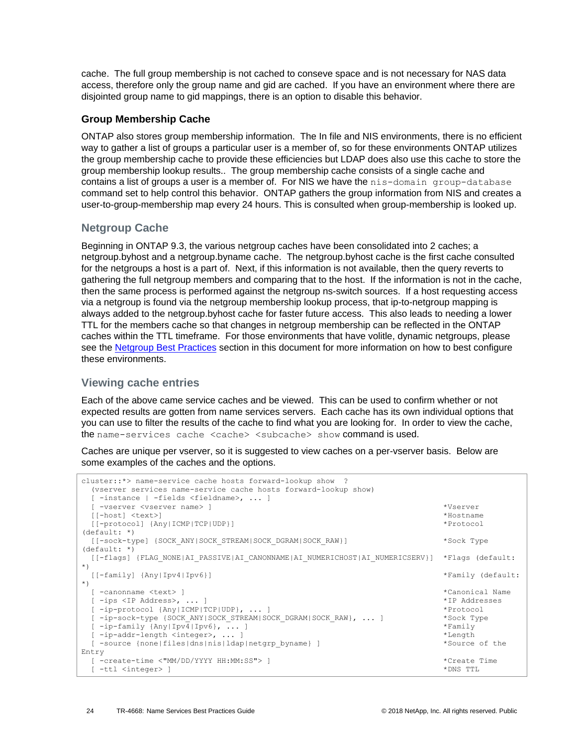cache. The full group membership is not cached to conseve space and is not necessary for NAS data access, therefore only the group name and gid are cached. If you have an environment where there are disjointed group name to gid mappings, there is an option to disable this behavior.

### Group Membership Cache

ONTAP also stores group membership information. The In file and NIS environments, there is no efficient way to gather a list of groups a particular user is a member of, so for these environments ONTAP utilizes the group membership cache to provide these efficiencies but LDAP does also use this cache to store the group membership lookup results.. The group membership cache consists of a single cache and contains a list of groups a user is a member of. For NIS we have the `nis-domain group-database` command set to help control this behavior. ONTAP gathers the group information from NIS and creates a user-to-group-membership map every 24 hours. This is consulted when group-membership is looked up.

## Netgroup Cache

Beginning in ONTAP 9.3, the various netgroup caches have been consolidated into 2 caches; a netgroup.byhost and a netgroup.byname cache. The netgroup.byhost cache is the first cache consulted for the netgroups a host is a part of. Next, if this information is not available, then the query reverts to gathering the full netgroup members and comparing that to the host. If the information is not in the cache, then the same process is performed against the netgroup ns-switch sources. If a host requesting access via a netgroup is found via the netgroup membership lookup process, that ip-to-netgroup mapping is always added to the netgroup.byhost cache for faster future access. This also leads to needing a lower TTL for the members cache so that changes in netgroup membership can be reflected in the ONTAP caches within the TTL timeframe. For those environments that have volitle, dynamic netgroups, please see the Netgroup Best Practices section in this document for more information on how to best configure these environments.

## Viewing cache entries

Each of the above came service caches and be viewed. This can be used to confirm whether or not expected results are gotten from name services servers. Each cache has its own individual options that you can use to filter the results of the cache to find what you are looking for. In order to view the cache, the `name-services cache <cache> <subcache> show` command is used.

Caches are unique per vserver, so it is suggested to view caches on a per-vserver basis. Below are some examples of the caches and the options.

```
cluster::*> name-service cache hosts forward-lookup show  ?
  (vserver services name-service cache hosts forward-lookup show)
  [ -instance | -fields <fieldname>, ... ]
  [ -vserver <vserver name> ]                                                *Vserver
  [[-host] <text>]                                                           *Hostname
  [[-protocol] {Any|ICMP|TCP|UDP}]                                           *Protocol
(default: *)
  [[-sock-type] {SOCK_ANY|SOCK_STREAM|SOCK_DGRAM|SOCK_RAW}]                  *Sock Type
(default: *)
  [[-flags] {FLAG_NONE|AI_PASSIVE|AI_CANONNAME|AI_NUMERICHOST|AI_NUMERICSERV}]  *Flags (default:
*)
  [[-family] {Any|Ipv4|Ipv6}]                                                *Family (default:
*)
  [ -canonname <text> ]                                                      *Canonical Name
  [ -ips <IP Address>, ... ]                                                 *IP Addresses
  [ -ip-protocol {Any|ICMP|TCP|UDP}, ... ]                                   *Protocol
  [ -ip-sock-type {SOCK_ANY|SOCK_STREAM|SOCK_DGRAM|SOCK_RAW}, ... ]          *Sock Type
  [ -ip-family {Any|Ipv4|Ipv6}, ... ]                                        *Family
  [ -ip-addr-length <integer>, ... ]                                         *Length
  [ -source {none|files|dns|nis|ldap|netgrp_byname} ]                        *Source of the
Entry
  [ -create-time <"MM/DD/YYYY HH:MM:SS"> ]                                   *Create Time
  [ -ttl <integer> ]                                                         *DNS TTL
```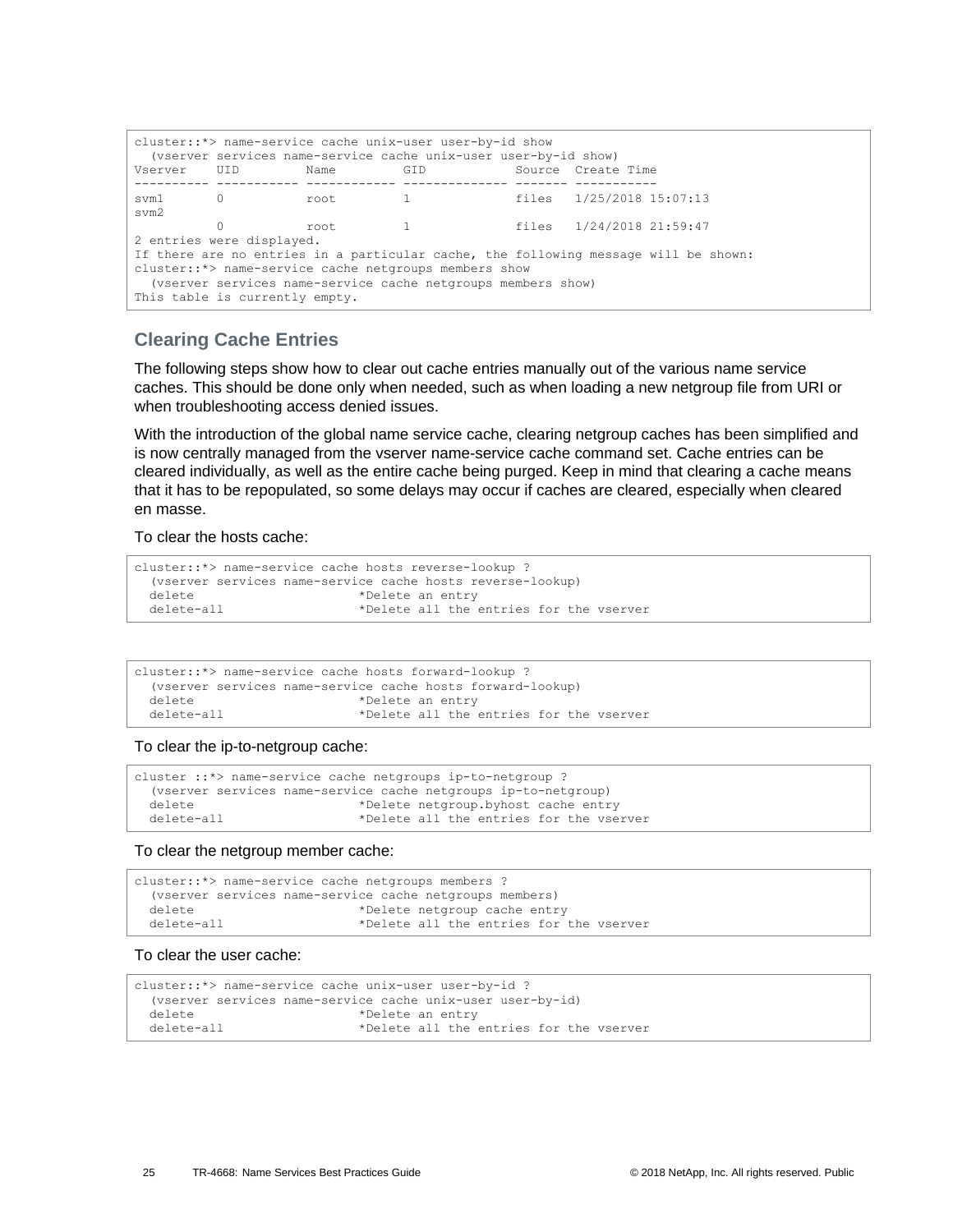```
cluster::*> name-service cache unix-user user-by-id show
  (vserver services name-service cache unix-user user-by-id show)
Vserver    UID         Name         GID            Source  Create Time
---------- ----------- ------------ -------------- ------- -----------
svm1       0           root         1              files   1/25/2018 15:07:13
svm2
           0           root         1              files   1/24/2018 21:59:47
2 entries were displayed.
If there are no entries in a particular cache, the following message will be shown:
cluster::*> name-service cache netgroups members show
  (vserver services name-service cache netgroups members show)
This table is currently empty.
```

### Clearing Cache Entries

The following steps show how to clear out cache entries manually out of the various name service caches. This should be done only when needed, such as when loading a new netgroup file from URI or when troubleshooting access denied issues.

With the introduction of the global name service cache, clearing netgroup caches has been simplified and is now centrally managed from the vserver name-service cache command set. Cache entries can be cleared individually, as well as the entire cache being purged. Keep in mind that clearing a cache means that it has to be repopulated, so some delays may occur if caches are cleared, especially when cleared en masse.

To clear the hosts cache:

```
cluster::*> name-service cache hosts reverse-lookup ?
  (vserver services name-service cache hosts reverse-lookup)
  delete                      *Delete an entry
  delete-all                  *Delete all the entries for the vserver
```

```
cluster::*> name-service cache hosts forward-lookup ?
  (vserver services name-service cache hosts forward-lookup)
  delete                      *Delete an entry
  delete-all                  *Delete all the entries for the vserver
```

To clear the ip-to-netgroup cache:

```
cluster ::*> name-service cache netgroups ip-to-netgroup ?
  (vserver services name-service cache netgroups ip-to-netgroup)
  delete                      *Delete netgroup.byhost cache entry
  delete-all                  *Delete all the entries for the vserver
```

To clear the netgroup member cache:

```
cluster::*> name-service cache netgroups members ?
  (vserver services name-service cache netgroups members)
  delete                      *Delete netgroup cache entry
  delete-all                  *Delete all the entries for the vserver
```

To clear the user cache:

```
cluster::*> name-service cache unix-user user-by-id ?
  (vserver services name-service cache unix-user user-by-id)
  delete                      *Delete an entry
  delete-all                  *Delete all the entries for the vserver
```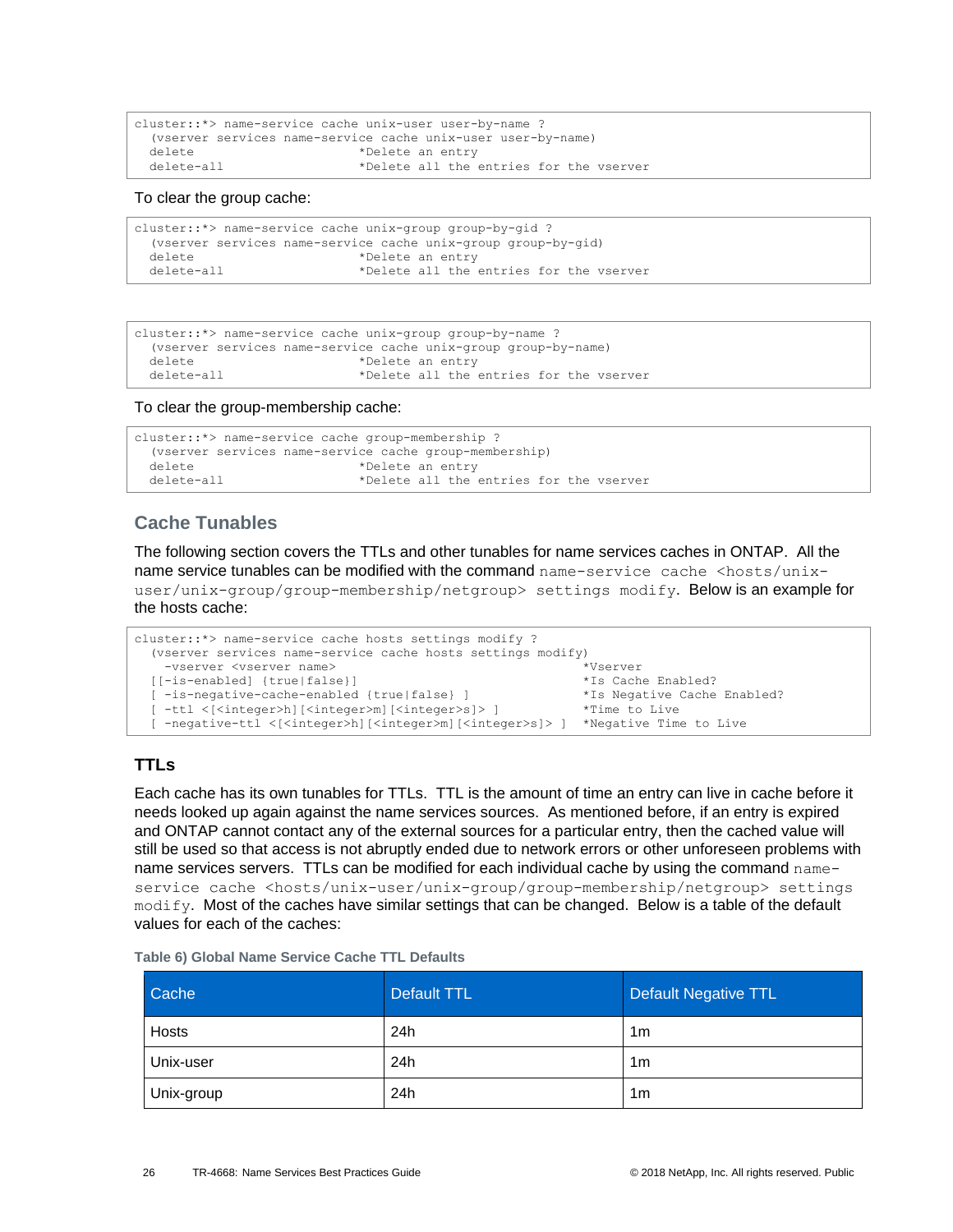```
cluster::*> name-service cache unix-user user-by-name ?
  (vserver services name-service cache unix-user user-by-name)
  delete                      *Delete an entry
  delete-all                  *Delete all the entries for the vserver
```

To clear the group cache:

```
cluster::*> name-service cache unix-group group-by-gid ?
  (vserver services name-service cache unix-group group-by-gid)
  delete                      *Delete an entry
  delete-all                  *Delete all the entries for the vserver
```

```
cluster::*> name-service cache unix-group group-by-name ?
  (vserver services name-service cache unix-group group-by-name)
  delete                      *Delete an entry
  delete-all                  *Delete all the entries for the vserver
```

To clear the group-membership cache:

```
cluster::*> name-service cache group-membership ?
  (vserver services name-service cache group-membership)
  delete                      *Delete an entry
  delete-all                  *Delete all the entries for the vserver
```

## Cache Tunables

The following section covers the TTLs and other tunables for name services caches in ONTAP. All the name service tunables can be modified with the command `name-service cache <hosts/unix-user/unix-group/group-membership/netgroup> settings modify`. Below is an example for the hosts cache:

```
cluster::*> name-service cache hosts settings modify ?
  (vserver services name-service cache hosts settings modify)
    -vserver <vserver name>                                   *Vserver
  [[-is-enabled] {true|false}]                                *Is Cache Enabled?
  [ -is-negative-cache-enabled {true|false} ]                 *Is Negative Cache Enabled?
  [ -ttl <[<integer>h][<integer>m][<integer>s]> ]             *Time to Live
  [ -negative-ttl <[<integer>h][<integer>m][<integer>s]> ]    *Negative Time to Live
```

### TTLs

Each cache has its own tunables for TTLs. TTL is the amount of time an entry can live in cache before it needs looked up again against the name services sources. As mentioned before, if an entry is expired and ONTAP cannot contact any of the external sources for a particular entry, then the cached value will still be used so that access is not abruptly ended due to network errors or other unforeseen problems with name services servers. TTLs can be modified for each individual cache by using the command `name-service cache <hosts/unix-user/unix-group/group-membership/netgroup> settings modify`. Most of the caches have similar settings that can be changed. Below is a table of the default values for each of the caches:

**Table 6) Global Name Service Cache TTL Defaults**

| Cache | Default TTL | Default Negative TTL |
|---|---|---|
| Hosts | 24h | 1m |
| Unix-user | 24h | 1m |
| Unix-group | 24h | 1m |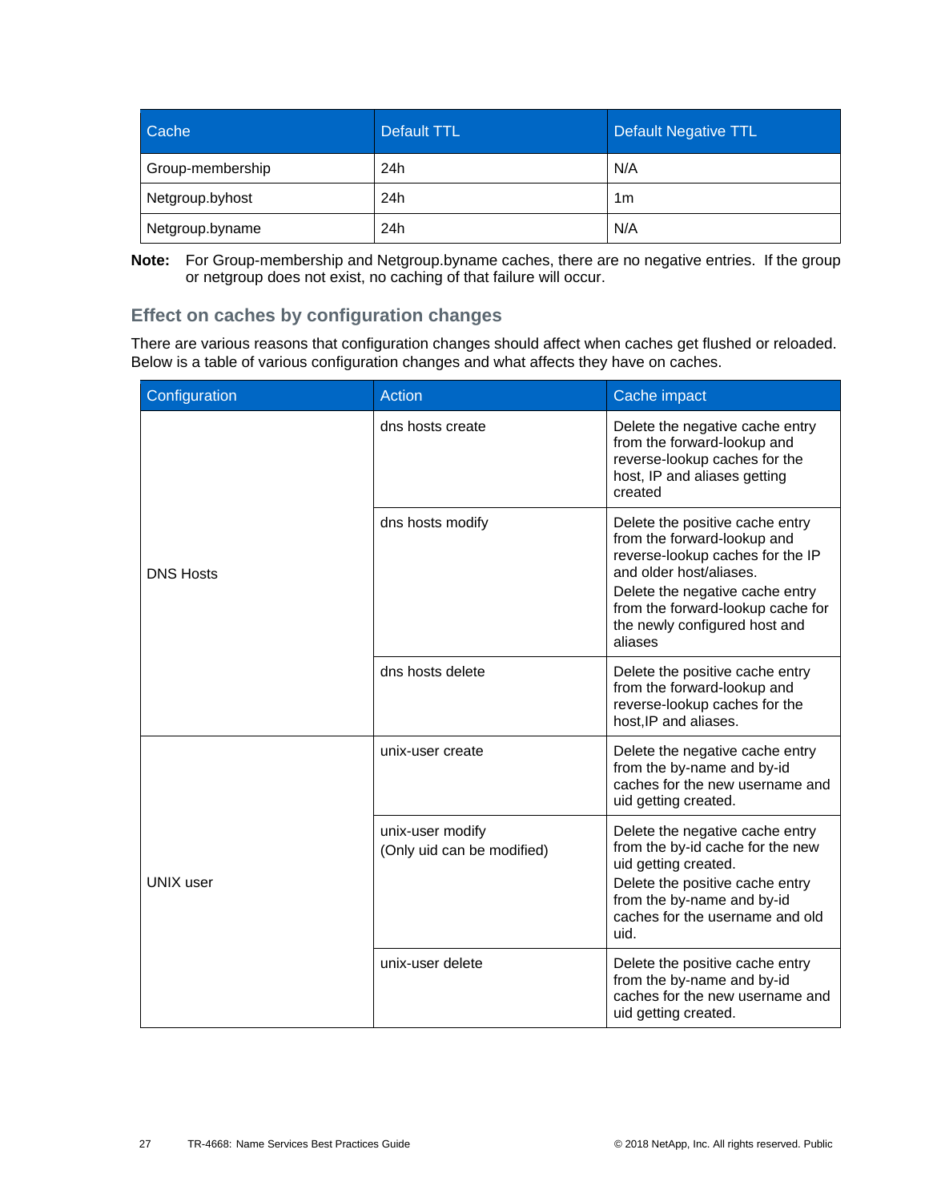| Cache | Default TTL | Default Negative TTL |
| --- | --- | --- |
| Group-membership | 24h | N/A |
| Netgroup.byhost | 24h | 1m |
| Netgroup.byname | 24h | N/A |

**Note:** For Group-membership and Netgroup.byname caches, there are no negative entries. If the group or netgroup does not exist, no caching of that failure will occur.

### Effect on caches by configuration changes

There are various reasons that configuration changes should affect when caches get flushed or reloaded. Below is a table of various configuration changes and what affects they have on caches.

| Configuration | Action | Cache impact |
| --- | --- | --- |
| DNS Hosts | dns hosts create | Delete the negative cache entry from the forward-lookup and reverse-lookup caches for the host, IP and aliases getting created |
| | dns hosts modify | Delete the positive cache entry from the forward-lookup and reverse-lookup caches for the IP and older host/aliases. Delete the negative cache entry from the forward-lookup cache for the newly configured host and aliases |
| | dns hosts delete | Delete the positive cache entry from the forward-lookup and reverse-lookup caches for the host,IP and aliases. |
| UNIX user | unix-user create | Delete the negative cache entry from the by-name and by-id caches for the new username and uid getting created. |
| | unix-user modify (Only uid can be modified) | Delete the negative cache entry from the by-id cache for the new uid getting created. Delete the positive cache entry from the by-name and by-id caches for the username and old uid. |
| | unix-user delete | Delete the positive cache entry from the by-name and by-id caches for the new username and uid getting created. |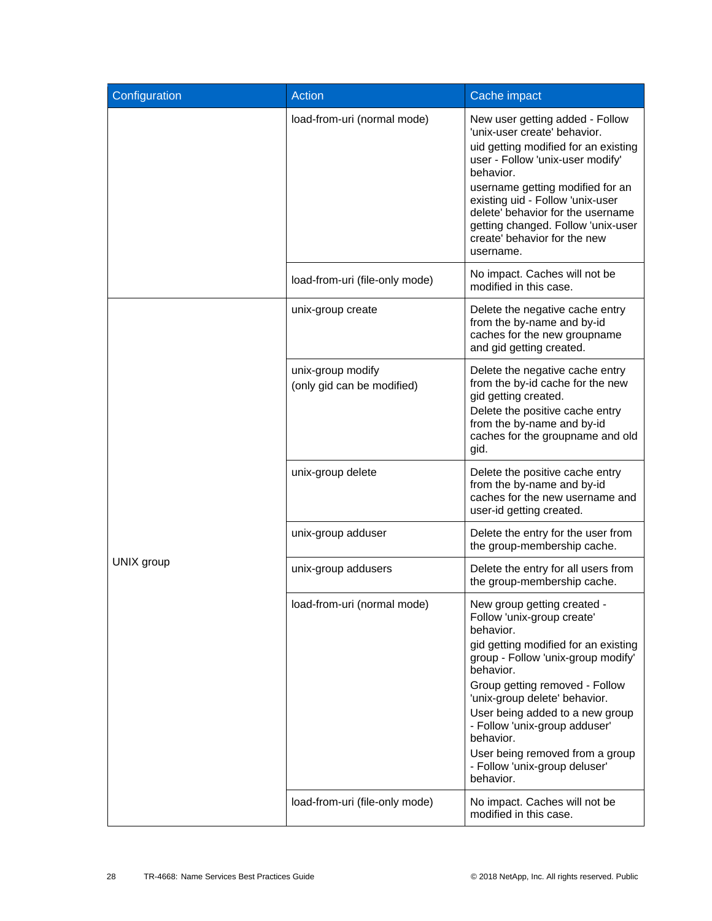| Configuration | Action | Cache impact |
|---|---|---|
| | load-from-uri (normal mode) | New user getting added - Follow 'unix-user create' behavior.<br>uid getting modified for an existing user - Follow 'unix-user modify' behavior.<br>username getting modified for an existing uid - Follow 'unix-user delete' behavior for the username getting changed. Follow 'unix-user create' behavior for the new username. |
| | load-from-uri (file-only mode) | No impact. Caches will not be modified in this case. |
| UNIX group | unix-group create | Delete the negative cache entry from the by-name and by-id caches for the new groupname and gid getting created. |
| | unix-group modify<br>(only gid can be modified) | Delete the negative cache entry from the by-id cache for the new gid getting created.<br>Delete the positive cache entry from the by-name and by-id caches for the groupname and old gid. |
| | unix-group delete | Delete the positive cache entry from the by-name and by-id caches for the new username and user-id getting created. |
| | unix-group adduser | Delete the entry for the user from the group-membership cache. |
| | unix-group addusers | Delete the entry for all users from the group-membership cache. |
| | load-from-uri (normal mode) | New group getting created - Follow 'unix-group create' behavior.<br>gid getting modified for an existing group - Follow 'unix-group modify' behavior.<br>Group getting removed - Follow 'unix-group delete' behavior.<br>User being added to a new group - Follow 'unix-group adduser' behavior.<br>User being removed from a group - Follow 'unix-group deluser' behavior. |
| | load-from-uri (file-only mode) | No impact. Caches will not be modified in this case. |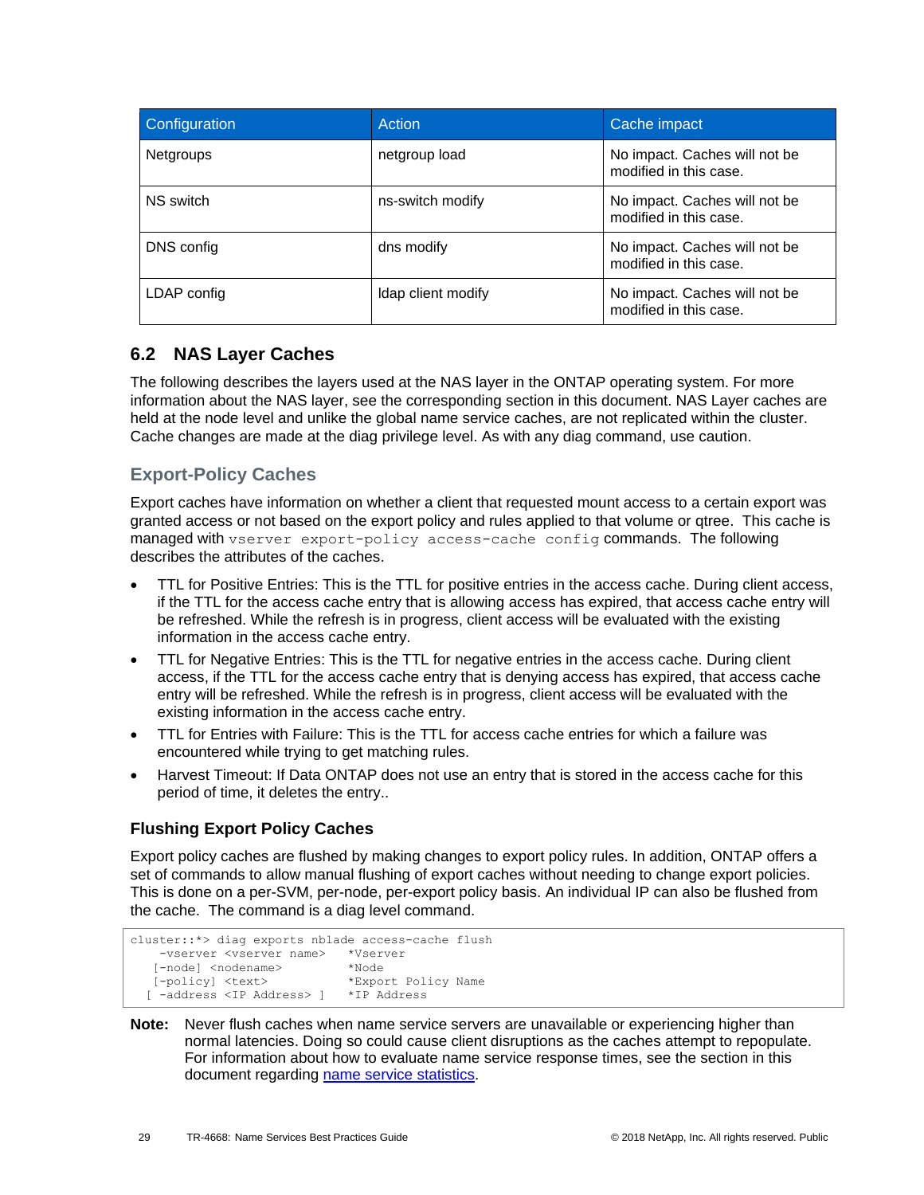| Configuration | Action | Cache impact |
| --- | --- | --- |
| Netgroups | netgroup load | No impact. Caches will not be modified in this case. |
| NS switch | ns-switch modify | No impact. Caches will not be modified in this case. |
| DNS config | dns modify | No impact. Caches will not be modified in this case. |
| LDAP config | ldap client modify | No impact. Caches will not be modified in this case. |

## 6.2 NAS Layer Caches

The following describes the layers used at the NAS layer in the ONTAP operating system. For more information about the NAS layer, see the corresponding section in this document. NAS Layer caches are held at the node level and unlike the global name service caches, are not replicated within the cluster. Cache changes are made at the diag privilege level. As with any diag command, use caution.

### Export-Policy Caches

Export caches have information on whether a client that requested mount access to a certain export was granted access or not based on the export policy and rules applied to that volume or qtree. This cache is managed with `vserver export-policy access-cache config` commands. The following describes the attributes of the caches.

- TTL for Positive Entries: This is the TTL for positive entries in the access cache. During client access, if the TTL for the access cache entry that is allowing access has expired, that access cache entry will be refreshed. While the refresh is in progress, client access will be evaluated with the existing information in the access cache entry.
- TTL for Negative Entries: This is the TTL for negative entries in the access cache. During client access, if the TTL for the access cache entry that is denying access has expired, that access cache entry will be refreshed. While the refresh is in progress, client access will be evaluated with the existing information in the access cache entry.
- TTL for Entries with Failure: This is the TTL for access cache entries for which a failure was encountered while trying to get matching rules.
- Harvest Timeout: If Data ONTAP does not use an entry that is stored in the access cache for this period of time, it deletes the entry..

### Flushing Export Policy Caches

Export policy caches are flushed by making changes to export policy rules. In addition, ONTAP offers a set of commands to allow manual flushing of export caches without needing to change export policies. This is done on a per-SVM, per-node, per-export policy basis. An individual IP can also be flushed from the cache. The command is a diag level command.

```
cluster::*> diag exports nblade access-cache flush
    -vserver <vserver name>    *Vserver
   [-node] <nodename>          *Node
   [-policy] <text>            *Export Policy Name
  [ -address <IP Address> ]    *IP Address
```

**Note:** Never flush caches when name service servers are unavailable or experiencing higher than normal latencies. Doing so could cause client disruptions as the caches attempt to repopulate. For information about how to evaluate name service response times, see the section in this document regarding name service statistics.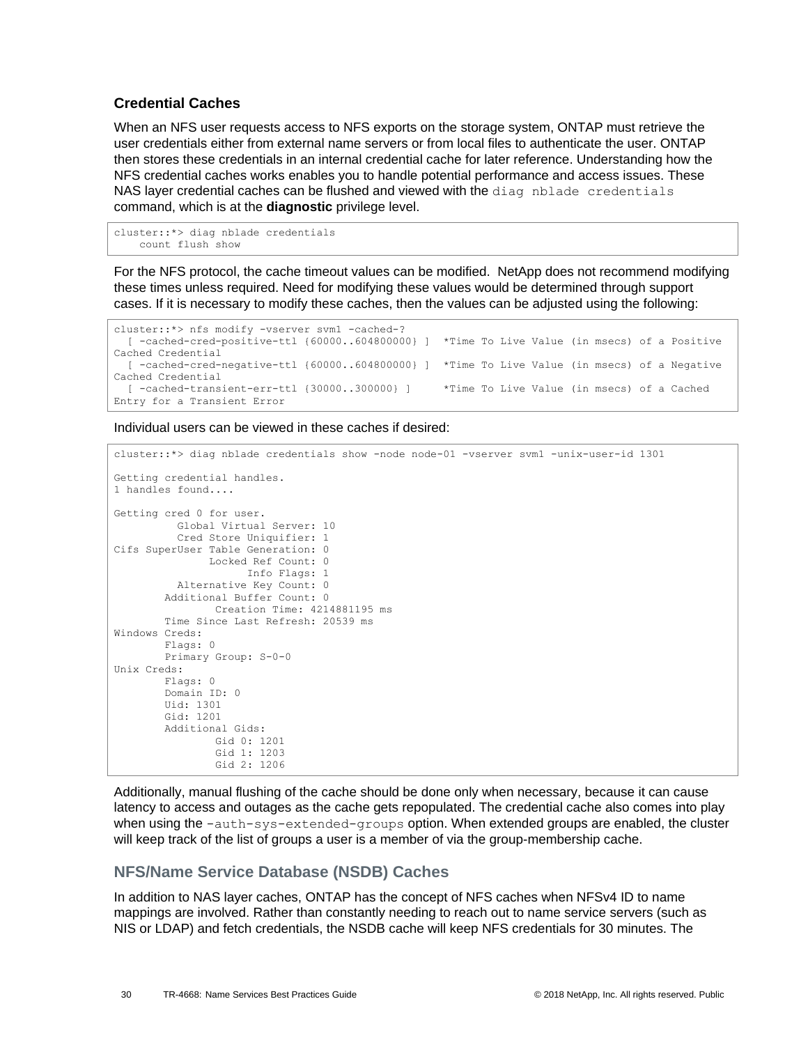### Credential Caches

When an NFS user requests access to NFS exports on the storage system, ONTAP must retrieve the user credentials either from external name servers or from local files to authenticate the user. ONTAP then stores these credentials in an internal credential cache for later reference. Understanding how the NFS credential caches works enables you to handle potential performance and access issues. These NAS layer credential caches can be flushed and viewed with the `diag nblade credentials` command, which is at the **diagnostic** privilege level.

```
cluster::*> diag nblade credentials
    count flush show
```

For the NFS protocol, the cache timeout values can be modified. NetApp does not recommend modifying these times unless required. Need for modifying these values would be determined through support cases. If it is necessary to modify these caches, then the values can be adjusted using the following:

```
cluster::*> nfs modify -vserver svm1 -cached-?
  [ -cached-cred-positive-ttl {60000..604800000} ]  *Time To Live Value (in msecs) of a Positive
Cached Credential
  [ -cached-cred-negative-ttl {60000..604800000} ]  *Time To Live Value (in msecs) of a Negative
Cached Credential
  [ -cached-transient-err-ttl {30000..300000} ]     *Time To Live Value (in msecs) of a Cached
Entry for a Transient Error
```

Individual users can be viewed in these caches if desired:

```
cluster::*> diag nblade credentials show -node node-01 -vserver svm1 -unix-user-id 1301

Getting credential handles.
1 handles found....

Getting cred 0 for user.
          Global Virtual Server: 10
          Cred Store Uniquifier: 1
Cifs SuperUser Table Generation: 0
               Locked Ref Count: 0
                     Info Flags: 1
          Alternative Key Count: 0
        Additional Buffer Count: 0
                Creation Time: 4214881195 ms
        Time Since Last Refresh: 20539 ms
Windows Creds:
        Flags: 0
        Primary Group: S-0-0
Unix Creds:
        Flags: 0
        Domain ID: 0
        Uid: 1301
        Gid: 1201
        Additional Gids:
                Gid 0: 1201
                Gid 1: 1203
                Gid 2: 1206
```

Additionally, manual flushing of the cache should be done only when necessary, because it can cause latency to access and outages as the cache gets repopulated. The credential cache also comes into play when using the `–auth-sys-extended-groups` option. When extended groups are enabled, the cluster will keep track of the list of groups a user is a member of via the group-membership cache.

### NFS/Name Service Database (NSDB) Caches

In addition to NAS layer caches, ONTAP has the concept of NFS caches when NFSv4 ID to name mappings are involved. Rather than constantly needing to reach out to name service servers (such as NIS or LDAP) and fetch credentials, the NSDB cache will keep NFS credentials for 30 minutes. The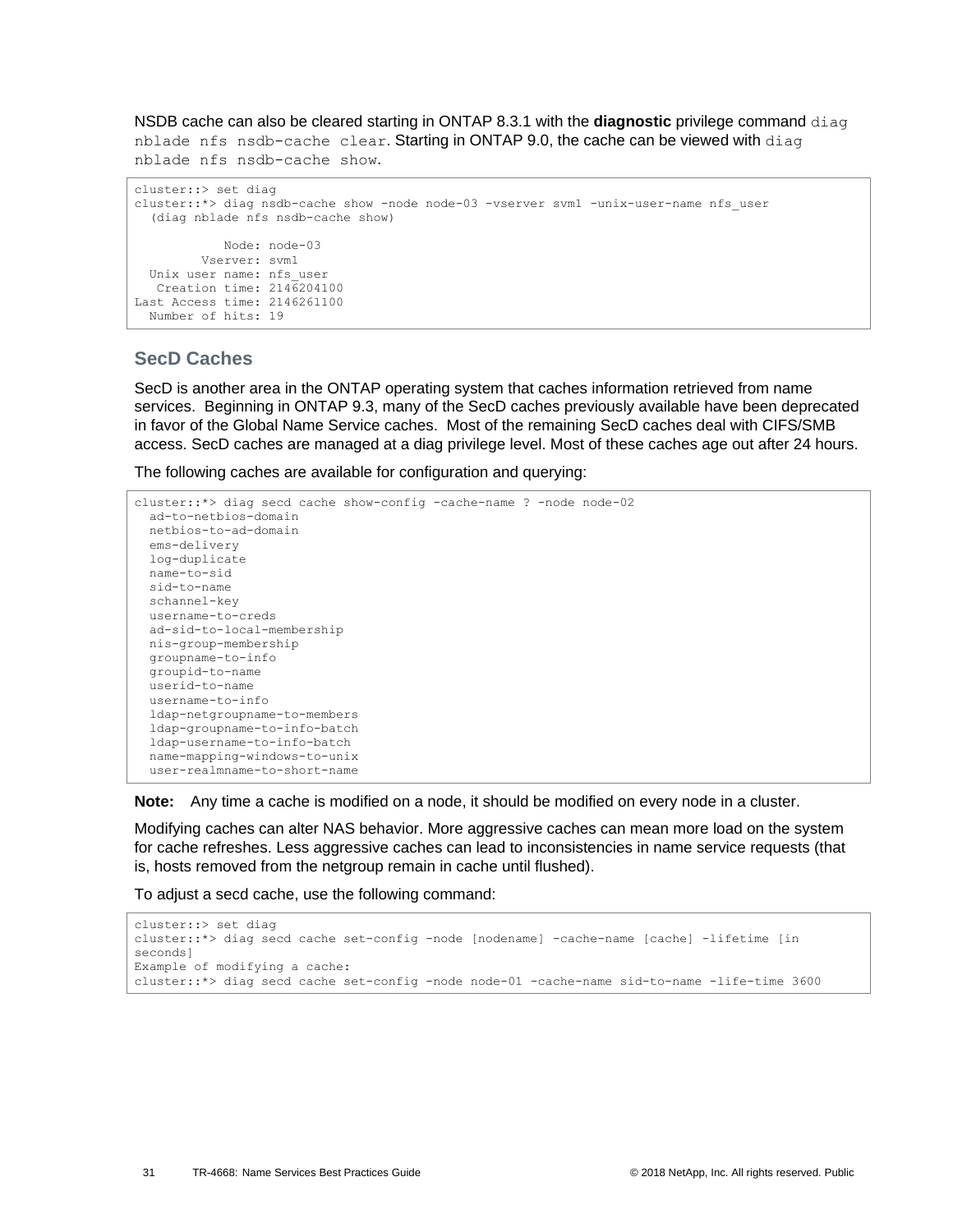NSDB cache can also be cleared starting in ONTAP 8.3.1 with the **diagnostic** privilege command `diag nblade nfs nsdb-cache clear`. Starting in ONTAP 9.0, the cache can be viewed with `diag nblade nfs nsdb-cache show`.

```
cluster::> set diag
cluster::*> diag nsdb-cache show -node node-03 -vserver svm1 -unix-user-name nfs_user
  (diag nblade nfs nsdb-cache show)

           Node: node-03
        Vserver: svm1
  Unix user name: nfs_user
   Creation time: 2146204100
Last Access time: 2146261100
  Number of hits: 19
```

### SecD Caches

SecD is another area in the ONTAP operating system that caches information retrieved from name services. Beginning in ONTAP 9.3, many of the SecD caches previously available have been deprecated in favor of the Global Name Service caches. Most of the remaining SecD caches deal with CIFS/SMB access. SecD caches are managed at a diag privilege level. Most of these caches age out after 24 hours.

The following caches are available for configuration and querying:

```
cluster::*> diag secd cache show-config -cache-name ? -node node-02
  ad-to-netbios-domain
  netbios-to-ad-domain
  ems-delivery
  log-duplicate
  name-to-sid
  sid-to-name
  schannel-key
  username-to-creds
  ad-sid-to-local-membership
  nis-group-membership
  groupname-to-info
  groupid-to-name
  userid-to-name
  username-to-info
  ldap-netgroupname-to-members
  ldap-groupname-to-info-batch
  ldap-username-to-info-batch
  name-mapping-windows-to-unix
  user-realmname-to-short-name
```

**Note:** Any time a cache is modified on a node, it should be modified on every node in a cluster.

Modifying caches can alter NAS behavior. More aggressive caches can mean more load on the system for cache refreshes. Less aggressive caches can lead to inconsistencies in name service requests (that is, hosts removed from the netgroup remain in cache until flushed).

To adjust a secd cache, use the following command:

```
cluster::> set diag
cluster::*> diag secd cache set-config -node [nodename] -cache-name [cache] -lifetime [in
seconds]
Example of modifying a cache:
cluster::*> diag secd cache set-config -node node-01 -cache-name sid-to-name -life-time 3600
```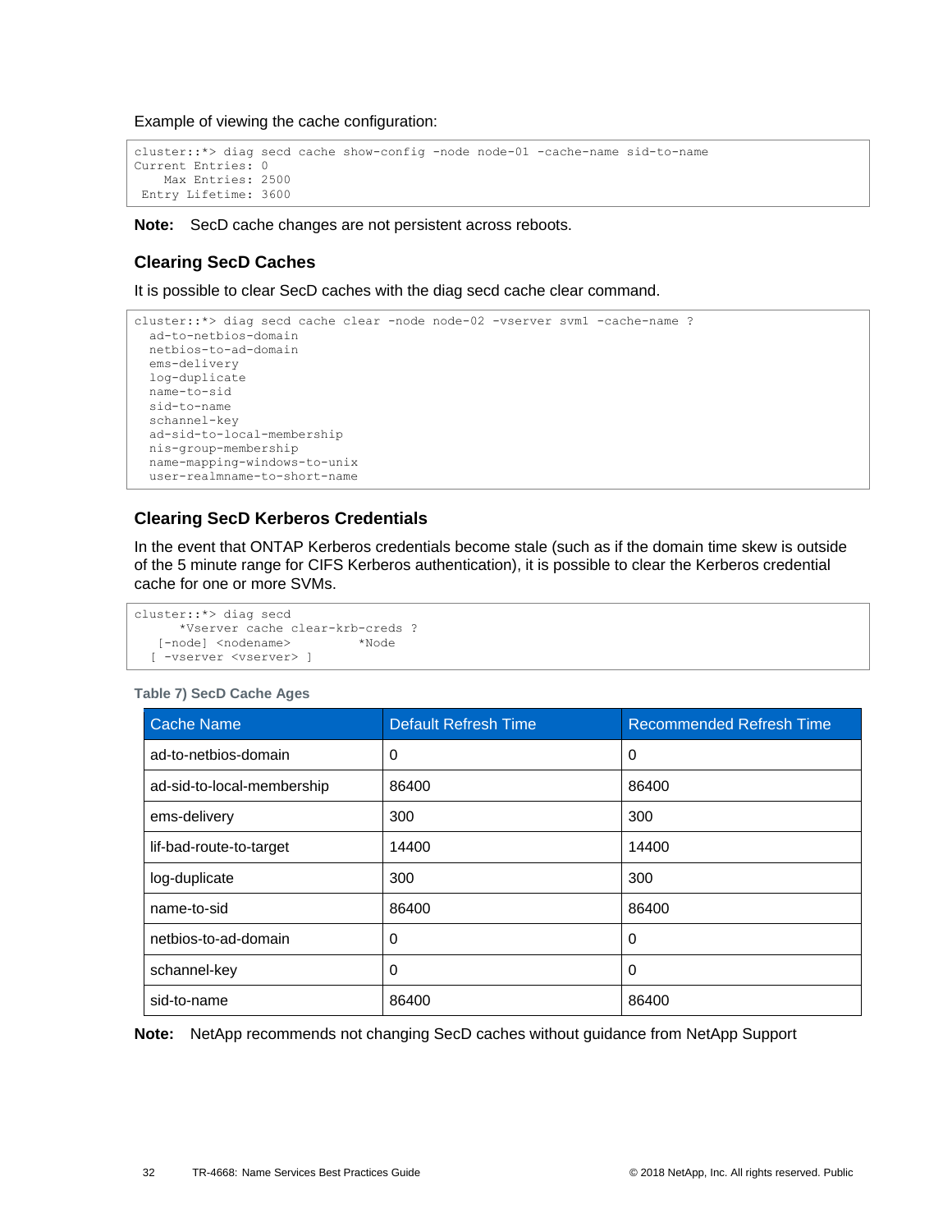Example of viewing the cache configuration:

```
cluster::*> diag secd cache show-config -node node-01 -cache-name sid-to-name
Current Entries: 0
    Max Entries: 2500
 Entry Lifetime: 3600
```

**Note:** SecD cache changes are not persistent across reboots.

### Clearing SecD Caches

It is possible to clear SecD caches with the diag secd cache clear command.

```
cluster::*> diag secd cache clear -node node-02 -vserver svm1 -cache-name ?
  ad-to-netbios-domain
  netbios-to-ad-domain
  ems-delivery
  log-duplicate
  name-to-sid
  sid-to-name
  schannel-key
  ad-sid-to-local-membership
  nis-group-membership
  name-mapping-windows-to-unix
  user-realmname-to-short-name
```

### Clearing SecD Kerberos Credentials

In the event that ONTAP Kerberos credentials become stale (such as if the domain time skew is outside of the 5 minute range for CIFS Kerberos authentication), it is possible to clear the Kerberos credential cache for one or more SVMs.

```
cluster::*> diag secd
      *Vserver cache clear-krb-creds ?
   [-node] <nodename>         *Node
  [ -vserver <vserver> ]
```

**Table 7) SecD Cache Ages**

| Cache Name | Default Refresh Time | Recommended Refresh Time |
|---|---|---|
| ad-to-netbios-domain | 0 | 0 |
| ad-sid-to-local-membership | 86400 | 86400 |
| ems-delivery | 300 | 300 |
| lif-bad-route-to-target | 14400 | 14400 |
| log-duplicate | 300 | 300 |
| name-to-sid | 86400 | 86400 |
| netbios-to-ad-domain | 0 | 0 |
| schannel-key | 0 | 0 |
| sid-to-name | 86400 | 86400 |

**Note:** NetApp recommends not changing SecD caches without guidance from NetApp Support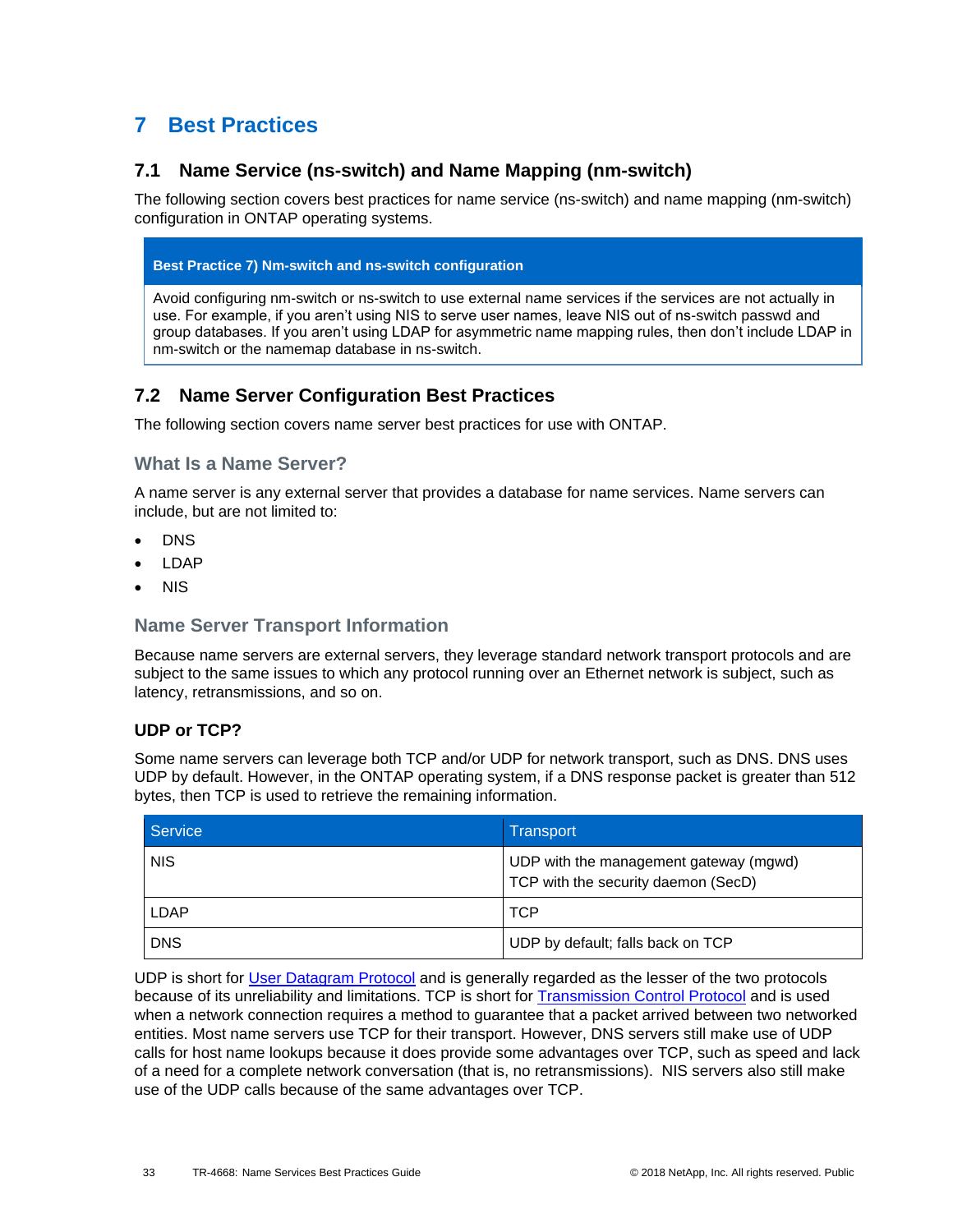# 7 Best Practices

## 7.1 Name Service (ns-switch) and Name Mapping (nm-switch)

The following section covers best practices for name service (ns-switch) and name mapping (nm-switch) configuration in ONTAP operating systems.

| **Best Practice 7) Nm-switch and ns-switch configuration** |
| --- |
| Avoid configuring nm-switch or ns-switch to use external name services if the services are not actually in use. For example, if you aren't using NIS to serve user names, leave NIS out of ns-switch passwd and group databases. If you aren't using LDAP for asymmetric name mapping rules, then don't include LDAP in nm-switch or the namemap database in ns-switch. |

## 7.2 Name Server Configuration Best Practices

The following section covers name server best practices for use with ONTAP.

### What Is a Name Server?

A name server is any external server that provides a database for name services. Name servers can include, but are not limited to:

- DNS
- LDAP
- NIS

### Name Server Transport Information

Because name servers are external servers, they leverage standard network transport protocols and are subject to the same issues to which any protocol running over an Ethernet network is subject, such as latency, retransmissions, and so on.

#### UDP or TCP?

Some name servers can leverage both TCP and/or UDP for network transport, such as DNS. DNS uses UDP by default. However, in the ONTAP operating system, if a DNS response packet is greater than 512 bytes, then TCP is used to retrieve the remaining information.

| Service | Transport |
| --- | --- |
| NIS | UDP with the management gateway (mgwd)<br>TCP with the security daemon (SecD) |
| LDAP | TCP |
| DNS | UDP by default; falls back on TCP |

UDP is short for User Datagram Protocol and is generally regarded as the lesser of the two protocols because of its unreliability and limitations. TCP is short for Transmission Control Protocol and is used when a network connection requires a method to guarantee that a packet arrived between two networked entities. Most name servers use TCP for their transport. However, DNS servers still make use of UDP calls for host name lookups because it does provide some advantages over TCP, such as speed and lack of a need for a complete network conversation (that is, no retransmissions). NIS servers also still make use of the UDP calls because of the same advantages over TCP.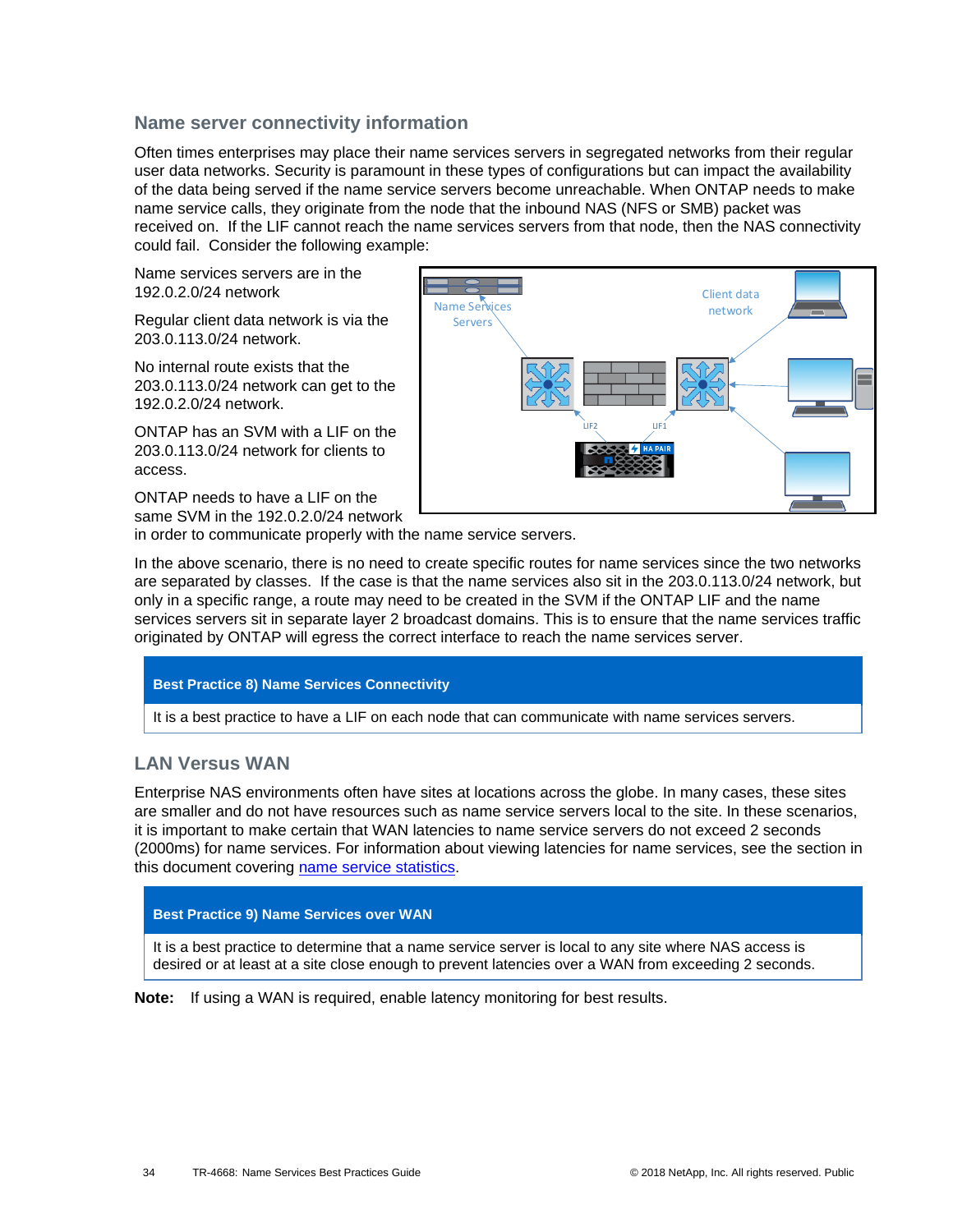### Name server connectivity information

Often times enterprises may place their name services servers in segregated networks from their regular user data networks. Security is paramount in these types of configurations but can impact the availability of the data being served if the name service servers become unreachable. When ONTAP needs to make name service calls, they originate from the node that the inbound NAS (NFS or SMB) packet was received on. If the LIF cannot reach the name services servers from that node, then the NAS connectivity could fail. Consider the following example:

Name services servers are in the 192.0.2.0/24 network

Regular client data network is via the 203.0.113.0/24 network.

No internal route exists that the 203.0.113.0/24 network can get to the 192.0.2.0/24 network.

ONTAP has an SVM with a LIF on the 203.0.113.0/24 network for clients to access.

ONTAP needs to have a LIF on the same SVM in the 192.0.2.0/24 network in order to communicate properly with the name service servers.

In the above scenario, there is no need to create specific routes for name services since the two networks are separated by classes. If the case is that the name services also sit in the 203.0.113.0/24 network, but only in a specific range, a route may need to be created in the SVM if the ONTAP LIF and the name services servers sit in separate layer 2 broadcast domains. This is to ensure that the name services traffic originated by ONTAP will egress the correct interface to reach the name services server.

| Best Practice 8) Name Services Connectivity |
|---|
| It is a best practice to have a LIF on each node that can communicate with name services servers. |

### LAN Versus WAN

Enterprise NAS environments often have sites at locations across the globe. In many cases, these sites are smaller and do not have resources such as name service servers local to the site. In these scenarios, it is important to make certain that WAN latencies to name service servers do not exceed 2 seconds (2000ms) for name services. For information about viewing latencies for name services, see the section in this document covering name service statistics.

| Best Practice 9) Name Services over WAN |
|---|
| It is a best practice to determine that a name service server is local to any site where NAS access is desired or at least at a site close enough to prevent latencies over a WAN from exceeding 2 seconds. |

**Note:** If using a WAN is required, enable latency monitoring for best results.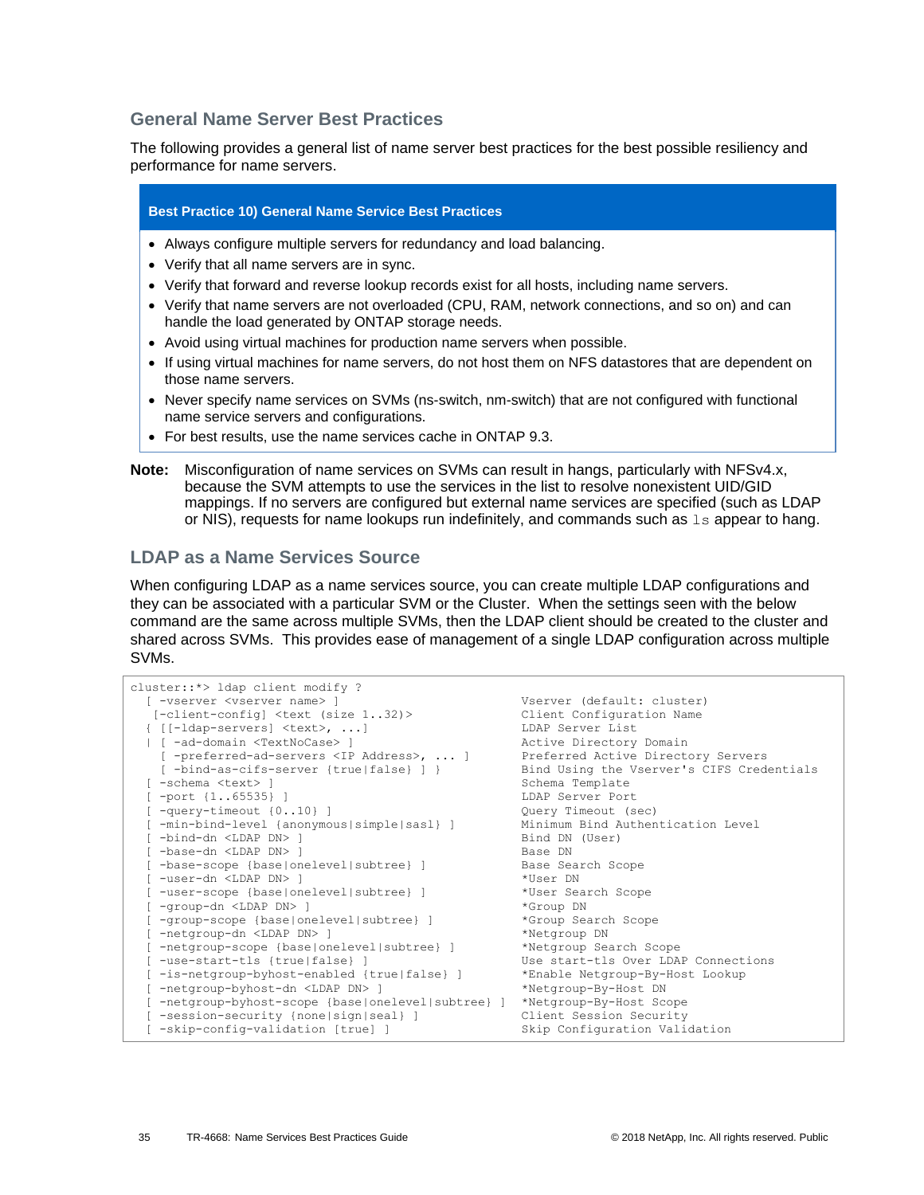## General Name Server Best Practices

The following provides a general list of name server best practices for the best possible resiliency and performance for name servers.

**Best Practice 10) General Name Service Best Practices**

- Always configure multiple servers for redundancy and load balancing.
- Verify that all name servers are in sync.
- Verify that forward and reverse lookup records exist for all hosts, including name servers.
- Verify that name servers are not overloaded (CPU, RAM, network connections, and so on) and can handle the load generated by ONTAP storage needs.
- Avoid using virtual machines for production name servers when possible.
- If using virtual machines for name servers, do not host them on NFS datastores that are dependent on those name servers.
- Never specify name services on SVMs (ns-switch, nm-switch) that are not configured with functional name service servers and configurations.
- For best results, use the name services cache in ONTAP 9.3.

**Note:** Misconfiguration of name services on SVMs can result in hangs, particularly with NFSv4.x, because the SVM attempts to use the services in the list to resolve nonexistent UID/GID mappings. If no servers are configured but external name services are specified (such as LDAP or NIS), requests for name lookups run indefinitely, and commands such as `ls` appear to hang.

## LDAP as a Name Services Source

When configuring LDAP as a name services source, you can create multiple LDAP configurations and they can be associated with a particular SVM or the Cluster. When the settings seen with the below command are the same across multiple SVMs, then the LDAP client should be created to the cluster and shared across SVMs. This provides ease of management of a single LDAP configuration across multiple SVMs.

```
cluster::*> ldap client modify ?
  [ -vserver <vserver name> ]                                Vserver (default: cluster)
   [-client-config] <text (size 1..32)>                      Client Configuration Name
  { [[-ldap-servers] <text>, ...]                            LDAP Server List
  | [ -ad-domain <TextNoCase> ]                              Active Directory Domain
    [ -preferred-ad-servers <IP Address>, ... ]              Preferred Active Directory Servers
    [ -bind-as-cifs-server {true|false} ] }                  Bind Using the Vserver's CIFS Credentials
  [ -schema <text> ]                                         Schema Template
  [ -port {1..65535} ]                                       LDAP Server Port
  [ -query-timeout {0..10} ]                                 Query Timeout (sec)
  [ -min-bind-level {anonymous|simple|sasl} ]                Minimum Bind Authentication Level
  [ -bind-dn <LDAP DN> ]                                     Bind DN (User)
  [ -base-dn <LDAP DN> ]                                     Base DN
  [ -base-scope {base|onelevel|subtree} ]                    Base Search Scope
  [ -user-dn <LDAP DN> ]                                     *User DN
  [ -user-scope {base|onelevel|subtree} ]                    *User Search Scope
  [ -group-dn <LDAP DN> ]                                    *Group DN
  [ -group-scope {base|onelevel|subtree} ]                   *Group Search Scope
  [ -netgroup-dn <LDAP DN> ]                                 *Netgroup DN
  [ -netgroup-scope {base|onelevel|subtree} ]                *Netgroup Search Scope
  [ -use-start-tls {true|false} ]                            Use start-tls Over LDAP Connections
  [ -is-netgroup-byhost-enabled {true|false} ]               *Enable Netgroup-By-Host Lookup
  [ -netgroup-byhost-dn <LDAP DN> ]                          *Netgroup-By-Host DN
  [ -netgroup-byhost-scope {base|onelevel|subtree} ]         *Netgroup-By-Host Scope
  [ -session-security {none|sign|seal} ]                     Client Session Security
  [ -skip-config-validation [true] ]                         Skip Configuration Validation
```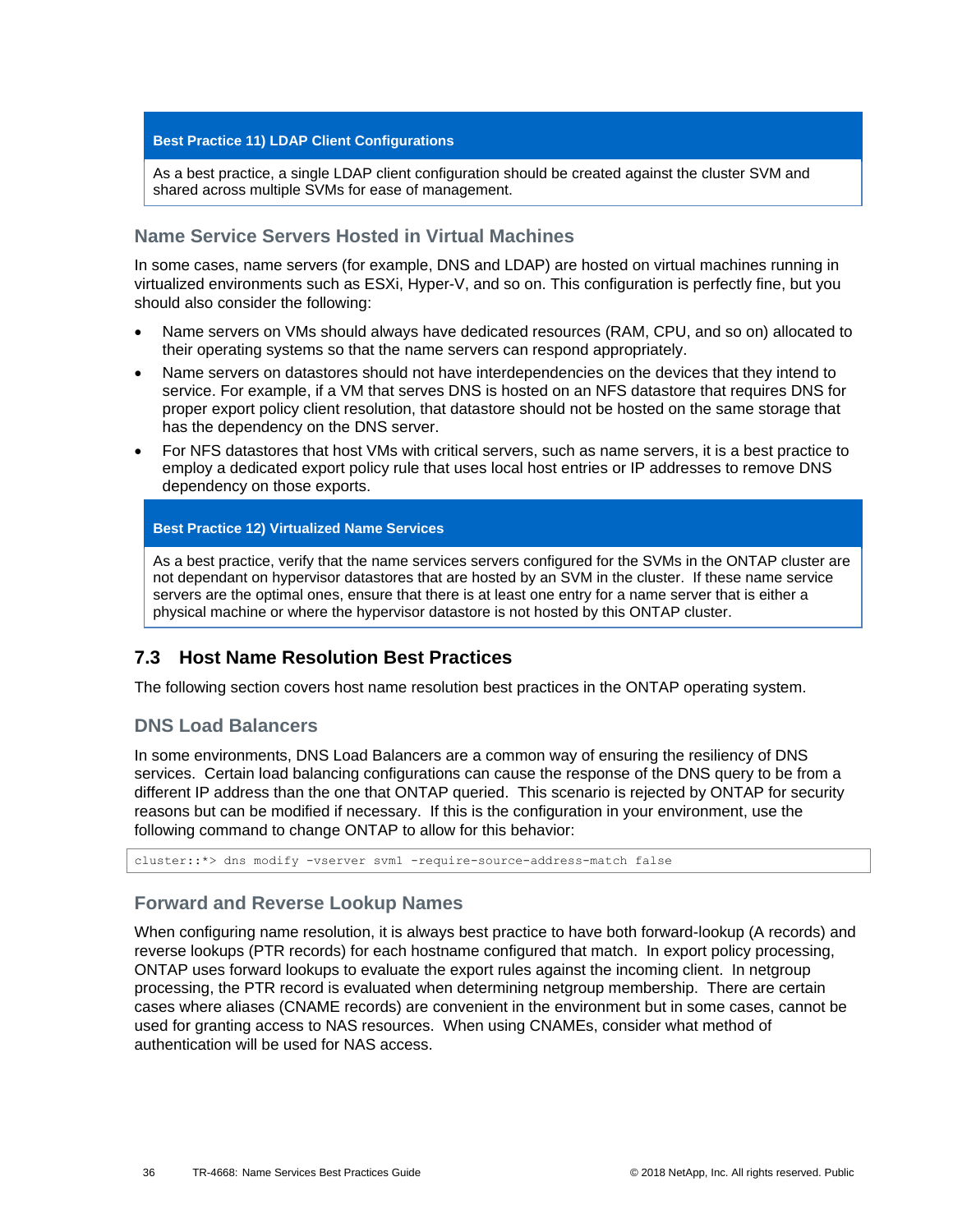**Best Practice 11) LDAP Client Configurations**

As a best practice, a single LDAP client configuration should be created against the cluster SVM and shared across multiple SVMs for ease of management.

### Name Service Servers Hosted in Virtual Machines

In some cases, name servers (for example, DNS and LDAP) are hosted on virtual machines running in virtualized environments such as ESXi, Hyper-V, and so on. This configuration is perfectly fine, but you should also consider the following:

- Name servers on VMs should always have dedicated resources (RAM, CPU, and so on) allocated to their operating systems so that the name servers can respond appropriately.
- Name servers on datastores should not have interdependencies on the devices that they intend to service. For example, if a VM that serves DNS is hosted on an NFS datastore that requires DNS for proper export policy client resolution, that datastore should not be hosted on the same storage that has the dependency on the DNS server.
- For NFS datastores that host VMs with critical servers, such as name servers, it is a best practice to employ a dedicated export policy rule that uses local host entries or IP addresses to remove DNS dependency on those exports.

**Best Practice 12) Virtualized Name Services**

As a best practice, verify that the name services servers configured for the SVMs in the ONTAP cluster are not dependant on hypervisor datastores that are hosted by an SVM in the cluster. If these name service servers are the optimal ones, ensure that there is at least one entry for a name server that is either a physical machine or where the hypervisor datastore is not hosted by this ONTAP cluster.

## 7.3 Host Name Resolution Best Practices

The following section covers host name resolution best practices in the ONTAP operating system.

### DNS Load Balancers

In some environments, DNS Load Balancers are a common way of ensuring the resiliency of DNS services. Certain load balancing configurations can cause the response of the DNS query to be from a different IP address than the one that ONTAP queried. This scenario is rejected by ONTAP for security reasons but can be modified if necessary. If this is the configuration in your environment, use the following command to change ONTAP to allow for this behavior:

```
cluster::*> dns modify -vserver svm1 -require-source-address-match false
```

### Forward and Reverse Lookup Names

When configuring name resolution, it is always best practice to have both forward-lookup (A records) and reverse lookups (PTR records) for each hostname configured that match. In export policy processing, ONTAP uses forward lookups to evaluate the export rules against the incoming client. In netgroup processing, the PTR record is evaluated when determining netgroup membership. There are certain cases where aliases (CNAME records) are convenient in the environment but in some cases, cannot be used for granting access to NAS resources. When using CNAMEs, consider what method of authentication will be used for NAS access.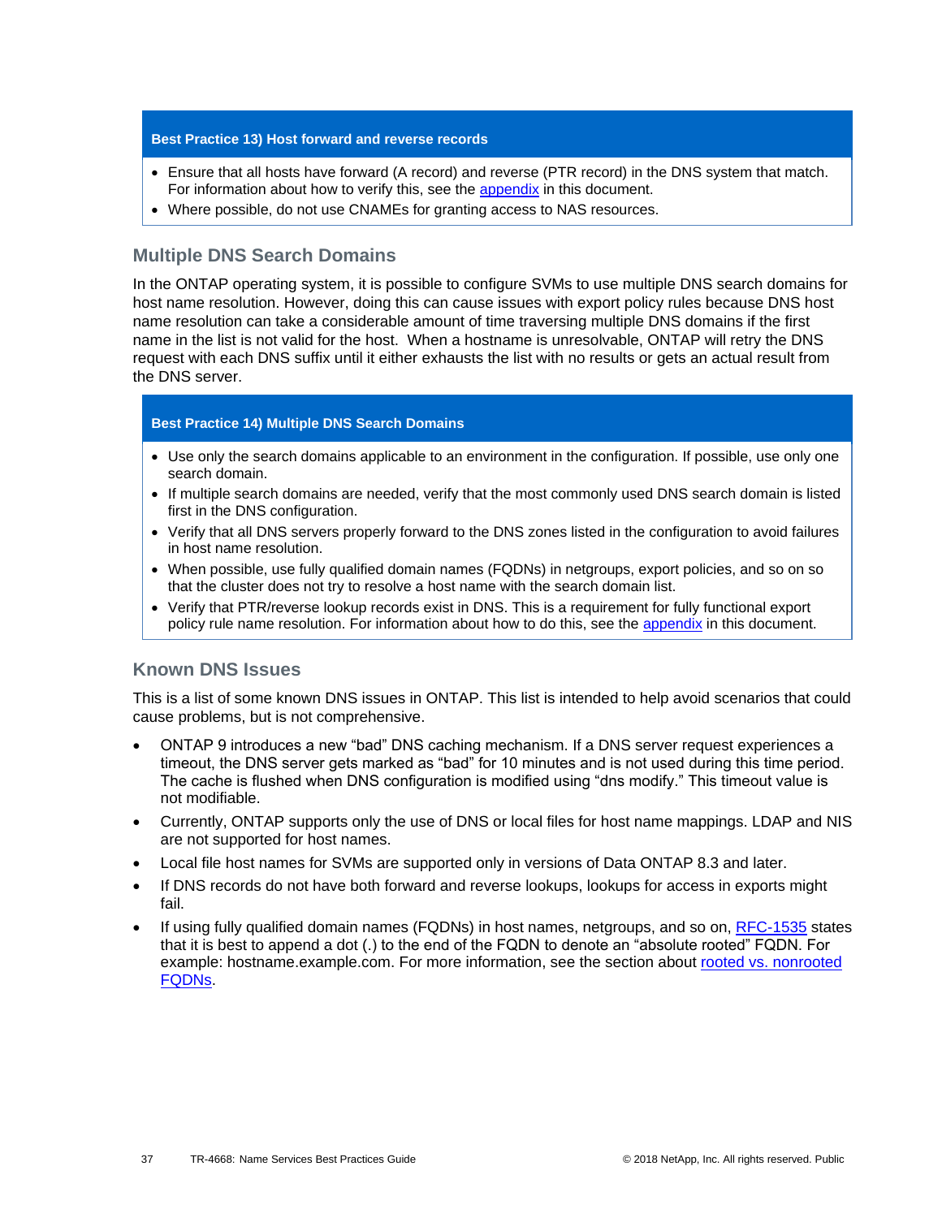**Best Practice 13) Host forward and reverse records**

- Ensure that all hosts have forward (A record) and reverse (PTR record) in the DNS system that match. For information about how to verify this, see the appendix in this document.
- Where possible, do not use CNAMEs for granting access to NAS resources.

## Multiple DNS Search Domains

In the ONTAP operating system, it is possible to configure SVMs to use multiple DNS search domains for host name resolution. However, doing this can cause issues with export policy rules because DNS host name resolution can take a considerable amount of time traversing multiple DNS domains if the first name in the list is not valid for the host. When a hostname is unresolvable, ONTAP will retry the DNS request with each DNS suffix until it either exhausts the list with no results or gets an actual result from the DNS server.

**Best Practice 14) Multiple DNS Search Domains**

- Use only the search domains applicable to an environment in the configuration. If possible, use only one search domain.
- If multiple search domains are needed, verify that the most commonly used DNS search domain is listed first in the DNS configuration.
- Verify that all DNS servers properly forward to the DNS zones listed in the configuration to avoid failures in host name resolution.
- When possible, use fully qualified domain names (FQDNs) in netgroups, export policies, and so on so that the cluster does not try to resolve a host name with the search domain list.
- Verify that PTR/reverse lookup records exist in DNS. This is a requirement for fully functional export policy rule name resolution. For information about how to do this, see the appendix in this document.

## Known DNS Issues

This is a list of some known DNS issues in ONTAP. This list is intended to help avoid scenarios that could cause problems, but is not comprehensive.

- ONTAP 9 introduces a new "bad" DNS caching mechanism. If a DNS server request experiences a timeout, the DNS server gets marked as "bad" for 10 minutes and is not used during this time period. The cache is flushed when DNS configuration is modified using "dns modify." This timeout value is not modifiable.
- Currently, ONTAP supports only the use of DNS or local files for host name mappings. LDAP and NIS are not supported for host names.
- Local file host names for SVMs are supported only in versions of Data ONTAP 8.3 and later.
- If DNS records do not have both forward and reverse lookups, lookups for access in exports might fail.
- If using fully qualified domain names (FQDNs) in host names, netgroups, and so on, RFC-1535 states that it is best to append a dot (.) to the end of the FQDN to denote an "absolute rooted" FQDN. For example: hostname.example.com. For more information, see the section about rooted vs. nonrooted FQDNs.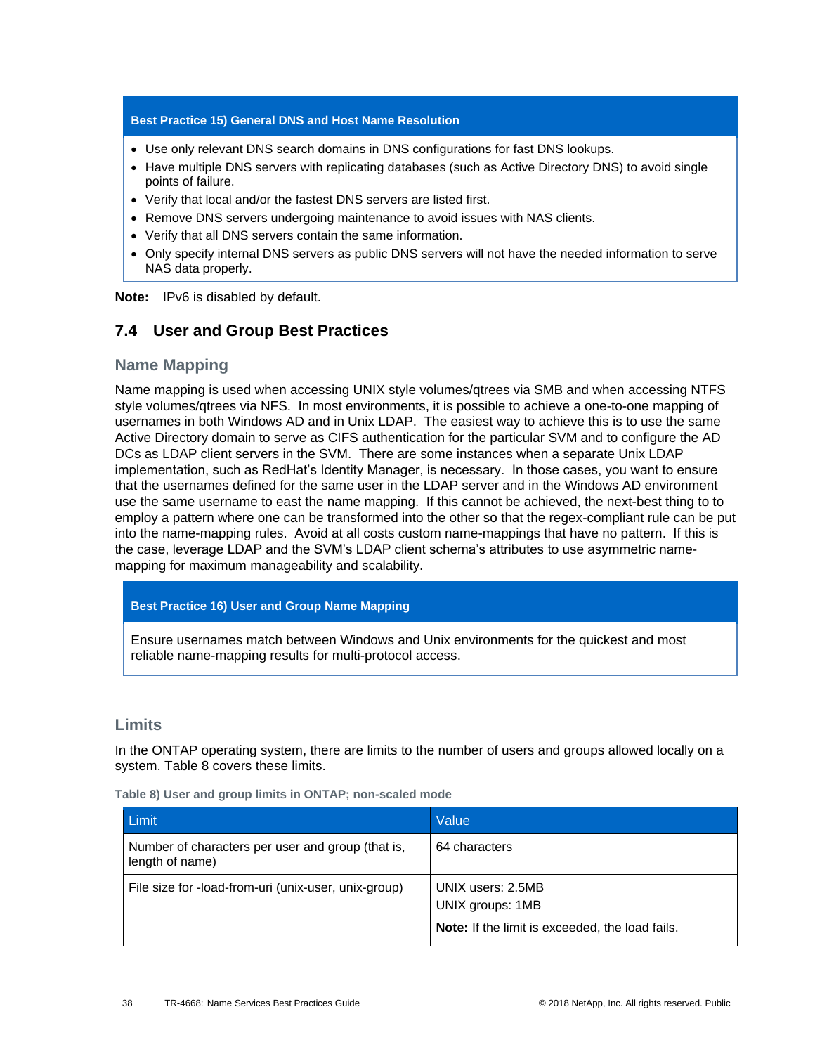**Best Practice 15) General DNS and Host Name Resolution**

- Use only relevant DNS search domains in DNS configurations for fast DNS lookups.
- Have multiple DNS servers with replicating databases (such as Active Directory DNS) to avoid single points of failure.
- Verify that local and/or the fastest DNS servers are listed first.
- Remove DNS servers undergoing maintenance to avoid issues with NAS clients.
- Verify that all DNS servers contain the same information.
- Only specify internal DNS servers as public DNS servers will not have the needed information to serve NAS data properly.

**Note:** IPv6 is disabled by default.

## 7.4 User and Group Best Practices

### Name Mapping

Name mapping is used when accessing UNIX style volumes/qtrees via SMB and when accessing NTFS style volumes/qtrees via NFS. In most environments, it is possible to achieve a one-to-one mapping of usernames in both Windows AD and in Unix LDAP. The easiest way to achieve this is to use the same Active Directory domain to serve as CIFS authentication for the particular SVM and to configure the AD DCs as LDAP client servers in the SVM. There are some instances when a separate Unix LDAP implementation, such as RedHat's Identity Manager, is necessary. In those cases, you want to ensure that the usernames defined for the same user in the LDAP server and in the Windows AD environment use the same username to east the name mapping. If this cannot be achieved, the next-best thing to to employ a pattern where one can be transformed into the other so that the regex-compliant rule can be put into the name-mapping rules. Avoid at all costs custom name-mappings that have no pattern. If this is the case, leverage LDAP and the SVM's LDAP client schema's attributes to use asymmetric name-mapping for maximum manageability and scalability.

**Best Practice 16) User and Group Name Mapping**

Ensure usernames match between Windows and Unix environments for the quickest and most reliable name-mapping results for multi-protocol access.

### Limits

In the ONTAP operating system, there are limits to the number of users and groups allowed locally on a system. Table 8 covers these limits.

**Table 8) User and group limits in ONTAP; non-scaled mode**

| Limit | Value |
|---|---|
| Number of characters per user and group (that is, length of name) | 64 characters |
| File size for -load-from-uri (unix-user, unix-group) | UNIX users: 2.5MB<br>UNIX groups: 1MB<br>**Note:** If the limit is exceeded, the load fails. |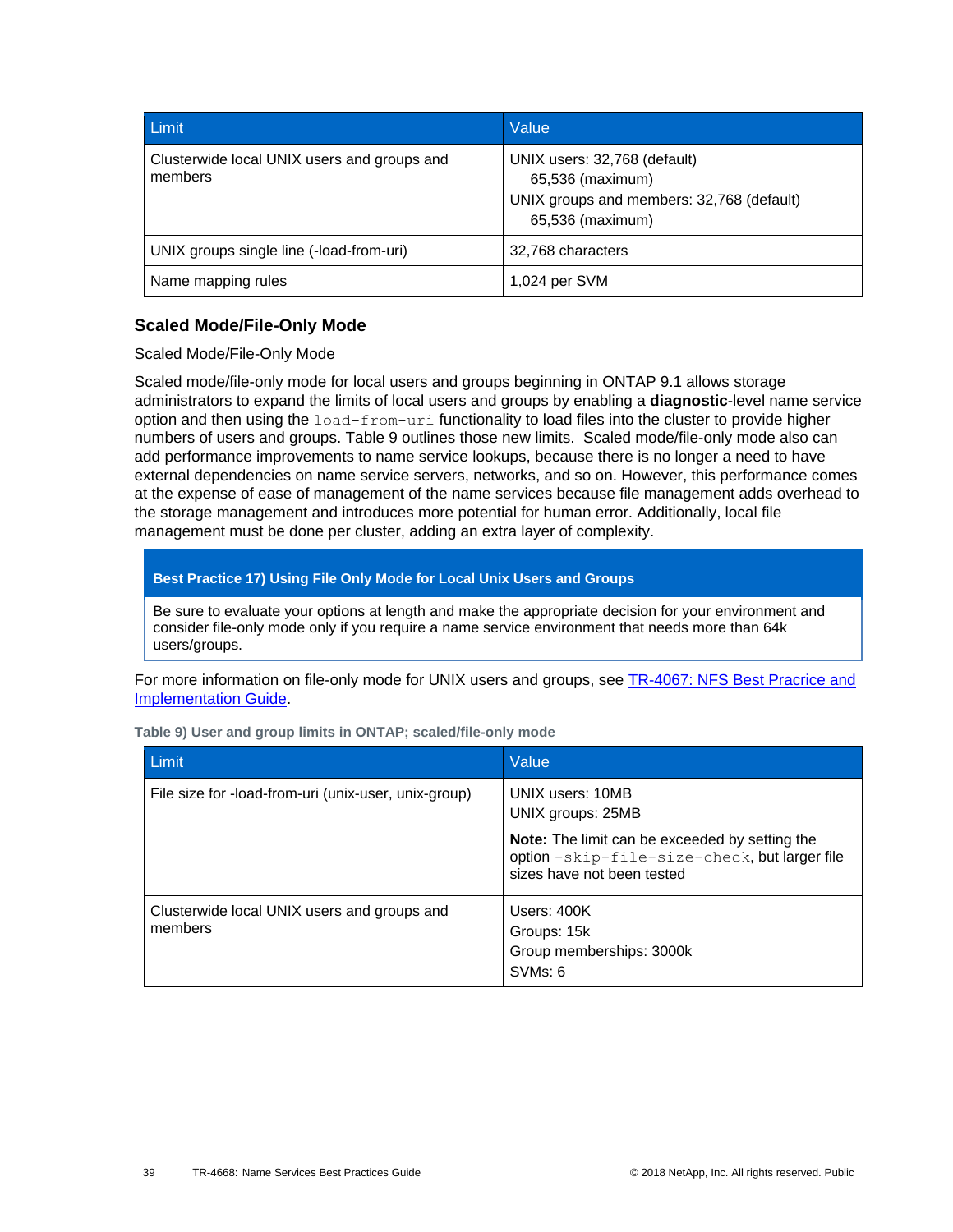| Limit | Value |
| --- | --- |
| Clusterwide local UNIX users and groups and members | UNIX users: 32,768 (default)<br>65,536 (maximum)<br>UNIX groups and members: 32,768 (default)<br>65,536 (maximum) |
| UNIX groups single line (-load-from-uri) | 32,768 characters |
| Name mapping rules | 1,024 per SVM |

### Scaled Mode/File-Only Mode

Scaled Mode/File-Only Mode

Scaled mode/file-only mode for local users and groups beginning in ONTAP 9.1 allows storage administrators to expand the limits of local users and groups by enabling a **diagnostic**-level name service option and then using the `load-from-uri` functionality to load files into the cluster to provide higher numbers of users and groups. Table 9 outlines those new limits. Scaled mode/file-only mode also can add performance improvements to name service lookups, because there is no longer a need to have external dependencies on name service servers, networks, and so on. However, this performance comes at the expense of ease of management of the name services because file management adds overhead to the storage management and introduces more potential for human error. Additionally, local file management must be done per cluster, adding an extra layer of complexity.

| **Best Practice 17) Using File Only Mode for Local Unix Users and Groups** |
| --- |
| Be sure to evaluate your options at length and make the appropriate decision for your environment and consider file-only mode only if you require a name service environment that needs more than 64k users/groups. |

For more information on file-only mode for UNIX users and groups, see TR-4067: NFS Best Pracrice and Implementation Guide.

**Table 9) User and group limits in ONTAP; scaled/file-only mode**

| Limit | Value |
| --- | --- |
| File size for -load-from-uri (unix-user, unix-group) | UNIX users: 10MB<br>UNIX groups: 25MB<br>**Note:** The limit can be exceeded by setting the option `-skip-file-size-check`, but larger file sizes have not been tested |
| Clusterwide local UNIX users and groups and members | Users: 400K<br>Groups: 15k<br>Group memberships: 3000k<br>SVMs: 6 |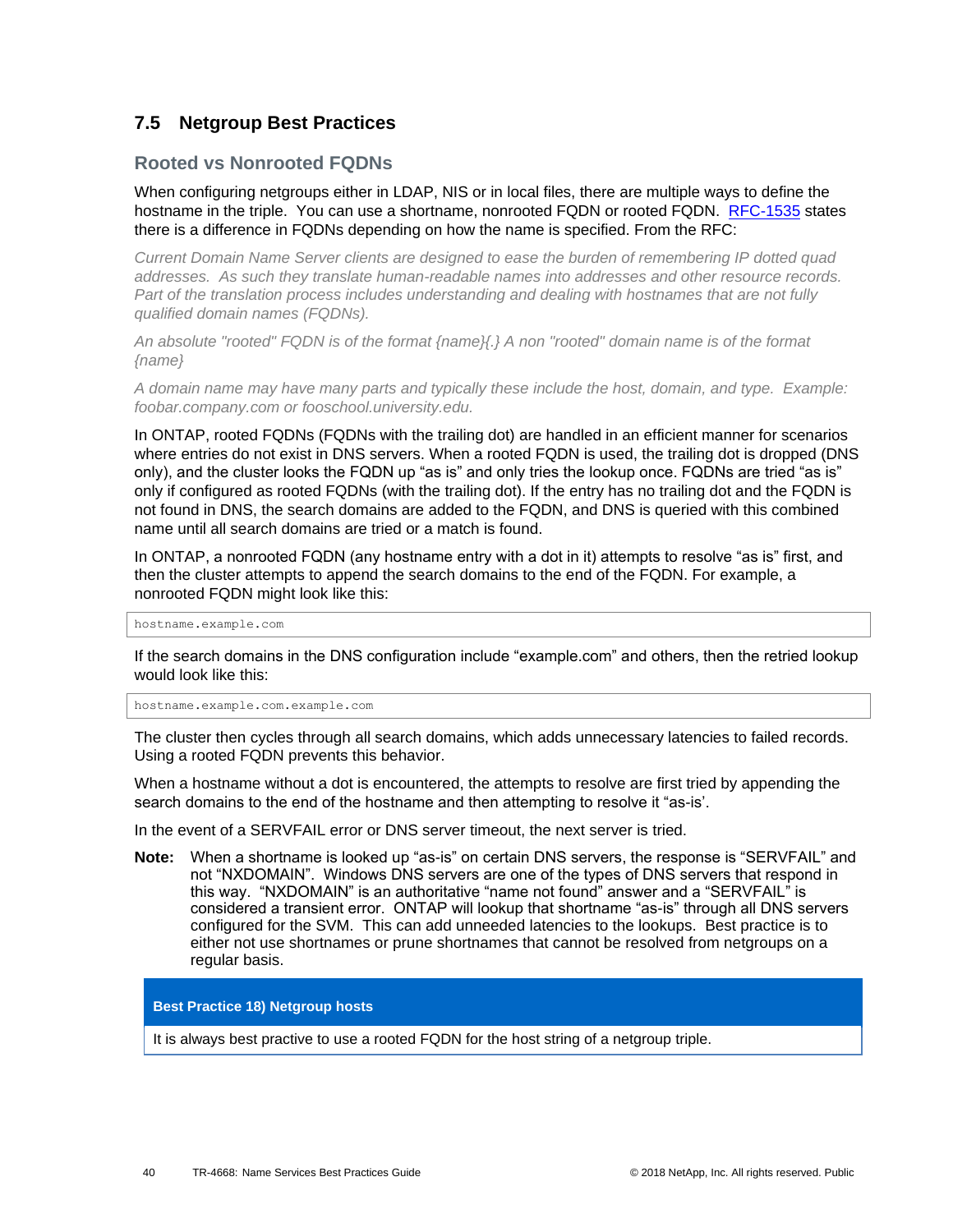## 7.5 Netgroup Best Practices

### Rooted vs Nonrooted FQDNs

When configuring netgroups either in LDAP, NIS or in local files, there are multiple ways to define the hostname in the triple. You can use a shortname, nonrooted FQDN or rooted FQDN. [RFC-1535](RFC-1535) states there is a difference in FQDNs depending on how the name is specified. From the RFC:

*Current Domain Name Server clients are designed to ease the burden of remembering IP dotted quad addresses. As such they translate human-readable names into addresses and other resource records. Part of the translation process includes understanding and dealing with hostnames that are not fully qualified domain names (FQDNs).*

*An absolute "rooted" FQDN is of the format {name}{.} A non "rooted" domain name is of the format {name}*

*A domain name may have many parts and typically these include the host, domain, and type. Example: foobar.company.com or fooschool.university.edu.*

In ONTAP, rooted FQDNs (FQDNs with the trailing dot) are handled in an efficient manner for scenarios where entries do not exist in DNS servers. When a rooted FQDN is used, the trailing dot is dropped (DNS only), and the cluster looks the FQDN up "as is" and only tries the lookup once. FQDNs are tried "as is" only if configured as rooted FQDNs (with the trailing dot). If the entry has no trailing dot and the FQDN is not found in DNS, the search domains are added to the FQDN, and DNS is queried with this combined name until all search domains are tried or a match is found.

In ONTAP, a nonrooted FQDN (any hostname entry with a dot in it) attempts to resolve "as is" first, and then the cluster attempts to append the search domains to the end of the FQDN. For example, a nonrooted FQDN might look like this:

```
hostname.example.com
```

If the search domains in the DNS configuration include "example.com" and others, then the retried lookup would look like this:

```
hostname.example.com.example.com
```

The cluster then cycles through all search domains, which adds unnecessary latencies to failed records. Using a rooted FQDN prevents this behavior.

When a hostname without a dot is encountered, the attempts to resolve are first tried by appending the search domains to the end of the hostname and then attempting to resolve it "as-is'.

In the event of a SERVFAIL error or DNS server timeout, the next server is tried.

**Note:** When a shortname is looked up "as-is" on certain DNS servers, the response is "SERVFAIL" and not "NXDOMAIN". Windows DNS servers are one of the types of DNS servers that respond in this way. "NXDOMAIN" is an authoritative "name not found" answer and a "SERVFAIL" is considered a transient error. ONTAP will lookup that shortname "as-is" through all DNS servers configured for the SVM. This can add unneeded latencies to the lookups. Best practice is to either not use shortnames or prune shortnames that cannot be resolved from netgroups on a regular basis.

| Best Practice 18) Netgroup hosts |
| --- |
| It is always best practive to use a rooted FQDN for the host string of a netgroup triple. |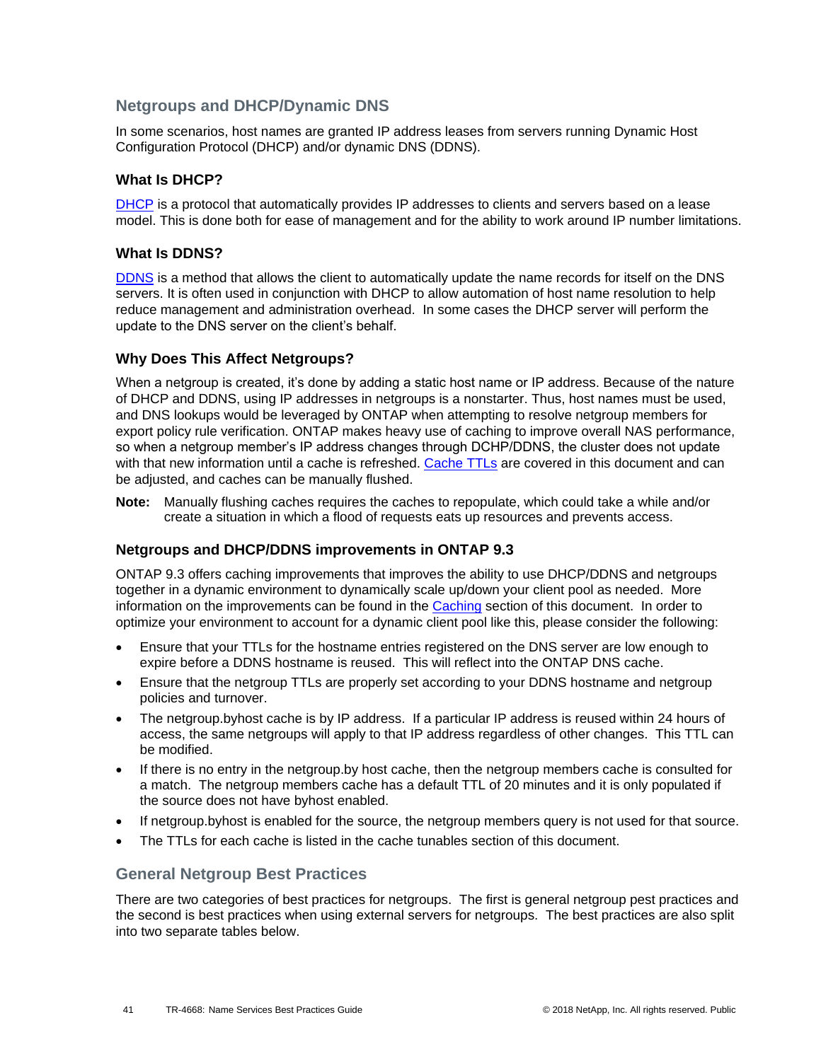## Netgroups and DHCP/Dynamic DNS

In some scenarios, host names are granted IP address leases from servers running Dynamic Host Configuration Protocol (DHCP) and/or dynamic DNS (DDNS).

### What Is DHCP?

DHCP is a protocol that automatically provides IP addresses to clients and servers based on a lease model. This is done both for ease of management and for the ability to work around IP number limitations.

### What Is DDNS?

DDNS is a method that allows the client to automatically update the name records for itself on the DNS servers. It is often used in conjunction with DHCP to allow automation of host name resolution to help reduce management and administration overhead. In some cases the DHCP server will perform the update to the DNS server on the client's behalf.

### Why Does This Affect Netgroups?

When a netgroup is created, it's done by adding a static host name or IP address. Because of the nature of DHCP and DDNS, using IP addresses in netgroups is a nonstarter. Thus, host names must be used, and DNS lookups would be leveraged by ONTAP when attempting to resolve netgroup members for export policy rule verification. ONTAP makes heavy use of caching to improve overall NAS performance, so when a netgroup member's IP address changes through DCHP/DDNS, the cluster does not update with that new information until a cache is refreshed. Cache TTLs are covered in this document and can be adjusted, and caches can be manually flushed.

**Note:** Manually flushing caches requires the caches to repopulate, which could take a while and/or create a situation in which a flood of requests eats up resources and prevents access.

### Netgroups and DHCP/DDNS improvements in ONTAP 9.3

ONTAP 9.3 offers caching improvements that improves the ability to use DHCP/DDNS and netgroups together in a dynamic environment to dynamically scale up/down your client pool as needed. More information on the improvements can be found in the Caching section of this document. In order to optimize your environment to account for a dynamic client pool like this, please consider the following:

- Ensure that your TTLs for the hostname entries registered on the DNS server are low enough to expire before a DDNS hostname is reused. This will reflect into the ONTAP DNS cache.
- Ensure that the netgroup TTLs are properly set according to your DDNS hostname and netgroup policies and turnover.
- The netgroup.byhost cache is by IP address. If a particular IP address is reused within 24 hours of access, the same netgroups will apply to that IP address regardless of other changes. This TTL can be modified.
- If there is no entry in the netgroup.by host cache, then the netgroup members cache is consulted for a match. The netgroup members cache has a default TTL of 20 minutes and it is only populated if the source does not have byhost enabled.
- If netgroup.byhost is enabled for the source, the netgroup members query is not used for that source.
- The TTLs for each cache is listed in the cache tunables section of this document.

## General Netgroup Best Practices

There are two categories of best practices for netgroups. The first is general netgroup pest practices and the second is best practices when using external servers for netgroups. The best practices are also split into two separate tables below.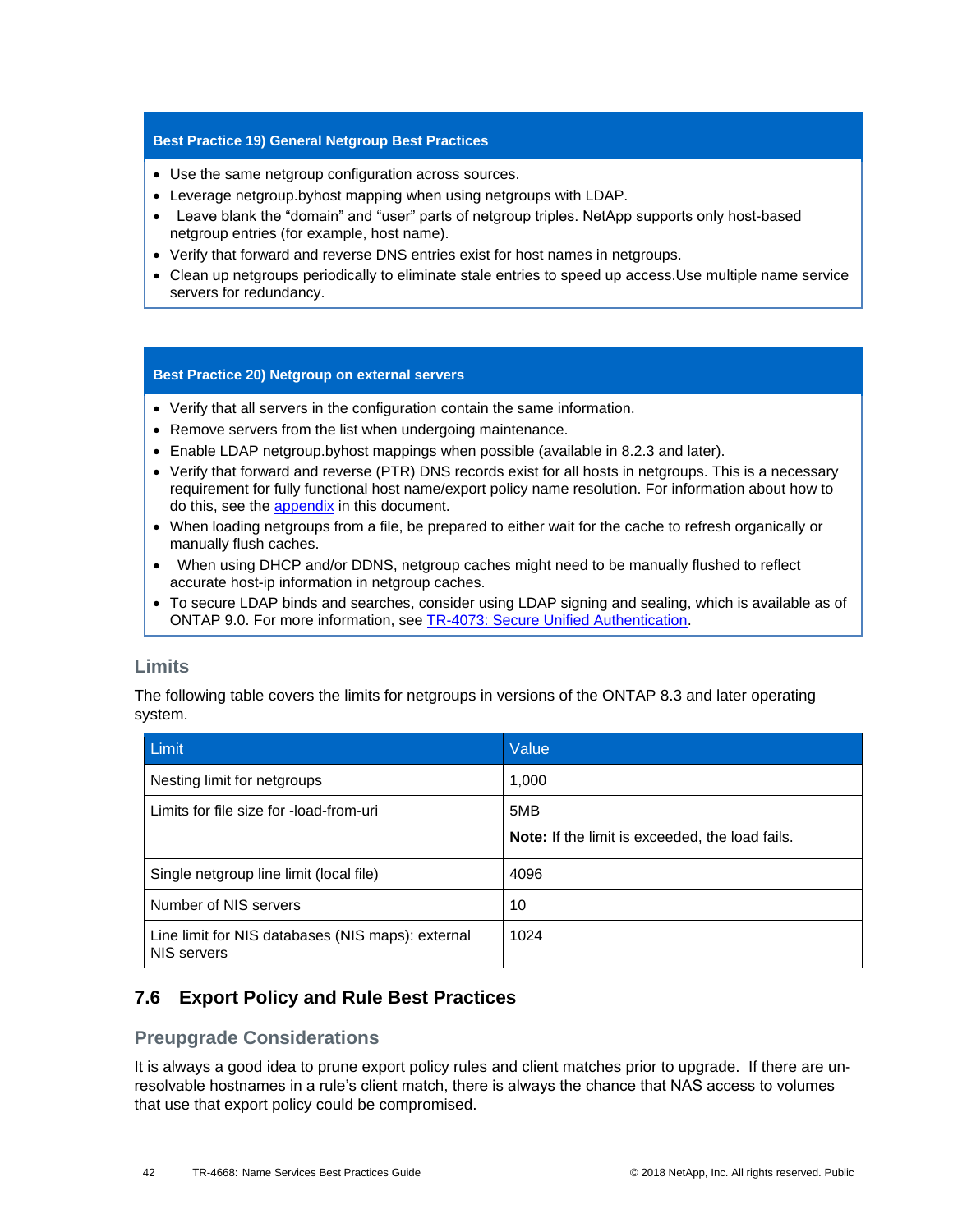**Best Practice 19) General Netgroup Best Practices**

- Use the same netgroup configuration across sources.
- Leverage netgroup.byhost mapping when using netgroups with LDAP.
- Leave blank the "domain" and "user" parts of netgroup triples. NetApp supports only host-based netgroup entries (for example, host name).
- Verify that forward and reverse DNS entries exist for host names in netgroups.
- Clean up netgroups periodically to eliminate stale entries to speed up access.Use multiple name service servers for redundancy.

**Best Practice 20) Netgroup on external servers**

- Verify that all servers in the configuration contain the same information.
- Remove servers from the list when undergoing maintenance.
- Enable LDAP netgroup.byhost mappings when possible (available in 8.2.3 and later).
- Verify that forward and reverse (PTR) DNS records exist for all hosts in netgroups. This is a necessary requirement for fully functional host name/export policy name resolution. For information about how to do this, see the appendix in this document.
- When loading netgroups from a file, be prepared to either wait for the cache to refresh organically or manually flush caches.
- When using DHCP and/or DDNS, netgroup caches might need to be manually flushed to reflect accurate host-ip information in netgroup caches.
- To secure LDAP binds and searches, consider using LDAP signing and sealing, which is available as of ONTAP 9.0. For more information, see TR-4073: Secure Unified Authentication.

### Limits

The following table covers the limits for netgroups in versions of the ONTAP 8.3 and later operating system.

| Limit | Value |
|---|---|
| Nesting limit for netgroups | 1,000 |
| Limits for file size for -load-from-uri | 5MB<br>**Note:** If the limit is exceeded, the load fails. |
| Single netgroup line limit (local file) | 4096 |
| Number of NIS servers | 10 |
| Line limit for NIS databases (NIS maps): external NIS servers | 1024 |

## 7.6 Export Policy and Rule Best Practices

### Preupgrade Considerations

It is always a good idea to prune export policy rules and client matches prior to upgrade. If there are un-resolvable hostnames in a rule's client match, there is always the chance that NAS access to volumes that use that export policy could be compromised.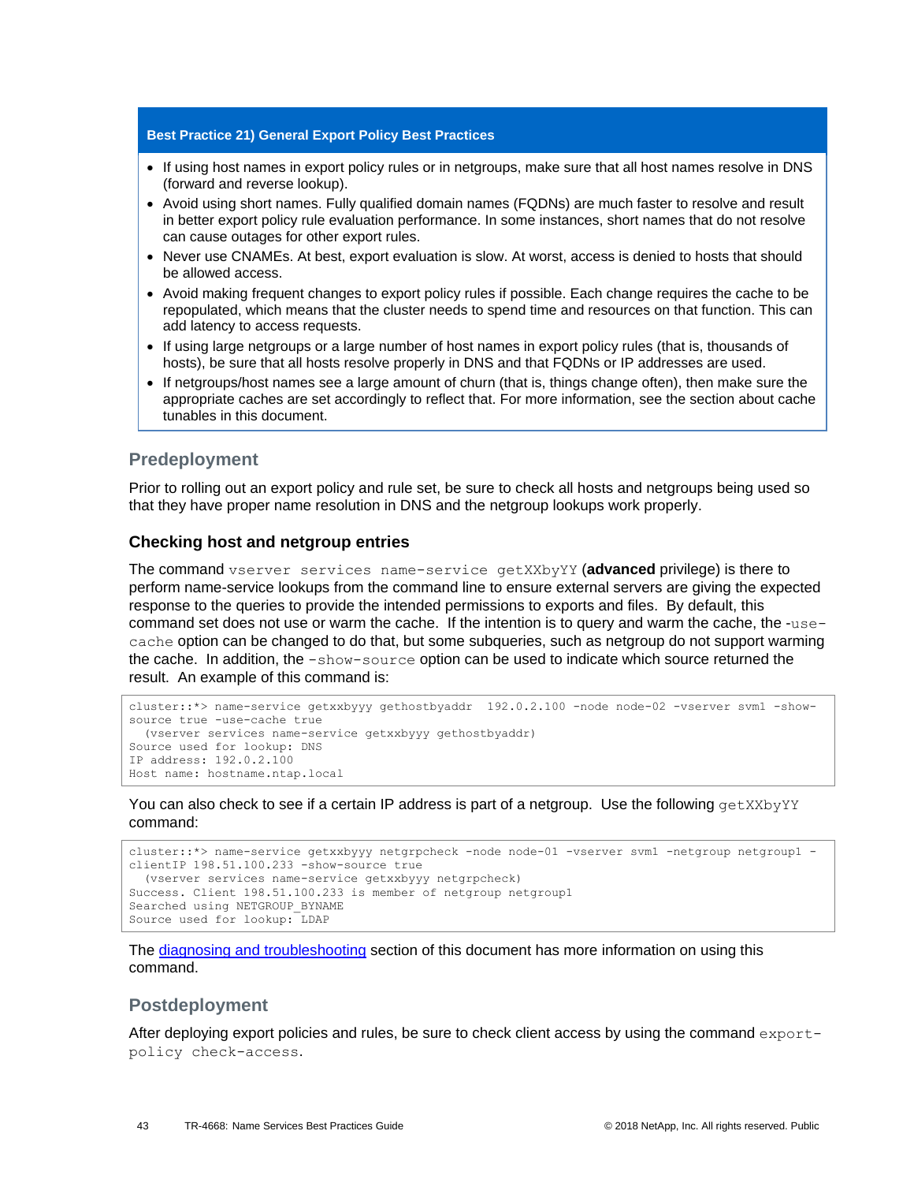**Best Practice 21) General Export Policy Best Practices**

- If using host names in export policy rules or in netgroups, make sure that all host names resolve in DNS (forward and reverse lookup).
- Avoid using short names. Fully qualified domain names (FQDNs) are much faster to resolve and result in better export policy rule evaluation performance. In some instances, short names that do not resolve can cause outages for other export rules.
- Never use CNAMEs. At best, export evaluation is slow. At worst, access is denied to hosts that should be allowed access.
- Avoid making frequent changes to export policy rules if possible. Each change requires the cache to be repopulated, which means that the cluster needs to spend time and resources on that function. This can add latency to access requests.
- If using large netgroups or a large number of host names in export policy rules (that is, thousands of hosts), be sure that all hosts resolve properly in DNS and that FQDNs or IP addresses are used.
- If netgroups/host names see a large amount of churn (that is, things change often), then make sure the appropriate caches are set accordingly to reflect that. For more information, see the section about cache tunables in this document.

## Predeployment

Prior to rolling out an export policy and rule set, be sure to check all hosts and netgroups being used so that they have proper name resolution in DNS and the netgroup lookups work properly.

### Checking host and netgroup entries

The command `vserver services name-service getXXbyYY` (**advanced** privilege) is there to perform name-service lookups from the command line to ensure external servers are giving the expected response to the queries to provide the intended permissions to exports and files. By default, this command set does not use or warm the cache. If the intention is to query and warm the cache, the `-use-cache` option can be changed to do that, but some subqueries, such as netgroup do not support warming the cache. In addition, the `-show-source` option can be used to indicate which source returned the result. An example of this command is:

```
cluster::*> name-service getxxbyyy gethostbyaddr  192.0.2.100 -node node-02 -vserver svm1 -show-source true -use-cache true
  (vserver services name-service getxxbyyy gethostbyaddr)
Source used for lookup: DNS
IP address: 192.0.2.100
Host name: hostname.ntap.local
```

You can also check to see if a certain IP address is part of a netgroup. Use the following `getXXbyYY` command:

```
cluster::*> name-service getxxbyyy netgrpcheck -node node-01 -vserver svm1 -netgroup netgroup1 -clientIP 198.51.100.233 -show-source true
  (vserver services name-service getxxbyyy netgrpcheck)
Success. Client 198.51.100.233 is member of netgroup netgroup1
Searched using NETGROUP_BYNAME
Source used for lookup: LDAP
```

The diagnosing and troubleshooting section of this document has more information on using this command.

## Postdeployment

After deploying export policies and rules, be sure to check client access by using the command `export-policy check-access`.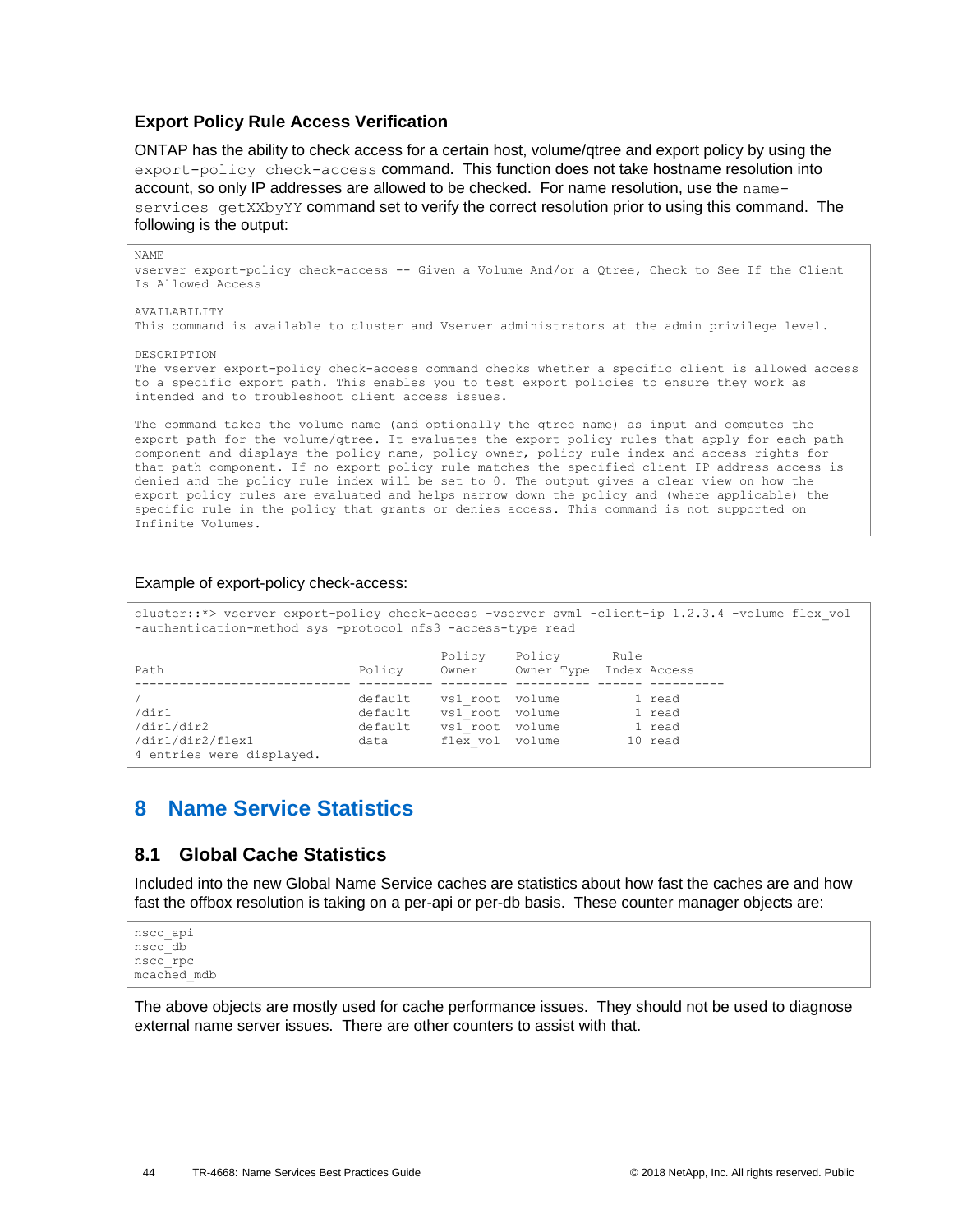### Export Policy Rule Access Verification

ONTAP has the ability to check access for a certain host, volume/qtree and export policy by using the `export-policy check-access` command. This function does not take hostname resolution into account, so only IP addresses are allowed to be checked. For name resolution, use the `name-services getXXbyYY` command set to verify the correct resolution prior to using this command. The following is the output:

```
NAME
vserver export-policy check-access -- Given a Volume And/or a Qtree, Check to See If the Client
Is Allowed Access

AVAILABILITY
This command is available to cluster and Vserver administrators at the admin privilege level.

DESCRIPTION
The vserver export-policy check-access command checks whether a specific client is allowed access
to a specific export path. This enables you to test export policies to ensure they work as
intended and to troubleshoot client access issues.

The command takes the volume name (and optionally the qtree name) as input and computes the
export path for the volume/qtree. It evaluates the export policy rules that apply for each path
component and displays the policy name, policy owner, policy rule index and access rights for
that path component. If no export policy rule matches the specified client IP address access is
denied and the policy rule index will be set to 0. The output gives a clear view on how the
export policy rules are evaluated and helps narrow down the policy and (where applicable) the
specific rule in the policy that grants or denies access. This command is not supported on
Infinite Volumes.
```

Example of export-policy check-access:

```
cluster::*> vserver export-policy check-access -vserver svm1 -client-ip 1.2.3.4 -volume flex_vol
-authentication-method sys -protocol nfs3 -access-type read

                                         Policy    Policy     Rule
Path                          Policy     Owner     Owner Type Index Access
----------------------------- ---------- --------- ---------- ------ ----------
/                             default    vs1_root  volume          1 read
/dir1                         default    vs1_root  volume          1 read
/dir1/dir2                    default    vs1_root  volume          1 read
/dir1/dir2/flex1              data       flex_vol  volume         10 read
4 entries were displayed.
```

# 8 Name Service Statistics

## 8.1 Global Cache Statistics

Included into the new Global Name Service caches are statistics about how fast the caches are and how fast the offbox resolution is taking on a per-api or per-db basis. These counter manager objects are:

```
nscc_api
nscc_db
nscc_rpc
mcached_mdb
```

The above objects are mostly used for cache performance issues. They should not be used to diagnose external name server issues. There are other counters to assist with that.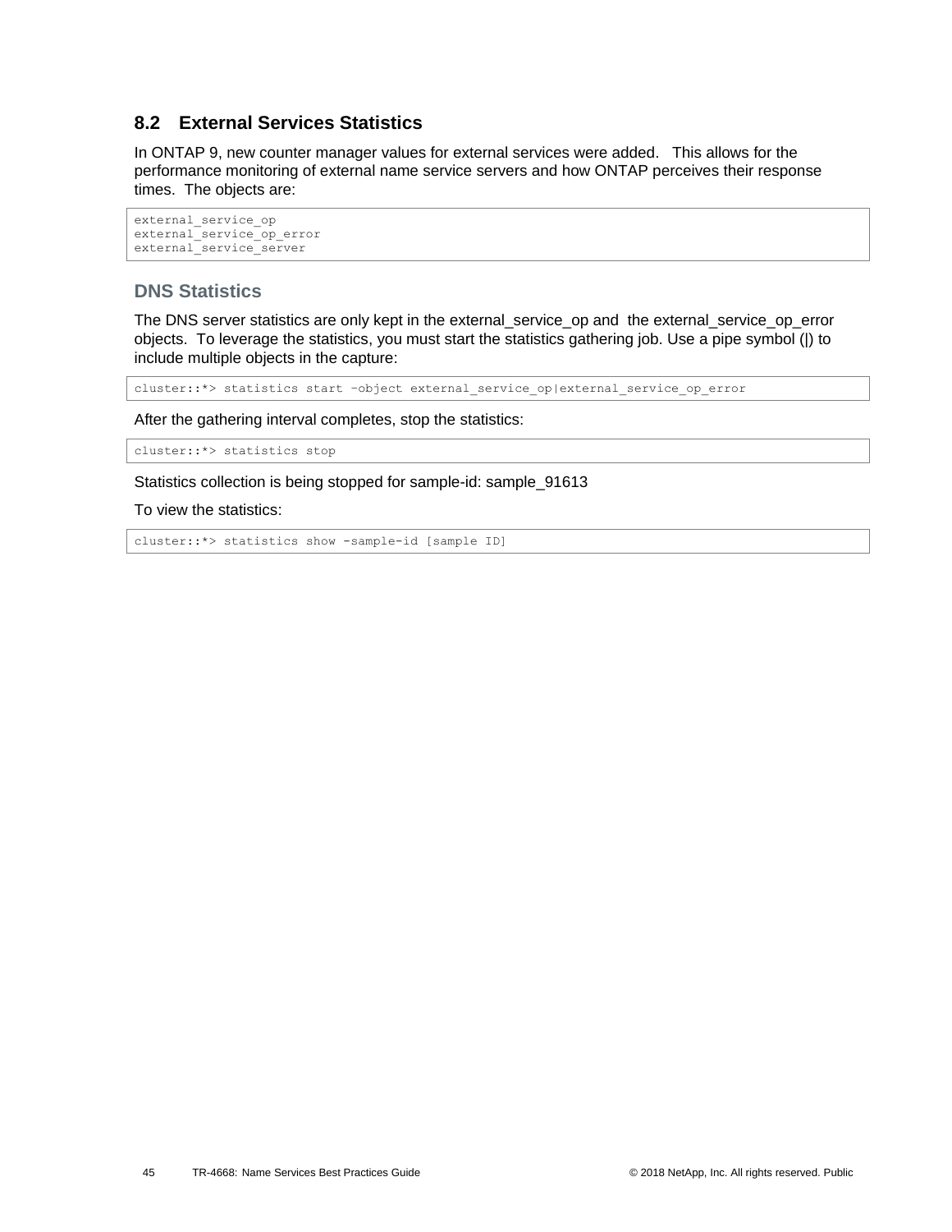## 8.2 External Services Statistics

In ONTAP 9, new counter manager values for external services were added. This allows for the performance monitoring of external name service servers and how ONTAP perceives their response times. The objects are:

```
external_service_op
external_service_op_error
external_service_server
```

### DNS Statistics

The DNS server statistics are only kept in the external_service_op and the external_service_op_error objects. To leverage the statistics, you must start the statistics gathering job. Use a pipe symbol (|) to include multiple objects in the capture:

```
cluster::*> statistics start –object external_service_op|external_service_op_error
```

After the gathering interval completes, stop the statistics:

```
cluster::*> statistics stop
```

Statistics collection is being stopped for sample-id: sample_91613

To view the statistics:

```
cluster::*> statistics show -sample-id [sample ID]
```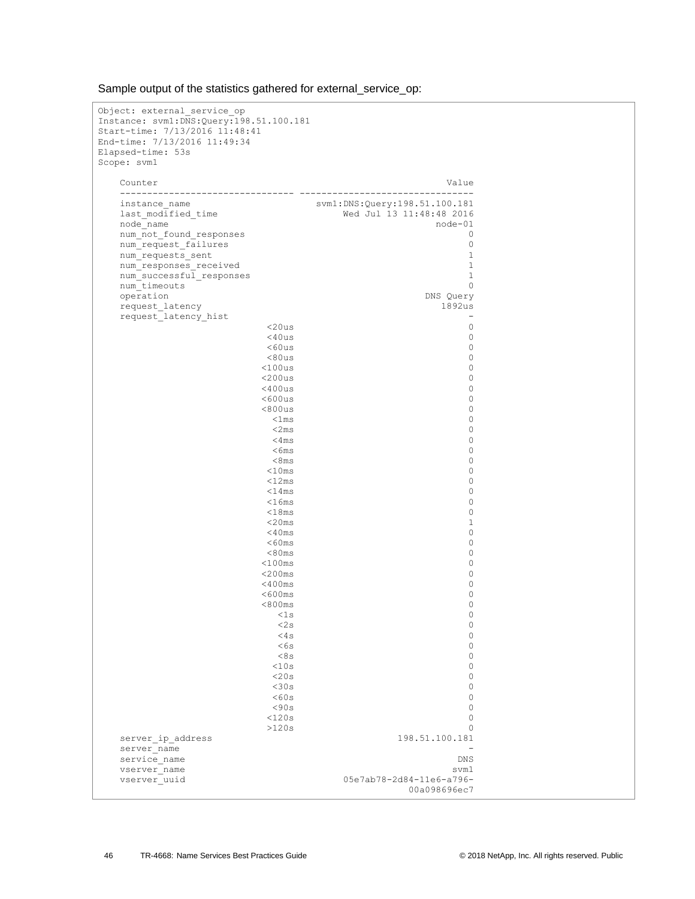Sample output of the statistics gathered for external_service_op:

```
Object: external_service_op
Instance: svm1:DNS:Query:198.51.100.181
Start-time: 7/13/2016 11:48:41
End-time: 7/13/2016 11:49:34
Elapsed-time: 53s
Scope: svm1

    Counter                                                     Value
    -------------------------------- --------------------------------
    instance_name                       svm1:DNS:Query:198.51.100.181
    last_modified_time                       Wed Jul 13 11:48:48 2016
    node_name                                                 node-01
    num_not_found_responses                                         0
    num_request_failures                                            0
    num_requests_sent                                               1
    num_responses_received                                          1
    num_successful_responses                                        1
    num_timeouts                                                    0
    operation                                               DNS Query
    request_latency                                            1892us
    request_latency_hist                                            -
                                <20us                               0
                                <40us                               0
                                <60us                               0
                                <80us                               0
                               <100us                               0
                               <200us                               0
                               <400us                               0
                               <600us                               0
                               <800us                               0
                                 <1ms                               0
                                 <2ms                               0
                                 <4ms                               0
                                 <6ms                               0
                                 <8ms                               0
                                <10ms                               0
                                <12ms                               0
                                <14ms                               0
                                <16ms                               0
                                <18ms                               0
                                <20ms                               1
                                <40ms                               0
                                <60ms                               0
                                <80ms                               0
                               <100ms                               0
                               <200ms                               0
                               <400ms                               0
                               <600ms                               0
                               <800ms                               0
                                  <1s                               0
                                  <2s                               0
                                  <4s                               0
                                  <6s                               0
                                  <8s                               0
                                 <10s                               0
                                 <20s                               0
                                 <30s                               0
                                 <60s                               0
                                 <90s                               0
                                <120s                               0
                                >120s                               0
    server_ip_address                                  198.51.100.181
    server_name                                                     -
    service_name                                                  DNS
    vserver_name                                                 svm1
    vserver_uuid                             05e7ab78-2d84-11e6-a796-
                                                         00a098696ec7
```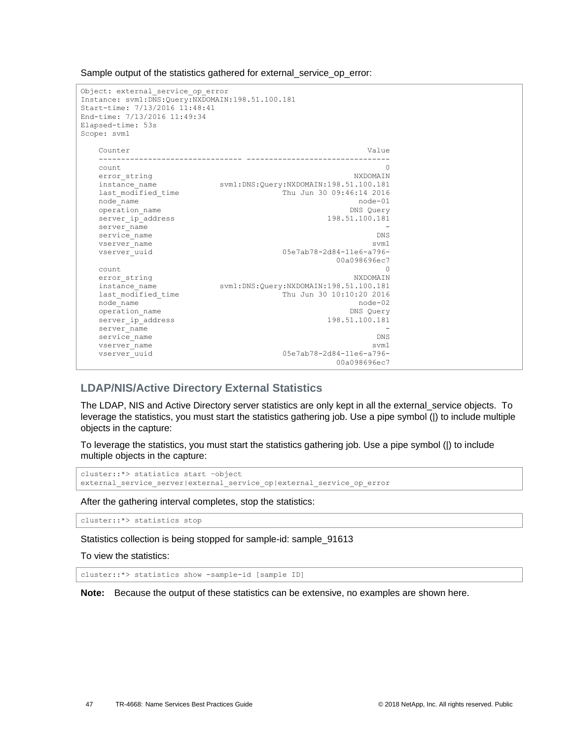Sample output of the statistics gathered for external_service_op_error:

```
Object: external_service_op_error
Instance: svm1:DNS:Query:NXDOMAIN:198.51.100.181
Start-time: 7/13/2016 11:48:41
End-time: 7/13/2016 11:49:34
Elapsed-time: 53s
Scope: svm1

    Counter                                                     Value
    -------------------------------- --------------------------------
    count                                                           0
    error_string                                             NXDOMAIN
    instance_name              svm1:DNS:Query:NXDOMAIN:198.51.100.181
    last_modified_time                       Thu Jun 30 09:46:14 2016
    node_name                                                 node-01
    operation_name                                          DNS Query
    server_ip_address                                  198.51.100.181
    server_name                                                     -
    service_name                                                  DNS
    vserver_name                                                 svm1
    vserver_uuid                             05e7ab78-2d84-11e6-a796-
                                                         00a098696ec7
    count                                                           0
    error_string                                             NXDOMAIN
    instance_name              svm1:DNS:Query:NXDOMAIN:198.51.100.181
    last_modified_time                       Thu Jun 30 10:10:20 2016
    node_name                                                 node-02
    operation_name                                          DNS Query
    server_ip_address                                  198.51.100.181
    server_name                                                     -
    service_name                                                  DNS
    vserver_name                                                 svm1
    vserver_uuid                             05e7ab78-2d84-11e6-a796-
                                                         00a098696ec7
```

## LDAP/NIS/Active Directory External Statistics

The LDAP, NIS and Active Directory server statistics are only kept in all the external_service objects. To leverage the statistics, you must start the statistics gathering job. Use a pipe symbol (|) to include multiple objects in the capture:

To leverage the statistics, you must start the statistics gathering job. Use a pipe symbol (|) to include multiple objects in the capture:

```
cluster::*> statistics start –object
external_service_server|external_service_op|external_service_op_error
```

After the gathering interval completes, stop the statistics:

```
cluster::*> statistics stop
```

Statistics collection is being stopped for sample-id: sample_91613

To view the statistics:

```
cluster::*> statistics show -sample-id [sample ID]
```

**Note:** Because the output of these statistics can be extensive, no examples are shown here.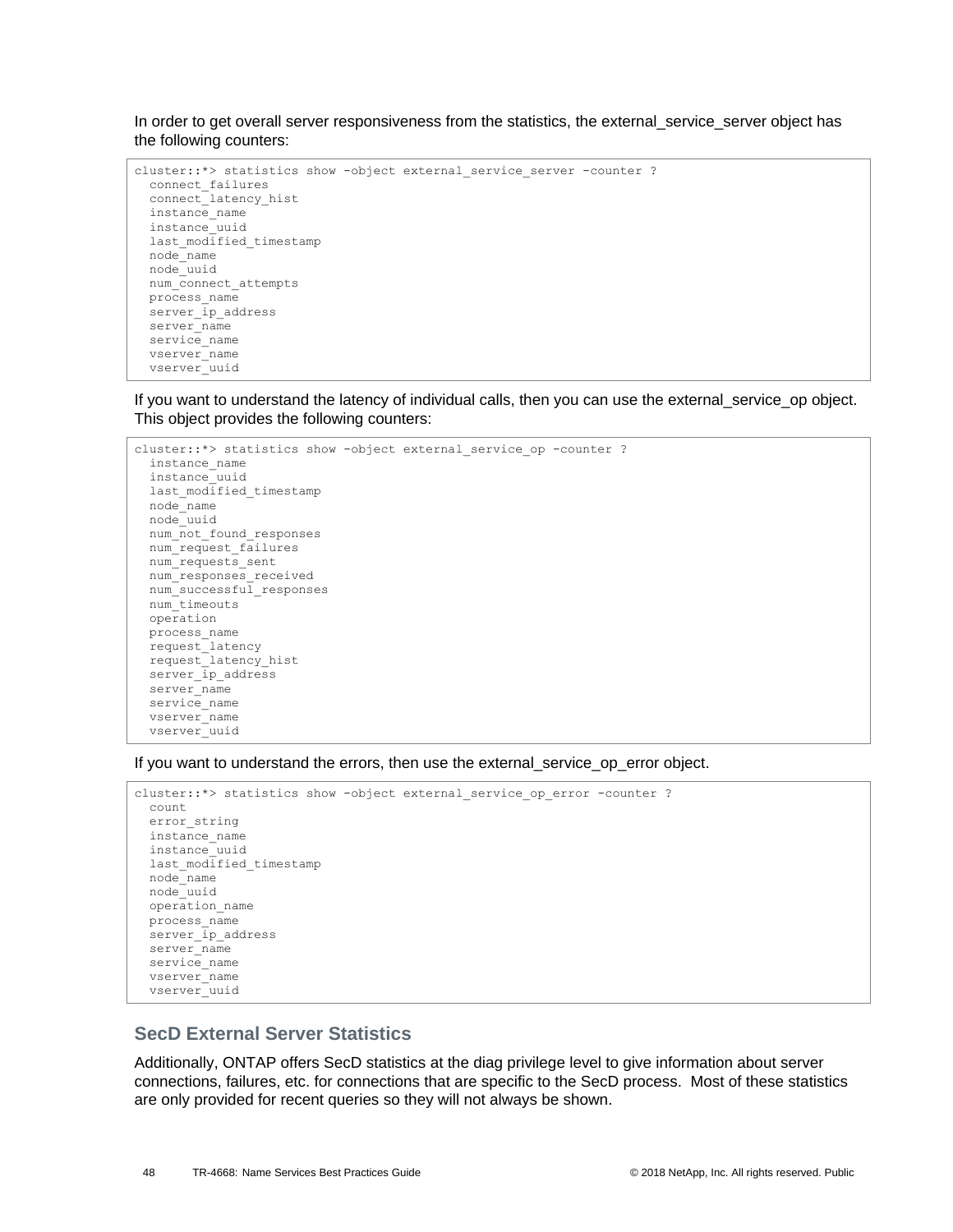In order to get overall server responsiveness from the statistics, the external_service_server object has the following counters:

```
cluster::*> statistics show -object external_service_server -counter ?
  connect_failures
  connect_latency_hist
  instance_name
  instance_uuid
  last_modified_timestamp
  node_name
  node_uuid
  num_connect_attempts
  process_name
  server_ip_address
  server_name
  service_name
  vserver_name
  vserver_uuid
```

If you want to understand the latency of individual calls, then you can use the external_service_op object. This object provides the following counters:

```
cluster::*> statistics show -object external_service_op -counter ?
  instance_name
  instance_uuid
  last_modified_timestamp
  node_name
  node_uuid
  num_not_found_responses
  num_request_failures
  num_requests_sent
  num_responses_received
  num_successful_responses
  num_timeouts
  operation
  process_name
  request_latency
  request_latency_hist
  server_ip_address
  server_name
  service_name
  vserver_name
  vserver_uuid
```

If you want to understand the errors, then use the external_service_op_error object.

```
cluster::*> statistics show -object external_service_op_error -counter ?
  count
  error_string
  instance_name
  instance_uuid
  last_modified_timestamp
  node_name
  node_uuid
  operation_name
  process_name
  server_ip_address
  server_name
  service_name
  vserver_name
  vserver_uuid
```

### SecD External Server Statistics

Additionally, ONTAP offers SecD statistics at the diag privilege level to give information about server connections, failures, etc. for connections that are specific to the SecD process. Most of these statistics are only provided for recent queries so they will not always be shown.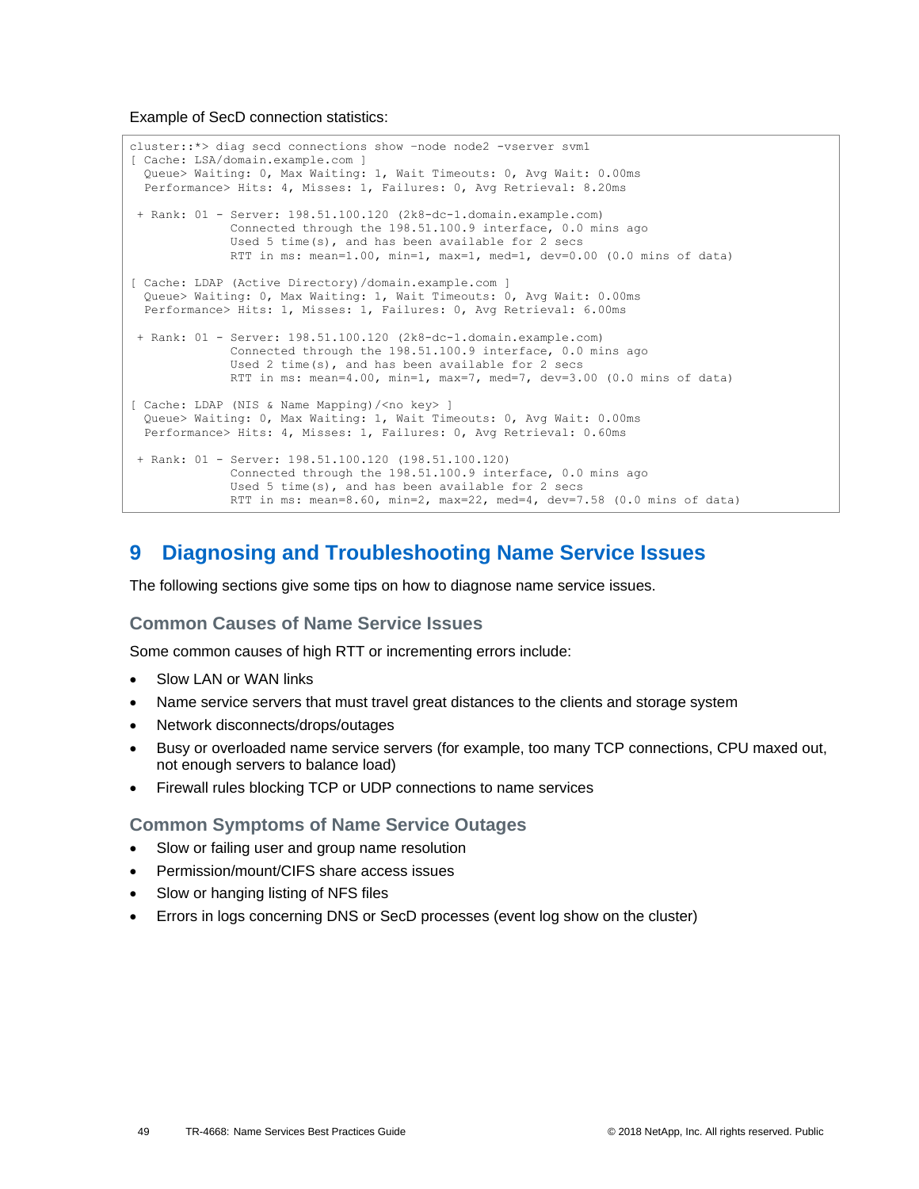Example of SecD connection statistics:

```
cluster::*> diag secd connections show -node node2 -vserver svm1
[ Cache: LSA/domain.example.com ]
  Queue> Waiting: 0, Max Waiting: 1, Wait Timeouts: 0, Avg Wait: 0.00ms
  Performance> Hits: 4, Misses: 1, Failures: 0, Avg Retrieval: 8.20ms

 + Rank: 01 - Server: 198.51.100.120 (2k8-dc-1.domain.example.com)
              Connected through the 198.51.100.9 interface, 0.0 mins ago
              Used 5 time(s), and has been available for 2 secs
              RTT in ms: mean=1.00, min=1, max=1, med=1, dev=0.00 (0.0 mins of data)

[ Cache: LDAP (Active Directory)/domain.example.com ]
  Queue> Waiting: 0, Max Waiting: 1, Wait Timeouts: 0, Avg Wait: 0.00ms
  Performance> Hits: 1, Misses: 1, Failures: 0, Avg Retrieval: 6.00ms

 + Rank: 01 - Server: 198.51.100.120 (2k8-dc-1.domain.example.com)
              Connected through the 198.51.100.9 interface, 0.0 mins ago
              Used 2 time(s), and has been available for 2 secs
              RTT in ms: mean=4.00, min=1, max=7, med=7, dev=3.00 (0.0 mins of data)

[ Cache: LDAP (NIS & Name Mapping)/<no key> ]
  Queue> Waiting: 0, Max Waiting: 1, Wait Timeouts: 0, Avg Wait: 0.00ms
  Performance> Hits: 4, Misses: 1, Failures: 0, Avg Retrieval: 0.60ms

 + Rank: 01 - Server: 198.51.100.120 (198.51.100.120)
              Connected through the 198.51.100.9 interface, 0.0 mins ago
              Used 5 time(s), and has been available for 2 secs
              RTT in ms: mean=8.60, min=2, max=22, med=4, dev=7.58 (0.0 mins of data)
```

# 9 Diagnosing and Troubleshooting Name Service Issues

The following sections give some tips on how to diagnose name service issues.

### Common Causes of Name Service Issues

Some common causes of high RTT or incrementing errors include:

- Slow LAN or WAN links
- Name service servers that must travel great distances to the clients and storage system
- Network disconnects/drops/outages
- Busy or overloaded name service servers (for example, too many TCP connections, CPU maxed out, not enough servers to balance load)
- Firewall rules blocking TCP or UDP connections to name services

### Common Symptoms of Name Service Outages

- Slow or failing user and group name resolution
- Permission/mount/CIFS share access issues
- Slow or hanging listing of NFS files
- Errors in logs concerning DNS or SecD processes (event log show on the cluster)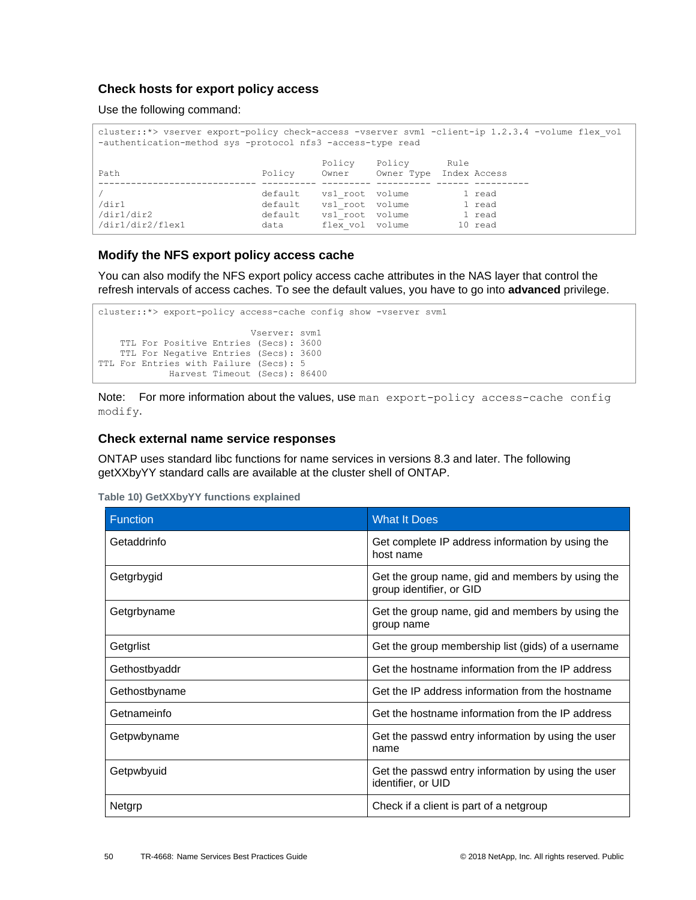### Check hosts for export policy access

Use the following command:

```
cluster::*> vserver export-policy check-access -vserver svm1 -client-ip 1.2.3.4 -volume flex_vol
-authentication-method sys -protocol nfs3 -access-type read

                                          Policy    Policy       Rule
Path                          Policy      Owner     Owner Type  Index Access
----------------------------- ---------- --------- ---------- ------ ----------
/                             default    vs1_root  volume          1 read
/dir1                         default    vs1_root  volume          1 read
/dir1/dir2                    default    vs1_root  volume          1 read
/dir1/dir2/flex1              data       flex_vol  volume         10 read
```

### Modify the NFS export policy access cache

You can also modify the NFS export policy access cache attributes in the NAS layer that control the refresh intervals of access caches. To see the default values, you have to go into **advanced** privilege.

```
cluster::*> export-policy access-cache config show -vserver svm1

                          Vserver: svm1
    TTL For Positive Entries (Secs): 3600
    TTL For Negative Entries (Secs): 3600
TTL For Entries with Failure (Secs): 5
             Harvest Timeout (Secs): 86400
```

Note: For more information about the values, use `man export-policy access-cache config modify`.

### Check external name service responses

ONTAP uses standard libc functions for name services in versions 8.3 and later. The following getXXbyYY standard calls are available at the cluster shell of ONTAP.

**Table 10) GetXXbyYY functions explained**

| Function | What It Does |
| --- | --- |
| Getaddrinfo | Get complete IP address information by using the host name |
| Getgrbygid | Get the group name, gid and members by using the group identifier, or GID |
| Getgrbyname | Get the group name, gid and members by using the group name |
| Getgrlist | Get the group membership list (gids) of a username |
| Gethostbyaddr | Get the hostname information from the IP address |
| Gethostbyname | Get the IP address information from the hostname |
| Getnameinfo | Get the hostname information from the IP address |
| Getpwbyname | Get the passwd entry information by using the user name |
| Getpwbyuid | Get the passwd entry information by using the user identifier, or UID |
| Netgrp | Check if a client is part of a netgroup |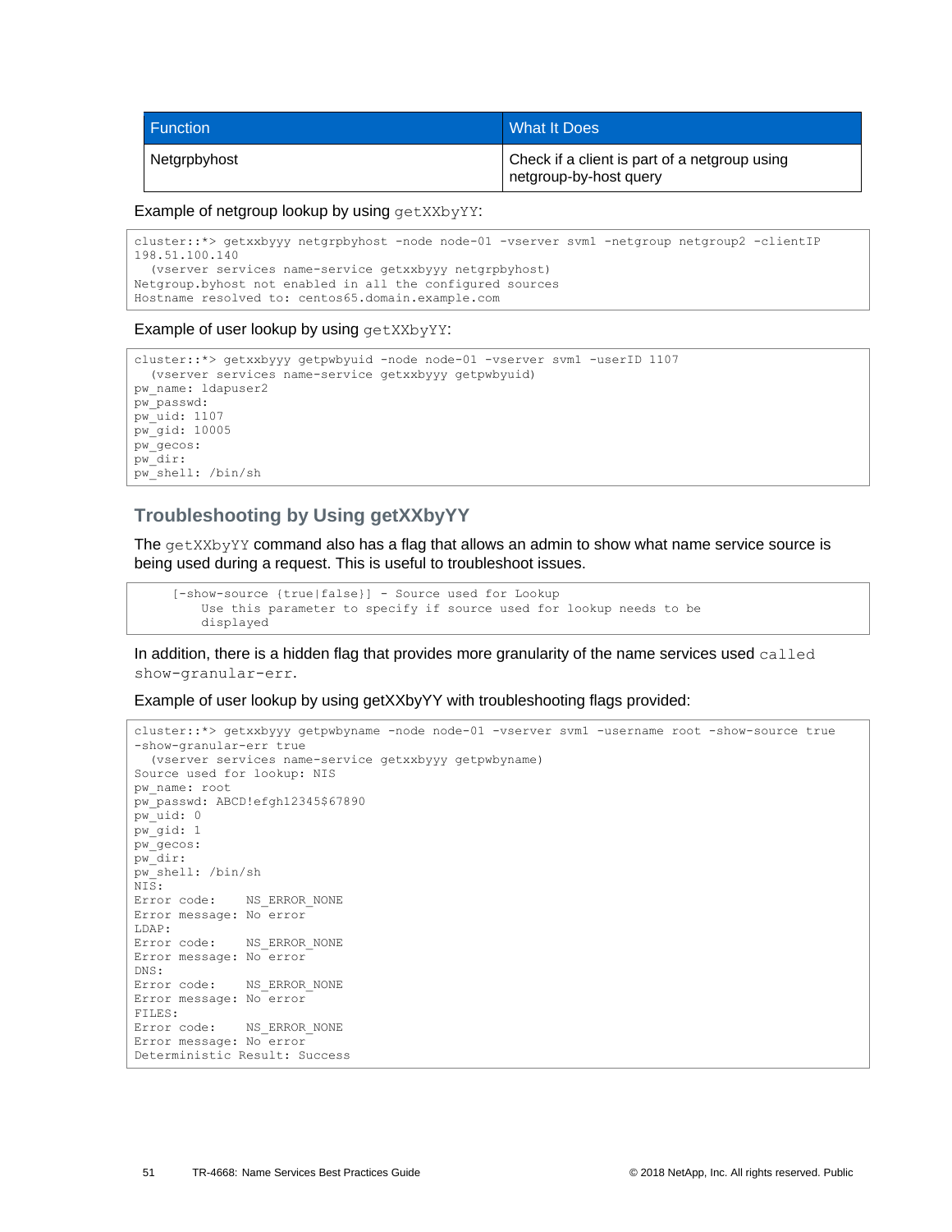| Function | What It Does |
| --- | --- |
| Netgrpbyhost | Check if a client is part of a netgroup using netgroup-by-host query |

Example of netgroup lookup by using `getXXbyYY`:

```
cluster::*> getxxbyyy netgrpbyhost -node node-01 -vserver svm1 -netgroup netgroup2 -clientIP 
198.51.100.140
  (vserver services name-service getxxbyyy netgrpbyhost)
Netgroup.byhost not enabled in all the configured sources
Hostname resolved to: centos65.domain.example.com
```

Example of user lookup by using `getXXbyYY`:

```
cluster::*> getxxbyyy getpwbyuid -node node-01 -vserver svm1 -userID 1107
  (vserver services name-service getxxbyyy getpwbyuid)
pw_name: ldapuser2
pw_passwd:
pw_uid: 1107
pw_gid: 10005
pw_gecos:
pw_dir:
pw_shell: /bin/sh
```

## Troubleshooting by Using getXXbyYY

The `getXXbyYY` command also has a flag that allows an admin to show what name service source is being used during a request. This is useful to troubleshoot issues.

```
     [-show-source {true|false}] - Source used for Lookup
         Use this parameter to specify if source used for lookup needs to be
         displayed
```

In addition, there is a hidden flag that provides more granularity of the name services used `called show-granular-err`.

Example of user lookup by using getXXbyYY with troubleshooting flags provided:

```
cluster::*> getxxbyyy getpwbyname -node node-01 -vserver svm1 -username root -show-source true 
-show-granular-err true
  (vserver services name-service getxxbyyy getpwbyname)
Source used for lookup: NIS
pw_name: root
pw_passwd: ABCD!efgh12345$67890
pw_uid: 0
pw_gid: 1
pw_gecos:
pw_dir:
pw_shell: /bin/sh
NIS:
Error code:    NS_ERROR_NONE
Error message: No error
LDAP:
Error code:    NS_ERROR_NONE
Error message: No error
DNS:
Error code:    NS_ERROR_NONE
Error message: No error
FILES:
Error code:    NS_ERROR_NONE
Error message: No error
Deterministic Result: Success
```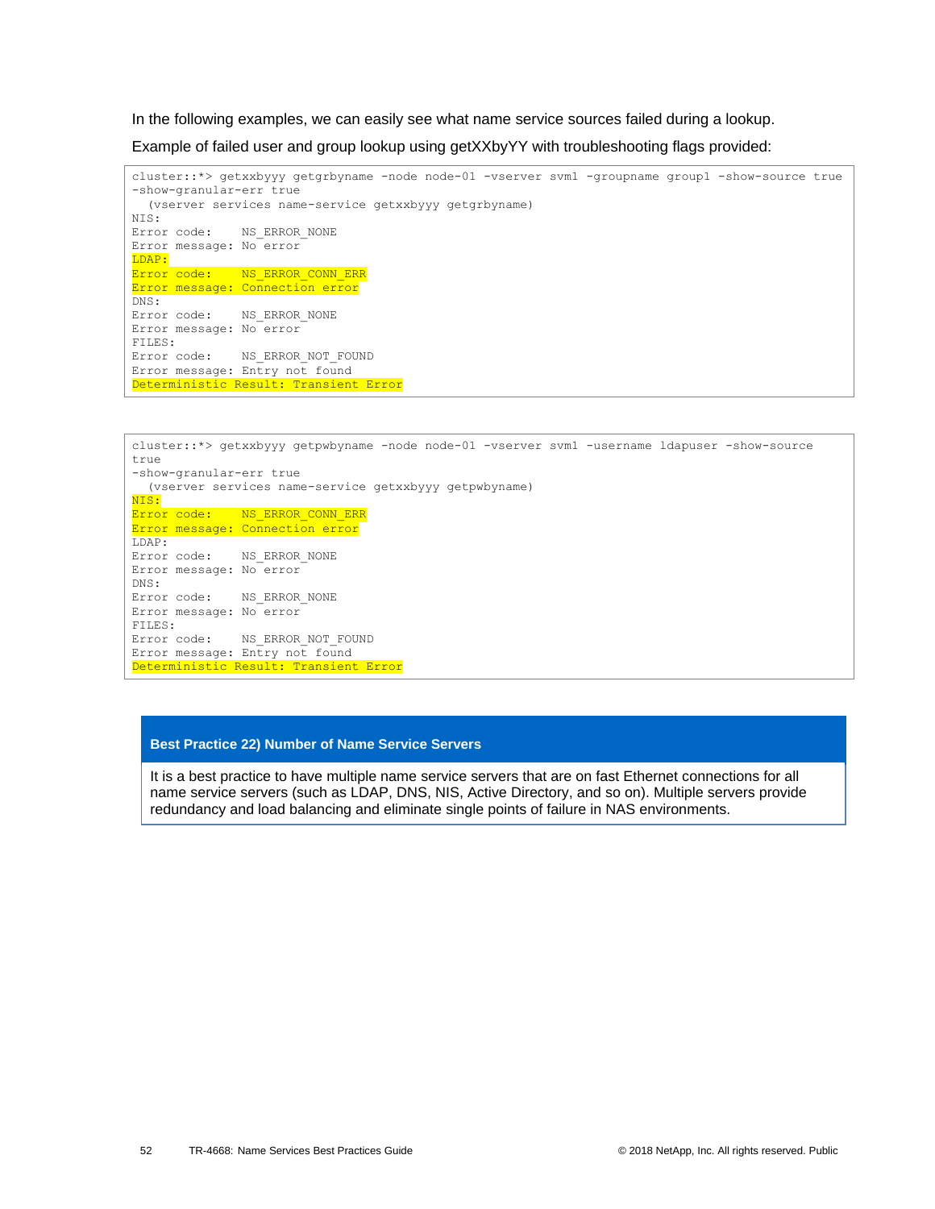In the following examples, we can easily see what name service sources failed during a lookup.

Example of failed user and group lookup using getXXbyYY with troubleshooting flags provided:

```
cluster::*> getxxbyyy getgrbyname -node node-01 -vserver svm1 -groupname group1 -show-source true
-show-granular-err true
  (vserver services name-service getxxbyyy getgrbyname)
NIS:
Error code:     NS_ERROR_NONE
Error message: No error
LDAP:
Error code:     NS_ERROR_CONN_ERR
Error message: Connection error
DNS:
Error code:     NS_ERROR_NONE
Error message: No error
FILES:
Error code:     NS_ERROR_NOT_FOUND
Error message: Entry not found
Deterministic Result: Transient Error
```

```
cluster::*> getxxbyyy getpwbyname -node node-01 -vserver svm1 -username ldapuser -show-source
true
-show-granular-err true
  (vserver services name-service getxxbyyy getpwbyname)
NIS:
Error code:     NS_ERROR_CONN_ERR
Error message: Connection error
LDAP:
Error code:     NS_ERROR_NONE
Error message: No error
DNS:
Error code:     NS_ERROR_NONE
Error message: No error
FILES:
Error code:     NS_ERROR_NOT_FOUND
Error message: Entry not found
Deterministic Result: Transient Error
```

**Best Practice 22) Number of Name Service Servers**

It is a best practice to have multiple name service servers that are on fast Ethernet connections for all name service servers (such as LDAP, DNS, NIS, Active Directory, and so on). Multiple servers provide redundancy and load balancing and eliminate single points of failure in NAS environments.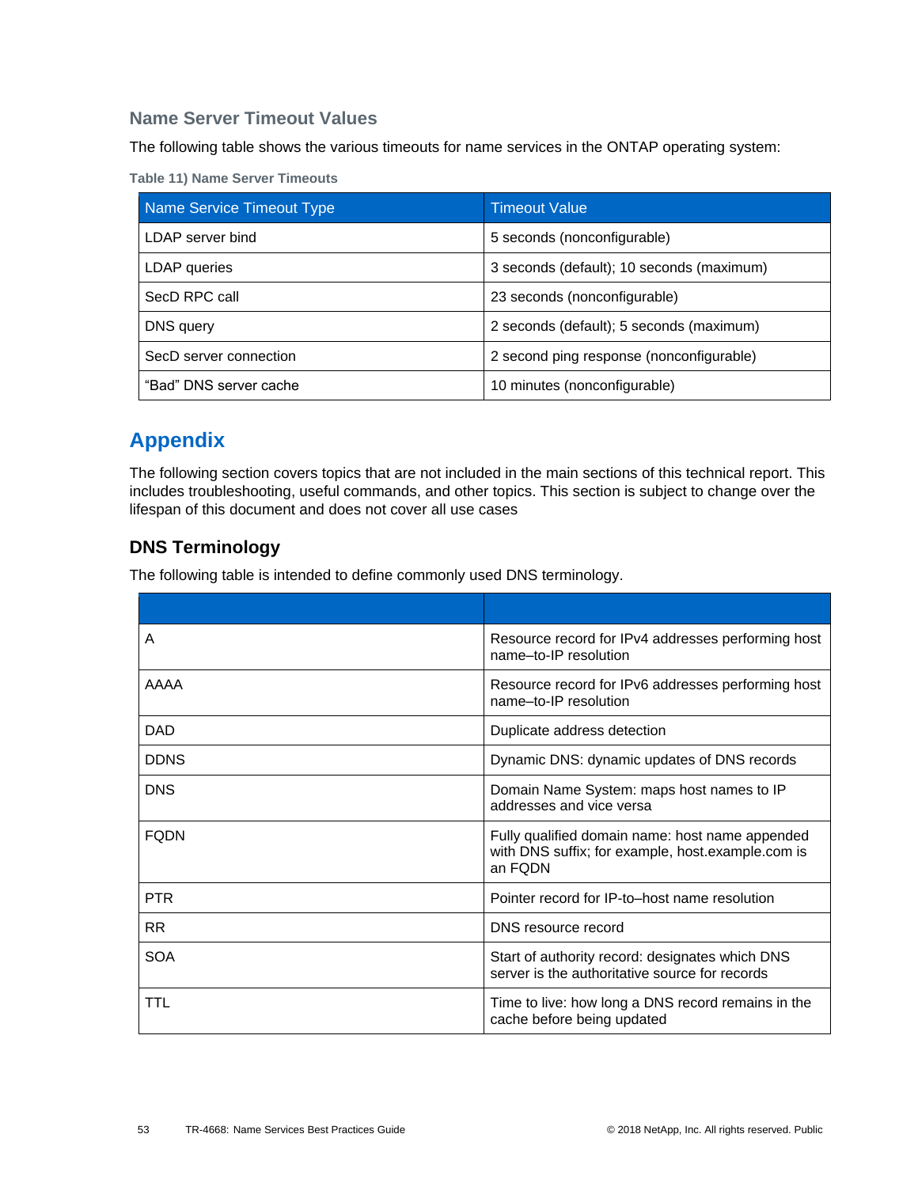### Name Server Timeout Values

The following table shows the various timeouts for name services in the ONTAP operating system:

**Table 11) Name Server Timeouts**

| Name Service Timeout Type | Timeout Value |
| --- | --- |
| LDAP server bind | 5 seconds (nonconfigurable) |
| LDAP queries | 3 seconds (default); 10 seconds (maximum) |
| SecD RPC call | 23 seconds (nonconfigurable) |
| DNS query | 2 seconds (default); 5 seconds (maximum) |
| SecD server connection | 2 second ping response (nonconfigurable) |
| “Bad” DNS server cache | 10 minutes (nonconfigurable) |

## Appendix

The following section covers topics that are not included in the main sections of this technical report. This includes troubleshooting, useful commands, and other topics. This section is subject to change over the lifespan of this document and does not cover all use cases

### DNS Terminology

The following table is intended to define commonly used DNS terminology.

| | |
| --- | --- |
| A | Resource record for IPv4 addresses performing host name–to-IP resolution |
| AAAA | Resource record for IPv6 addresses performing host name–to-IP resolution |
| DAD | Duplicate address detection |
| DDNS | Dynamic DNS: dynamic updates of DNS records |
| DNS | Domain Name System: maps host names to IP addresses and vice versa |
| FQDN | Fully qualified domain name: host name appended with DNS suffix; for example, host.example.com is an FQDN |
| PTR | Pointer record for IP-to–host name resolution |
| RR | DNS resource record |
| SOA | Start of authority record: designates which DNS server is the authoritative source for records |
| TTL | Time to live: how long a DNS record remains in the cache before being updated |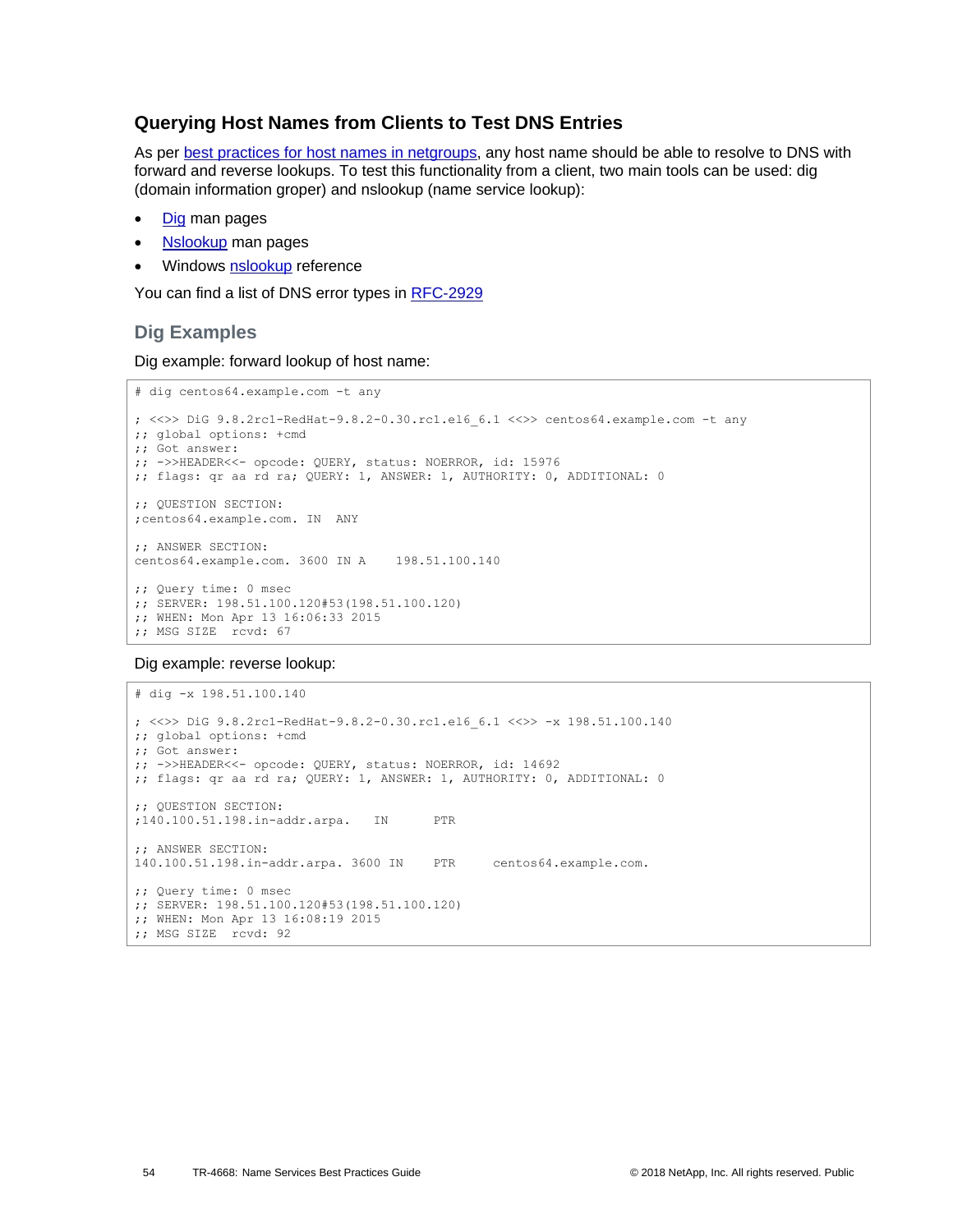## Querying Host Names from Clients to Test DNS Entries

As per best practices for host names in netgroups, any host name should be able to resolve to DNS with forward and reverse lookups. To test this functionality from a client, two main tools can be used: dig (domain information groper) and nslookup (name service lookup):

- Dig man pages
- Nslookup man pages
- Windows nslookup reference

You can find a list of DNS error types in RFC-2929

### Dig Examples

Dig example: forward lookup of host name:

```
# dig centos64.example.com -t any

; <<>> DiG 9.8.2rc1-RedHat-9.8.2-0.30.rc1.el6_6.1 <<>> centos64.example.com -t any
;; global options: +cmd
;; Got answer:
;; ->>HEADER<<- opcode: QUERY, status: NOERROR, id: 15976
;; flags: qr aa rd ra; QUERY: 1, ANSWER: 1, AUTHORITY: 0, ADDITIONAL: 0

;; QUESTION SECTION:
;centos64.example.com. IN  ANY

;; ANSWER SECTION:
centos64.example.com. 3600  IN A    198.51.100.140

;; Query time: 0 msec
;; SERVER: 198.51.100.120#53(198.51.100.120)
;; WHEN: Mon Apr 13 16:06:33 2015
;; MSG SIZE  rcvd: 67
```

Dig example: reverse lookup:

```
# dig -x 198.51.100.140

; <<>> DiG 9.8.2rc1-RedHat-9.8.2-0.30.rc1.el6_6.1 <<>> -x 198.51.100.140
;; global options: +cmd
;; Got answer:
;; ->>HEADER<<- opcode: QUERY, status: NOERROR, id: 14692
;; flags: qr aa rd ra; QUERY: 1, ANSWER: 1, AUTHORITY: 0, ADDITIONAL: 0

;; QUESTION SECTION:
;140.100.51.198.in-addr.arpa.   IN      PTR

;; ANSWER SECTION:
140.100.51.198.in-addr.arpa. 3600 IN    PTR     centos64.example.com.

;; Query time: 0 msec
;; SERVER: 198.51.100.120#53(198.51.100.120)
;; WHEN: Mon Apr 13 16:08:19 2015
;; MSG SIZE  rcvd: 92
```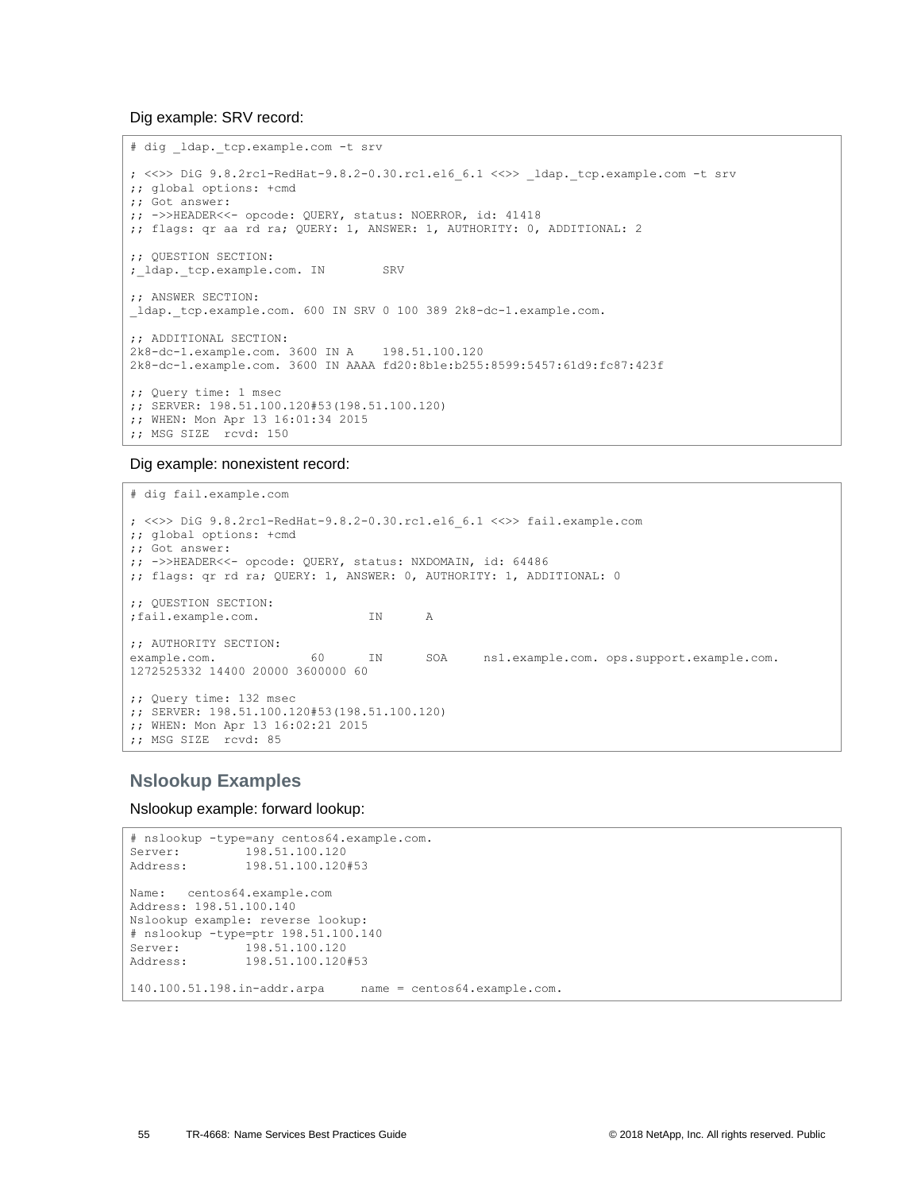Dig example: SRV record:

```
# dig _ldap._tcp.example.com -t srv

; <<>> DiG 9.8.2rc1-RedHat-9.8.2-0.30.rc1.el6_6.1 <<>> _ldap._tcp.example.com -t srv
;; global options: +cmd
;; Got answer:
;; ->>HEADER<<- opcode: QUERY, status: NOERROR, id: 41418
;; flags: qr aa rd ra; QUERY: 1, ANSWER: 1, AUTHORITY: 0, ADDITIONAL: 2

;; QUESTION SECTION:
;_ldap._tcp.example.com. IN        SRV

;; ANSWER SECTION:
_ldap._tcp.example.com. 600 IN SRV 0 100 389 2k8-dc-1.example.com.

;; ADDITIONAL SECTION:
2k8-dc-1.example.com. 3600 IN A    198.51.100.120
2k8-dc-1.example.com. 3600 IN AAAA fd20:8b1e:b255:8599:5457:61d9:fc87:423f

;; Query time: 1 msec
;; SERVER: 198.51.100.120#53(198.51.100.120)
;; WHEN: Mon Apr 13 16:01:34 2015
;; MSG SIZE  rcvd: 150
```

Dig example: nonexistent record:

```
# dig fail.example.com

; <<>> DiG 9.8.2rc1-RedHat-9.8.2-0.30.rc1.el6_6.1 <<>> fail.example.com
;; global options: +cmd
;; Got answer:
;; ->>HEADER<<- opcode: QUERY, status: NXDOMAIN, id: 64486
;; flags: qr rd ra; QUERY: 1, ANSWER: 0, AUTHORITY: 1, ADDITIONAL: 0

;; QUESTION SECTION:
;fail.example.com.              IN      A

;; AUTHORITY SECTION:
example.com.            60      IN      SOA     ns1.example.com. ops.support.example.com.
1272525332 14400 20000 3600000 60

;; Query time: 132 msec
;; SERVER: 198.51.100.120#53(198.51.100.120)
;; WHEN: Mon Apr 13 16:02:21 2015
;; MSG SIZE  rcvd: 85
```

## Nslookup Examples

Nslookup example: forward lookup:

```
# nslookup -type=any centos64.example.com.
Server:         198.51.100.120
Address:        198.51.100.120#53

Name:   centos64.example.com
Address: 198.51.100.140
Nslookup example: reverse lookup:
# nslookup -type=ptr 198.51.100.140
Server:         198.51.100.120
Address:        198.51.100.120#53

140.100.51.198.in-addr.arpa     name = centos64.example.com.
```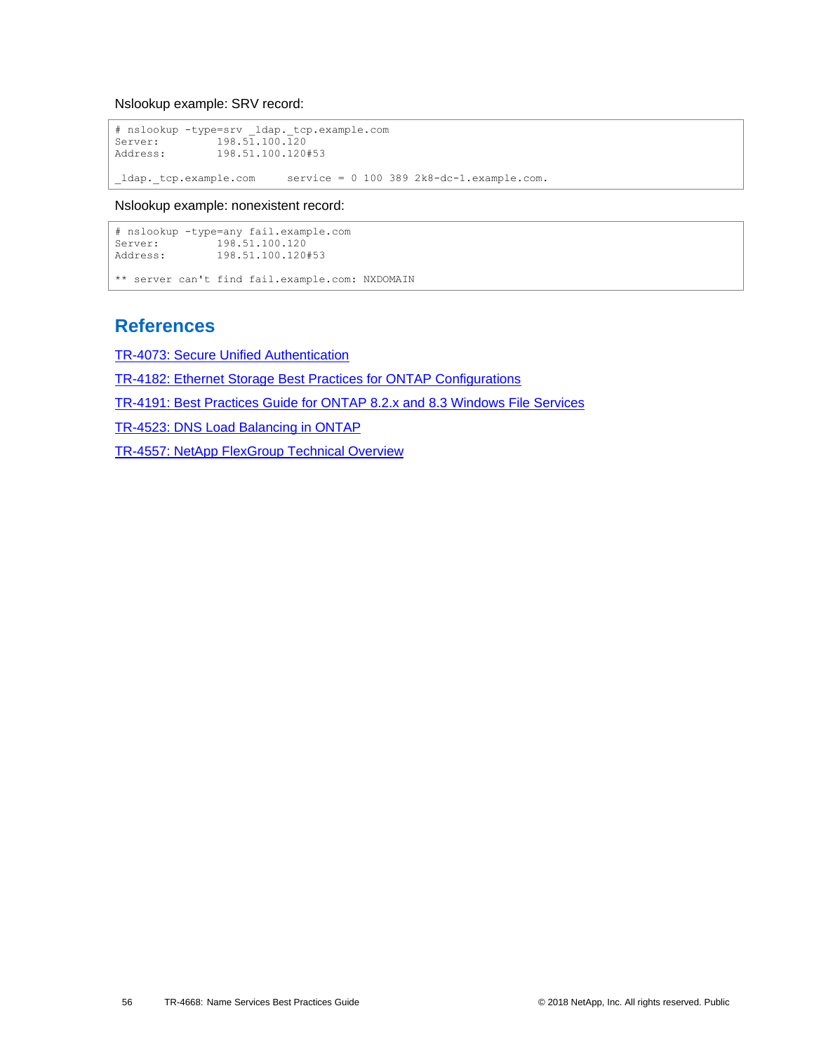Nslookup example: SRV record:

```
# nslookup -type=srv _ldap._tcp.example.com
Server:         198.51.100.120
Address:        198.51.100.120#53

_ldap._tcp.example.com     service = 0 100 389 2k8-dc-1.example.com.
```

Nslookup example: nonexistent record:

```
# nslookup -type=any fail.example.com
Server:         198.51.100.120
Address:        198.51.100.120#53

** server can't find fail.example.com: NXDOMAIN
```

# References

TR-4073: Secure Unified Authentication

TR-4182: Ethernet Storage Best Practices for ONTAP Configurations

TR-4191: Best Practices Guide for ONTAP 8.2.x and 8.3 Windows File Services

TR-4523: DNS Load Balancing in ONTAP

TR-4557: NetApp FlexGroup Technical Overview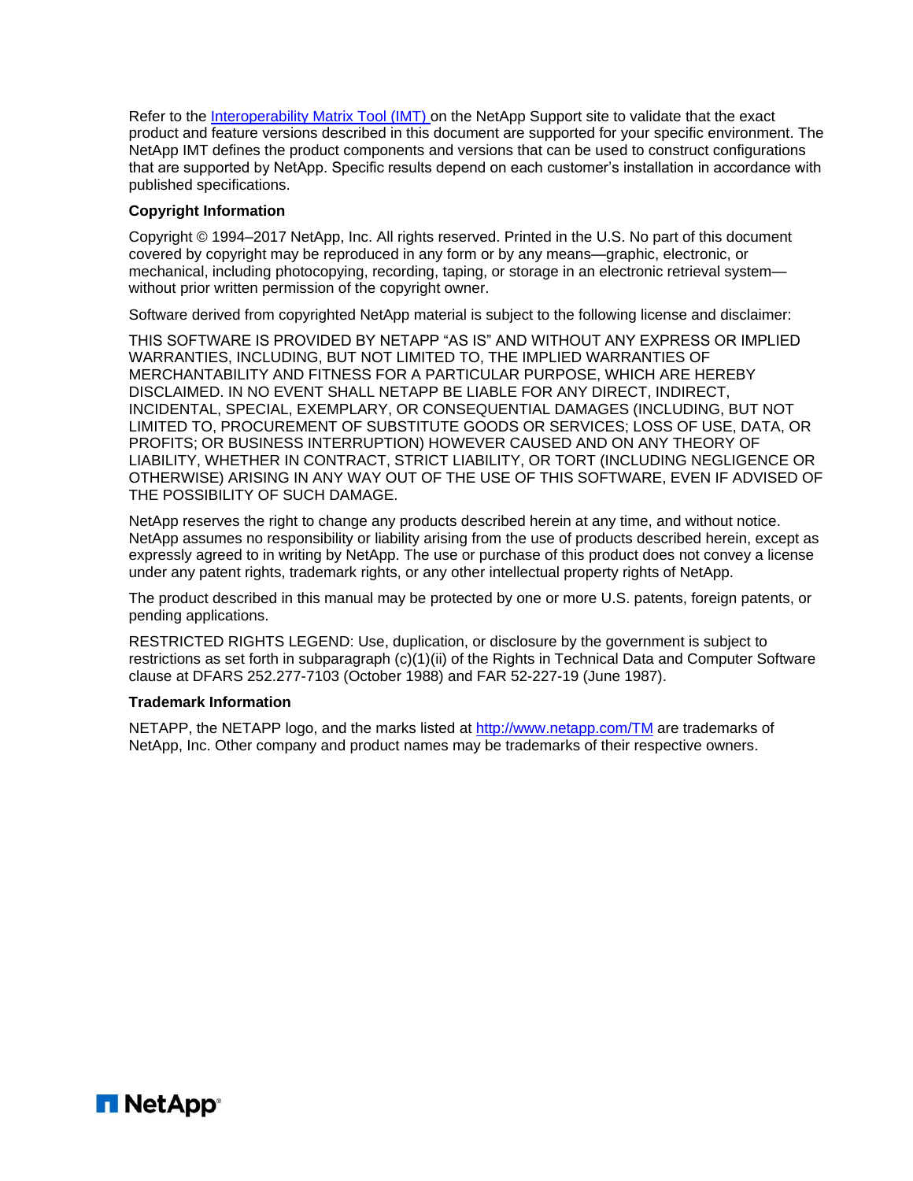Refer to the [Interoperability Matrix Tool (IMT)](Interoperability Matrix Tool (IMT)) on the NetApp Support site to validate that the exact product and feature versions described in this document are supported for your specific environment. The NetApp IMT defines the product components and versions that can be used to construct configurations that are supported by NetApp. Specific results depend on each customer's installation in accordance with published specifications.

**Copyright Information**

Copyright © 1994–2017 NetApp, Inc. All rights reserved. Printed in the U.S. No part of this document covered by copyright may be reproduced in any form or by any means—graphic, electronic, or mechanical, including photocopying, recording, taping, or storage in an electronic retrieval system—without prior written permission of the copyright owner.

Software derived from copyrighted NetApp material is subject to the following license and disclaimer:

THIS SOFTWARE IS PROVIDED BY NETAPP "AS IS" AND WITHOUT ANY EXPRESS OR IMPLIED WARRANTIES, INCLUDING, BUT NOT LIMITED TO, THE IMPLIED WARRANTIES OF MERCHANTABILITY AND FITNESS FOR A PARTICULAR PURPOSE, WHICH ARE HEREBY DISCLAIMED. IN NO EVENT SHALL NETAPP BE LIABLE FOR ANY DIRECT, INDIRECT, INCIDENTAL, SPECIAL, EXEMPLARY, OR CONSEQUENTIAL DAMAGES (INCLUDING, BUT NOT LIMITED TO, PROCUREMENT OF SUBSTITUTE GOODS OR SERVICES; LOSS OF USE, DATA, OR PROFITS; OR BUSINESS INTERRUPTION) HOWEVER CAUSED AND ON ANY THEORY OF LIABILITY, WHETHER IN CONTRACT, STRICT LIABILITY, OR TORT (INCLUDING NEGLIGENCE OR OTHERWISE) ARISING IN ANY WAY OUT OF THE USE OF THIS SOFTWARE, EVEN IF ADVISED OF THE POSSIBILITY OF SUCH DAMAGE.

NetApp reserves the right to change any products described herein at any time, and without notice. NetApp assumes no responsibility or liability arising from the use of products described herein, except as expressly agreed to in writing by NetApp. The use or purchase of this product does not convey a license under any patent rights, trademark rights, or any other intellectual property rights of NetApp.

The product described in this manual may be protected by one or more U.S. patents, foreign patents, or pending applications.

RESTRICTED RIGHTS LEGEND: Use, duplication, or disclosure by the government is subject to restrictions as set forth in subparagraph (c)(1)(ii) of the Rights in Technical Data and Computer Software clause at DFARS 252.277-7103 (October 1988) and FAR 52-227-19 (June 1987).

**Trademark Information**

NETAPP, the NETAPP logo, and the marks listed at http://www.netapp.com/TM are trademarks of NetApp, Inc. Other company and product names may be trademarks of their respective owners.

NetApp